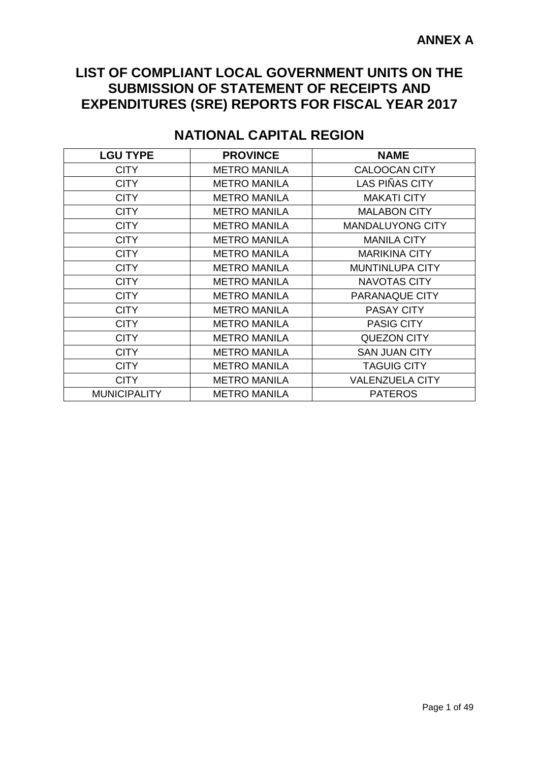**ANNEX A**

# LIST OF COMPLIANT LOCAL GOVERNMENT UNITS ON THE SUBMISSION OF STATEMENT OF RECEIPTS AND EXPENDITURES (SRE) REPORTS FOR FISCAL YEAR 2017

## NATIONAL CAPITAL REGION

| LGU TYPE | PROVINCE | NAME |
|---|---|---|
| CITY | METRO MANILA | CALOOCAN CITY |
| CITY | METRO MANILA | LAS PIÑAS CITY |
| CITY | METRO MANILA | MAKATI CITY |
| CITY | METRO MANILA | MALABON CITY |
| CITY | METRO MANILA | MANDALUYONG CITY |
| CITY | METRO MANILA | MANILA CITY |
| CITY | METRO MANILA | MARIKINA CITY |
| CITY | METRO MANILA | MUNTINLUPA CITY |
| CITY | METRO MANILA | NAVOTAS CITY |
| CITY | METRO MANILA | PARANAQUE CITY |
| CITY | METRO MANILA | PASAY CITY |
| CITY | METRO MANILA | PASIG CITY |
| CITY | METRO MANILA | QUEZON CITY |
| CITY | METRO MANILA | SAN JUAN CITY |
| CITY | METRO MANILA | TAGUIG CITY |
| CITY | METRO MANILA | VALENZUELA CITY |
| MUNICIPALITY | METRO MANILA | PATEROS |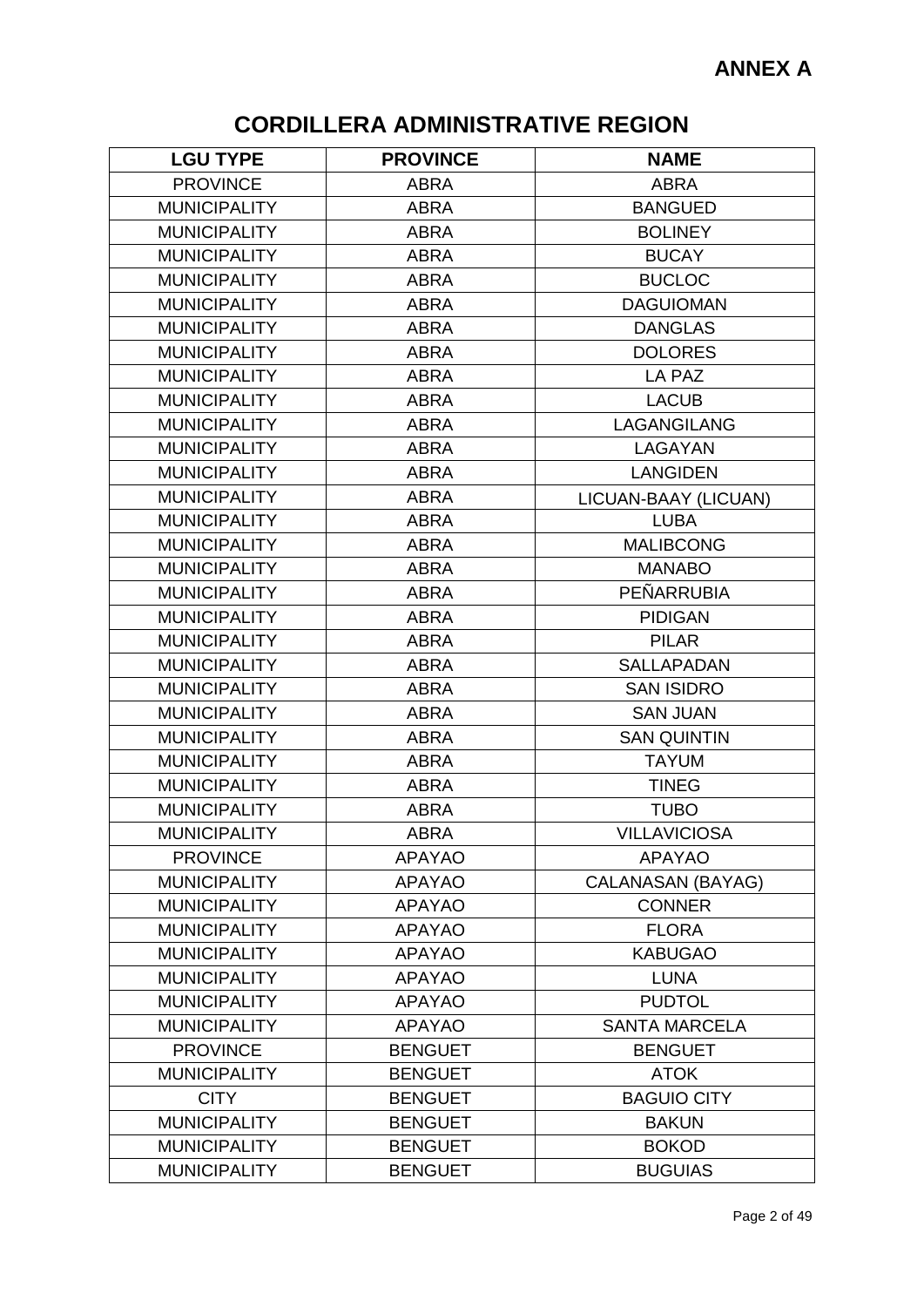**ANNEX A**

# CORDILLERA ADMINISTRATIVE REGION

| LGU TYPE | PROVINCE | NAME |
|---|---|---|
| PROVINCE | ABRA | ABRA |
| MUNICIPALITY | ABRA | BANGUED |
| MUNICIPALITY | ABRA | BOLINEY |
| MUNICIPALITY | ABRA | BUCAY |
| MUNICIPALITY | ABRA | BUCLOC |
| MUNICIPALITY | ABRA | DAGUIOMAN |
| MUNICIPALITY | ABRA | DANGLAS |
| MUNICIPALITY | ABRA | DOLORES |
| MUNICIPALITY | ABRA | LA PAZ |
| MUNICIPALITY | ABRA | LACUB |
| MUNICIPALITY | ABRA | LAGANGILANG |
| MUNICIPALITY | ABRA | LAGAYAN |
| MUNICIPALITY | ABRA | LANGIDEN |
| MUNICIPALITY | ABRA | LICUAN-BAAY (LICUAN) |
| MUNICIPALITY | ABRA | LUBA |
| MUNICIPALITY | ABRA | MALIBCONG |
| MUNICIPALITY | ABRA | MANABO |
| MUNICIPALITY | ABRA | PEÑARRUBIA |
| MUNICIPALITY | ABRA | PIDIGAN |
| MUNICIPALITY | ABRA | PILAR |
| MUNICIPALITY | ABRA | SALLAPADAN |
| MUNICIPALITY | ABRA | SAN ISIDRO |
| MUNICIPALITY | ABRA | SAN JUAN |
| MUNICIPALITY | ABRA | SAN QUINTIN |
| MUNICIPALITY | ABRA | TAYUM |
| MUNICIPALITY | ABRA | TINEG |
| MUNICIPALITY | ABRA | TUBO |
| MUNICIPALITY | ABRA | VILLAVICIOSA |
| PROVINCE | APAYAO | APAYAO |
| MUNICIPALITY | APAYAO | CALANASAN (BAYAG) |
| MUNICIPALITY | APAYAO | CONNER |
| MUNICIPALITY | APAYAO | FLORA |
| MUNICIPALITY | APAYAO | KABUGAO |
| MUNICIPALITY | APAYAO | LUNA |
| MUNICIPALITY | APAYAO | PUDTOL |
| MUNICIPALITY | APAYAO | SANTA MARCELA |
| PROVINCE | BENGUET | BENGUET |
| MUNICIPALITY | BENGUET | ATOK |
| CITY | BENGUET | BAGUIO CITY |
| MUNICIPALITY | BENGUET | BAKUN |
| MUNICIPALITY | BENGUET | BOKOD |
| MUNICIPALITY | BENGUET | BUGUIAS |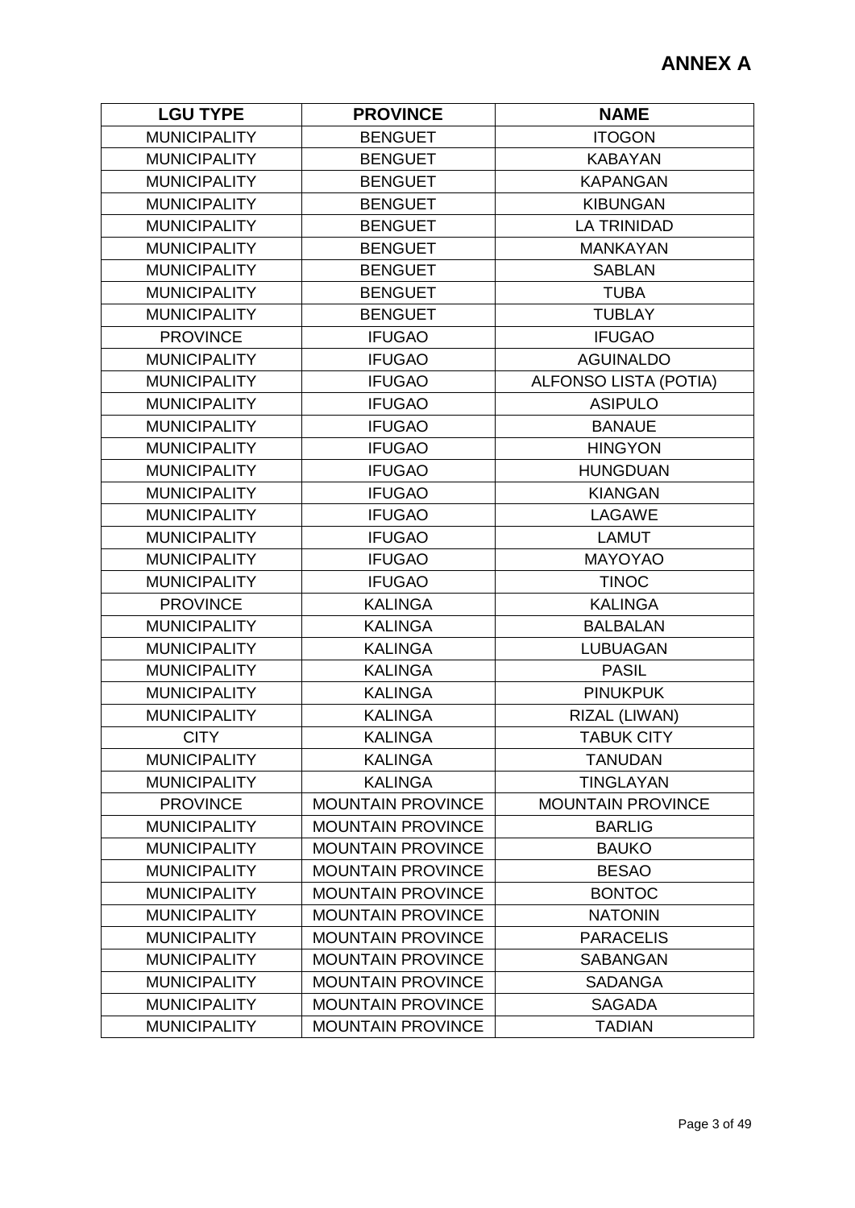# ANNEX A

| LGU TYPE | PROVINCE | NAME |
|---|---|---|
| MUNICIPALITY | BENGUET | ITOGON |
| MUNICIPALITY | BENGUET | KABAYAN |
| MUNICIPALITY | BENGUET | KAPANGAN |
| MUNICIPALITY | BENGUET | KIBUNGAN |
| MUNICIPALITY | BENGUET | LA TRINIDAD |
| MUNICIPALITY | BENGUET | MANKAYAN |
| MUNICIPALITY | BENGUET | SABLAN |
| MUNICIPALITY | BENGUET | TUBA |
| MUNICIPALITY | BENGUET | TUBLAY |
| PROVINCE | IFUGAO | IFUGAO |
| MUNICIPALITY | IFUGAO | AGUINALDO |
| MUNICIPALITY | IFUGAO | ALFONSO LISTA (POTIA) |
| MUNICIPALITY | IFUGAO | ASIPULO |
| MUNICIPALITY | IFUGAO | BANAUE |
| MUNICIPALITY | IFUGAO | HINGYON |
| MUNICIPALITY | IFUGAO | HUNGDUAN |
| MUNICIPALITY | IFUGAO | KIANGAN |
| MUNICIPALITY | IFUGAO | LAGAWE |
| MUNICIPALITY | IFUGAO | LAMUT |
| MUNICIPALITY | IFUGAO | MAYOYAO |
| MUNICIPALITY | IFUGAO | TINOC |
| PROVINCE | KALINGA | KALINGA |
| MUNICIPALITY | KALINGA | BALBALAN |
| MUNICIPALITY | KALINGA | LUBUAGAN |
| MUNICIPALITY | KALINGA | PASIL |
| MUNICIPALITY | KALINGA | PINUKPUK |
| MUNICIPALITY | KALINGA | RIZAL (LIWAN) |
| CITY | KALINGA | TABUK CITY |
| MUNICIPALITY | KALINGA | TANUDAN |
| MUNICIPALITY | KALINGA | TINGLAYAN |
| PROVINCE | MOUNTAIN PROVINCE | MOUNTAIN PROVINCE |
| MUNICIPALITY | MOUNTAIN PROVINCE | BARLIG |
| MUNICIPALITY | MOUNTAIN PROVINCE | BAUKO |
| MUNICIPALITY | MOUNTAIN PROVINCE | BESAO |
| MUNICIPALITY | MOUNTAIN PROVINCE | BONTOC |
| MUNICIPALITY | MOUNTAIN PROVINCE | NATONIN |
| MUNICIPALITY | MOUNTAIN PROVINCE | PARACELIS |
| MUNICIPALITY | MOUNTAIN PROVINCE | SABANGAN |
| MUNICIPALITY | MOUNTAIN PROVINCE | SADANGA |
| MUNICIPALITY | MOUNTAIN PROVINCE | SAGADA |
| MUNICIPALITY | MOUNTAIN PROVINCE | TADIAN |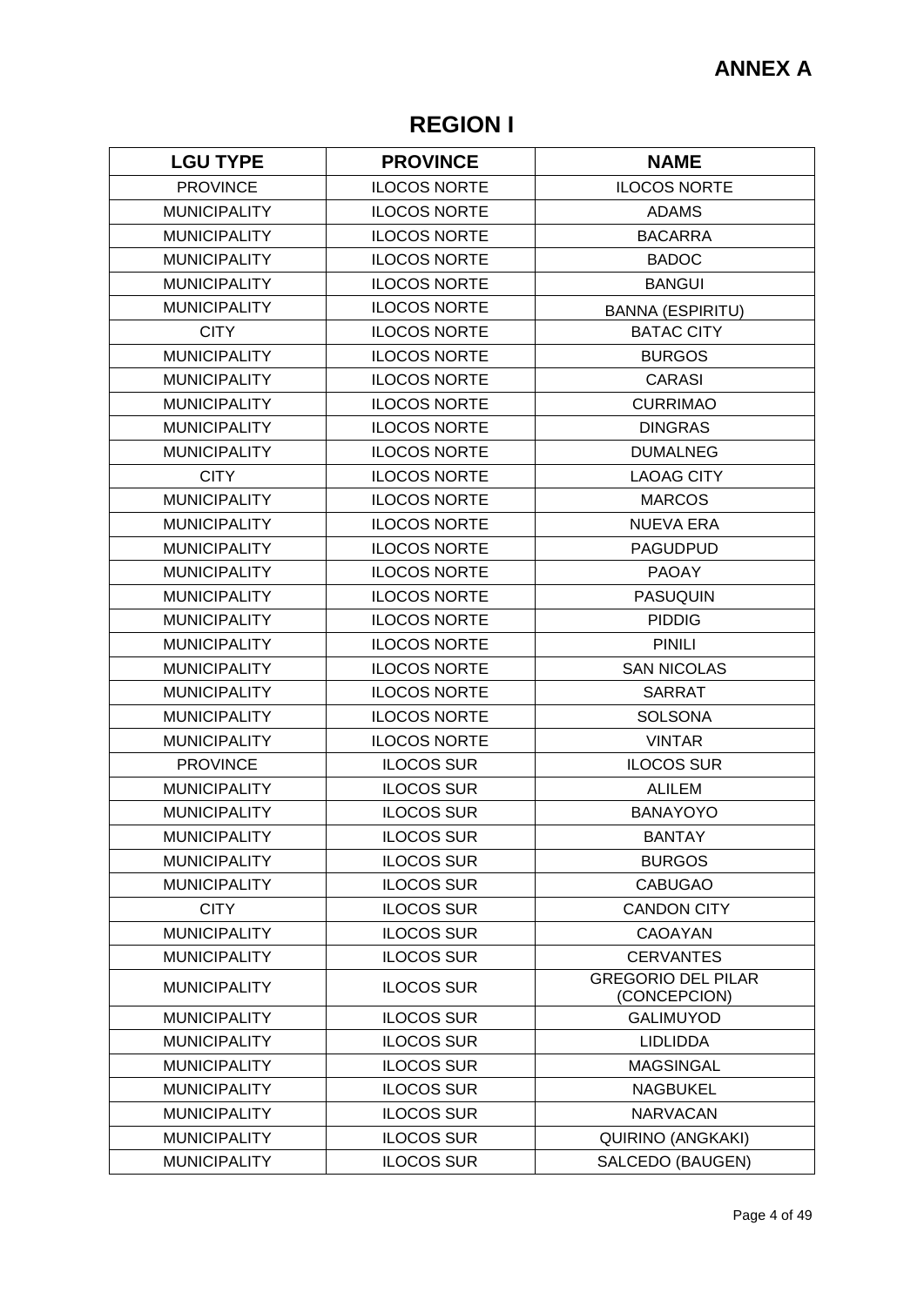# ANNEX A

## REGION I

| LGU TYPE | PROVINCE | NAME |
|---|---|---|
| PROVINCE | ILOCOS NORTE | ILOCOS NORTE |
| MUNICIPALITY | ILOCOS NORTE | ADAMS |
| MUNICIPALITY | ILOCOS NORTE | BACARRA |
| MUNICIPALITY | ILOCOS NORTE | BADOC |
| MUNICIPALITY | ILOCOS NORTE | BANGUI |
| MUNICIPALITY | ILOCOS NORTE | BANNA (ESPIRITU) |
| CITY | ILOCOS NORTE | BATAC CITY |
| MUNICIPALITY | ILOCOS NORTE | BURGOS |
| MUNICIPALITY | ILOCOS NORTE | CARASI |
| MUNICIPALITY | ILOCOS NORTE | CURRIMAO |
| MUNICIPALITY | ILOCOS NORTE | DINGRAS |
| MUNICIPALITY | ILOCOS NORTE | DUMALNEG |
| CITY | ILOCOS NORTE | LAOAG CITY |
| MUNICIPALITY | ILOCOS NORTE | MARCOS |
| MUNICIPALITY | ILOCOS NORTE | NUEVA ERA |
| MUNICIPALITY | ILOCOS NORTE | PAGUDPUD |
| MUNICIPALITY | ILOCOS NORTE | PAOAY |
| MUNICIPALITY | ILOCOS NORTE | PASUQUIN |
| MUNICIPALITY | ILOCOS NORTE | PIDDIG |
| MUNICIPALITY | ILOCOS NORTE | PINILI |
| MUNICIPALITY | ILOCOS NORTE | SAN NICOLAS |
| MUNICIPALITY | ILOCOS NORTE | SARRAT |
| MUNICIPALITY | ILOCOS NORTE | SOLSONA |
| MUNICIPALITY | ILOCOS NORTE | VINTAR |
| PROVINCE | ILOCOS SUR | ILOCOS SUR |
| MUNICIPALITY | ILOCOS SUR | ALILEM |
| MUNICIPALITY | ILOCOS SUR | BANAYOYO |
| MUNICIPALITY | ILOCOS SUR | BANTAY |
| MUNICIPALITY | ILOCOS SUR | BURGOS |
| MUNICIPALITY | ILOCOS SUR | CABUGAO |
| CITY | ILOCOS SUR | CANDON CITY |
| MUNICIPALITY | ILOCOS SUR | CAOAYAN |
| MUNICIPALITY | ILOCOS SUR | CERVANTES |
| MUNICIPALITY | ILOCOS SUR | GREGORIO DEL PILAR (CONCEPCION) |
| MUNICIPALITY | ILOCOS SUR | GALIMUYOD |
| MUNICIPALITY | ILOCOS SUR | LIDLIDDA |
| MUNICIPALITY | ILOCOS SUR | MAGSINGAL |
| MUNICIPALITY | ILOCOS SUR | NAGBUKEL |
| MUNICIPALITY | ILOCOS SUR | NARVACAN |
| MUNICIPALITY | ILOCOS SUR | QUIRINO (ANGKAKI) |
| MUNICIPALITY | ILOCOS SUR | SALCEDO (BAUGEN) |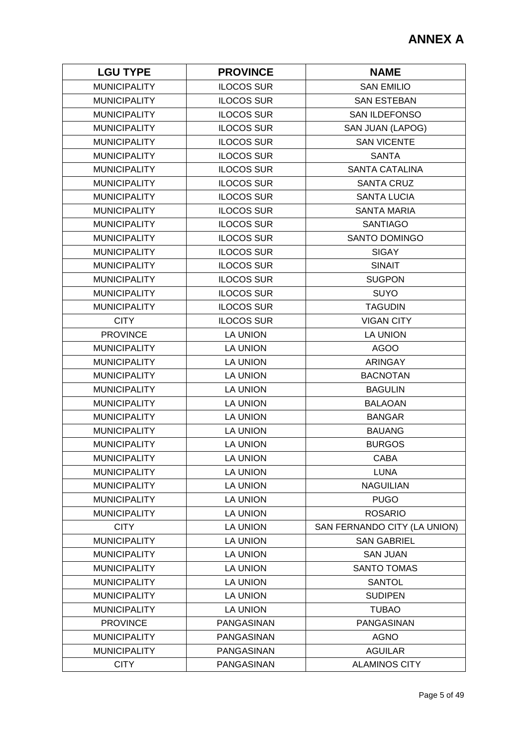# ANNEX A

| LGU TYPE | PROVINCE | NAME |
|---|---|---|
| MUNICIPALITY | ILOCOS SUR | SAN EMILIO |
| MUNICIPALITY | ILOCOS SUR | SAN ESTEBAN |
| MUNICIPALITY | ILOCOS SUR | SAN ILDEFONSO |
| MUNICIPALITY | ILOCOS SUR | SAN JUAN (LAPOG) |
| MUNICIPALITY | ILOCOS SUR | SAN VICENTE |
| MUNICIPALITY | ILOCOS SUR | SANTA |
| MUNICIPALITY | ILOCOS SUR | SANTA CATALINA |
| MUNICIPALITY | ILOCOS SUR | SANTA CRUZ |
| MUNICIPALITY | ILOCOS SUR | SANTA LUCIA |
| MUNICIPALITY | ILOCOS SUR | SANTA MARIA |
| MUNICIPALITY | ILOCOS SUR | SANTIAGO |
| MUNICIPALITY | ILOCOS SUR | SANTO DOMINGO |
| MUNICIPALITY | ILOCOS SUR | SIGAY |
| MUNICIPALITY | ILOCOS SUR | SINAIT |
| MUNICIPALITY | ILOCOS SUR | SUGPON |
| MUNICIPALITY | ILOCOS SUR | SUYO |
| MUNICIPALITY | ILOCOS SUR | TAGUDIN |
| CITY | ILOCOS SUR | VIGAN CITY |
| PROVINCE | LA UNION | LA UNION |
| MUNICIPALITY | LA UNION | AGOO |
| MUNICIPALITY | LA UNION | ARINGAY |
| MUNICIPALITY | LA UNION | BACNOTAN |
| MUNICIPALITY | LA UNION | BAGULIN |
| MUNICIPALITY | LA UNION | BALAOAN |
| MUNICIPALITY | LA UNION | BANGAR |
| MUNICIPALITY | LA UNION | BAUANG |
| MUNICIPALITY | LA UNION | BURGOS |
| MUNICIPALITY | LA UNION | CABA |
| MUNICIPALITY | LA UNION | LUNA |
| MUNICIPALITY | LA UNION | NAGUILIAN |
| MUNICIPALITY | LA UNION | PUGO |
| MUNICIPALITY | LA UNION | ROSARIO |
| CITY | LA UNION | SAN FERNANDO CITY (LA UNION) |
| MUNICIPALITY | LA UNION | SAN GABRIEL |
| MUNICIPALITY | LA UNION | SAN JUAN |
| MUNICIPALITY | LA UNION | SANTO TOMAS |
| MUNICIPALITY | LA UNION | SANTOL |
| MUNICIPALITY | LA UNION | SUDIPEN |
| MUNICIPALITY | LA UNION | TUBAO |
| PROVINCE | PANGASINAN | PANGASINAN |
| MUNICIPALITY | PANGASINAN | AGNO |
| MUNICIPALITY | PANGASINAN | AGUILAR |
| CITY | PANGASINAN | ALAMINOS CITY |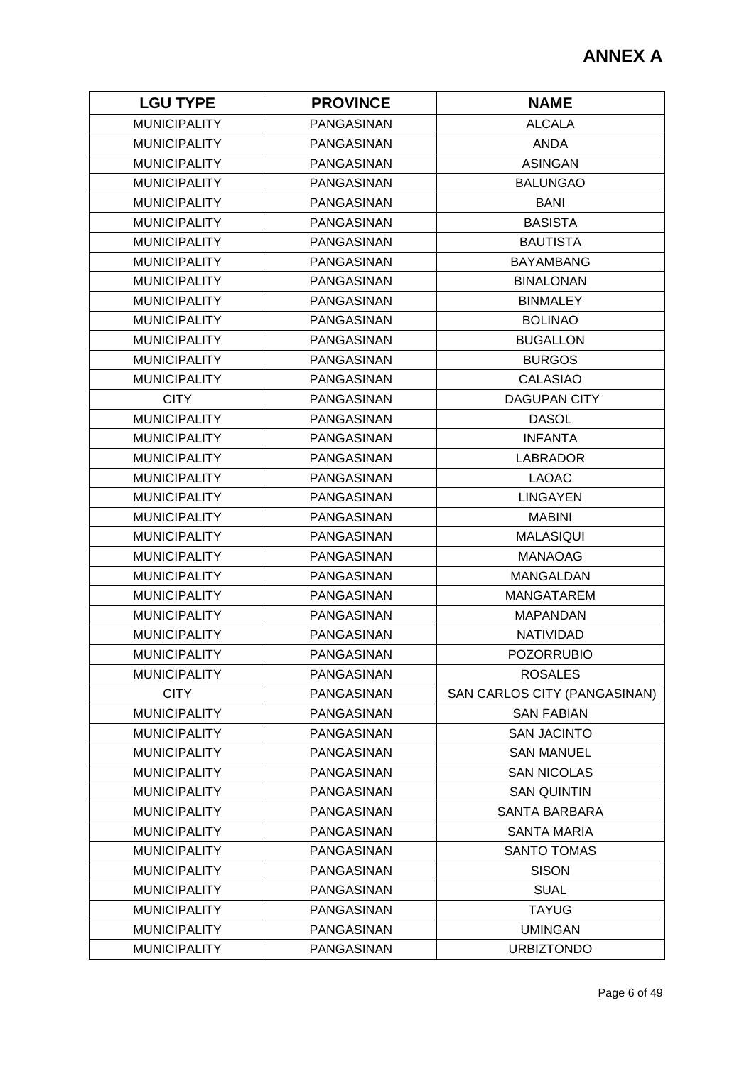# ANNEX A

| LGU TYPE | PROVINCE | NAME |
|---|---|---|
| MUNICIPALITY | PANGASINAN | ALCALA |
| MUNICIPALITY | PANGASINAN | ANDA |
| MUNICIPALITY | PANGASINAN | ASINGAN |
| MUNICIPALITY | PANGASINAN | BALUNGAO |
| MUNICIPALITY | PANGASINAN | BANI |
| MUNICIPALITY | PANGASINAN | BASISTA |
| MUNICIPALITY | PANGASINAN | BAUTISTA |
| MUNICIPALITY | PANGASINAN | BAYAMBANG |
| MUNICIPALITY | PANGASINAN | BINALONAN |
| MUNICIPALITY | PANGASINAN | BINMALEY |
| MUNICIPALITY | PANGASINAN | BOLINAO |
| MUNICIPALITY | PANGASINAN | BUGALLON |
| MUNICIPALITY | PANGASINAN | BURGOS |
| MUNICIPALITY | PANGASINAN | CALASIAO |
| CITY | PANGASINAN | DAGUPAN CITY |
| MUNICIPALITY | PANGASINAN | DASOL |
| MUNICIPALITY | PANGASINAN | INFANTA |
| MUNICIPALITY | PANGASINAN | LABRADOR |
| MUNICIPALITY | PANGASINAN | LAOAC |
| MUNICIPALITY | PANGASINAN | LINGAYEN |
| MUNICIPALITY | PANGASINAN | MABINI |
| MUNICIPALITY | PANGASINAN | MALASIQUI |
| MUNICIPALITY | PANGASINAN | MANAOAG |
| MUNICIPALITY | PANGASINAN | MANGALDAN |
| MUNICIPALITY | PANGASINAN | MANGATAREM |
| MUNICIPALITY | PANGASINAN | MAPANDAN |
| MUNICIPALITY | PANGASINAN | NATIVIDAD |
| MUNICIPALITY | PANGASINAN | POZORRUBIO |
| MUNICIPALITY | PANGASINAN | ROSALES |
| CITY | PANGASINAN | SAN CARLOS CITY (PANGASINAN) |
| MUNICIPALITY | PANGASINAN | SAN FABIAN |
| MUNICIPALITY | PANGASINAN | SAN JACINTO |
| MUNICIPALITY | PANGASINAN | SAN MANUEL |
| MUNICIPALITY | PANGASINAN | SAN NICOLAS |
| MUNICIPALITY | PANGASINAN | SAN QUINTIN |
| MUNICIPALITY | PANGASINAN | SANTA BARBARA |
| MUNICIPALITY | PANGASINAN | SANTA MARIA |
| MUNICIPALITY | PANGASINAN | SANTO TOMAS |
| MUNICIPALITY | PANGASINAN | SISON |
| MUNICIPALITY | PANGASINAN | SUAL |
| MUNICIPALITY | PANGASINAN | TAYUG |
| MUNICIPALITY | PANGASINAN | UMINGAN |
| MUNICIPALITY | PANGASINAN | URBIZTONDO |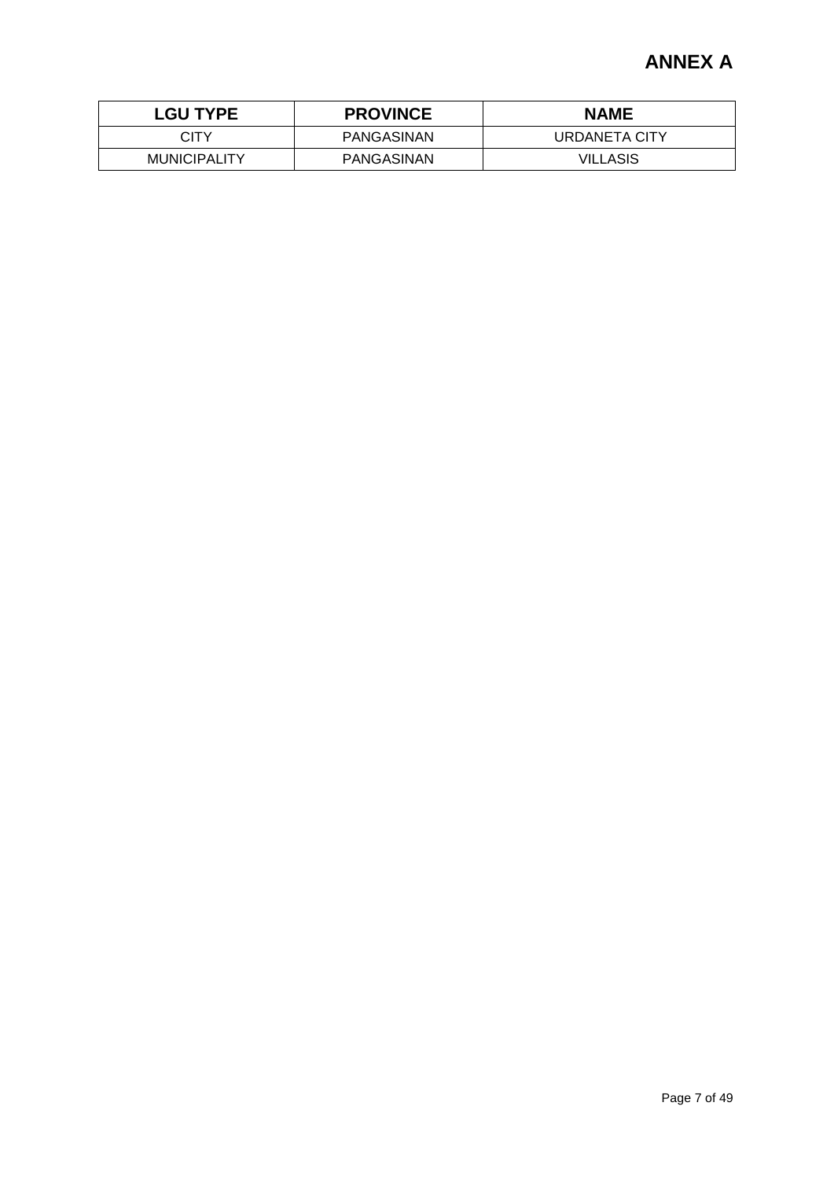# ANNEX A

| LGU TYPE | PROVINCE | NAME |
|---|---|---|
| CITY | PANGASINAN | URDANETA CITY |
| MUNICIPALITY | PANGASINAN | VILLASIS |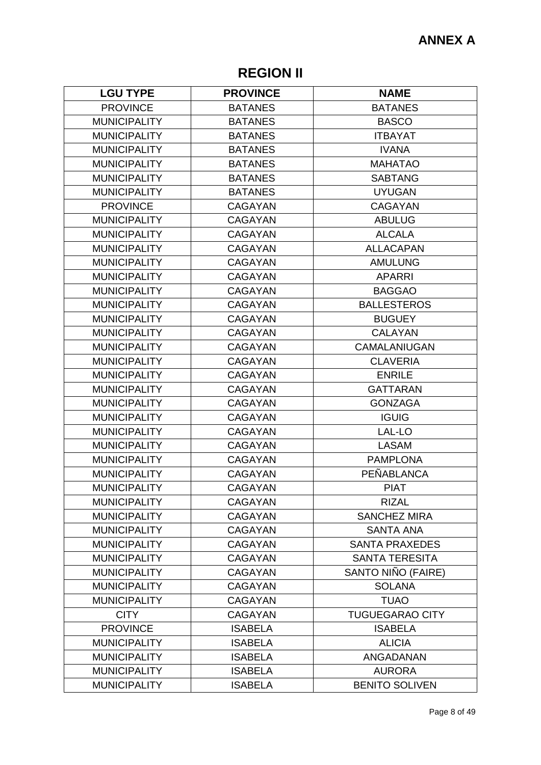**ANNEX A**

## REGION II

| LGU TYPE | PROVINCE | NAME |
|---|---|---|
| PROVINCE | BATANES | BATANES |
| MUNICIPALITY | BATANES | BASCO |
| MUNICIPALITY | BATANES | ITBAYAT |
| MUNICIPALITY | BATANES | IVANA |
| MUNICIPALITY | BATANES | MAHATAO |
| MUNICIPALITY | BATANES | SABTANG |
| MUNICIPALITY | BATANES | UYUGAN |
| PROVINCE | CAGAYAN | CAGAYAN |
| MUNICIPALITY | CAGAYAN | ABULUG |
| MUNICIPALITY | CAGAYAN | ALCALA |
| MUNICIPALITY | CAGAYAN | ALLACAPAN |
| MUNICIPALITY | CAGAYAN | AMULUNG |
| MUNICIPALITY | CAGAYAN | APARRI |
| MUNICIPALITY | CAGAYAN | BAGGAO |
| MUNICIPALITY | CAGAYAN | BALLESTEROS |
| MUNICIPALITY | CAGAYAN | BUGUEY |
| MUNICIPALITY | CAGAYAN | CALAYAN |
| MUNICIPALITY | CAGAYAN | CAMALANIUGAN |
| MUNICIPALITY | CAGAYAN | CLAVERIA |
| MUNICIPALITY | CAGAYAN | ENRILE |
| MUNICIPALITY | CAGAYAN | GATTARAN |
| MUNICIPALITY | CAGAYAN | GONZAGA |
| MUNICIPALITY | CAGAYAN | IGUIG |
| MUNICIPALITY | CAGAYAN | LAL-LO |
| MUNICIPALITY | CAGAYAN | LASAM |
| MUNICIPALITY | CAGAYAN | PAMPLONA |
| MUNICIPALITY | CAGAYAN | PEÑABLANCA |
| MUNICIPALITY | CAGAYAN | PIAT |
| MUNICIPALITY | CAGAYAN | RIZAL |
| MUNICIPALITY | CAGAYAN | SANCHEZ MIRA |
| MUNICIPALITY | CAGAYAN | SANTA ANA |
| MUNICIPALITY | CAGAYAN | SANTA PRAXEDES |
| MUNICIPALITY | CAGAYAN | SANTA TERESITA |
| MUNICIPALITY | CAGAYAN | SANTO NIÑO (FAIRE) |
| MUNICIPALITY | CAGAYAN | SOLANA |
| MUNICIPALITY | CAGAYAN | TUAO |
| CITY | CAGAYAN | TUGUEGARAO CITY |
| PROVINCE | ISABELA | ISABELA |
| MUNICIPALITY | ISABELA | ALICIA |
| MUNICIPALITY | ISABELA | ANGADANAN |
| MUNICIPALITY | ISABELA | AURORA |
| MUNICIPALITY | ISABELA | BENITO SOLIVEN |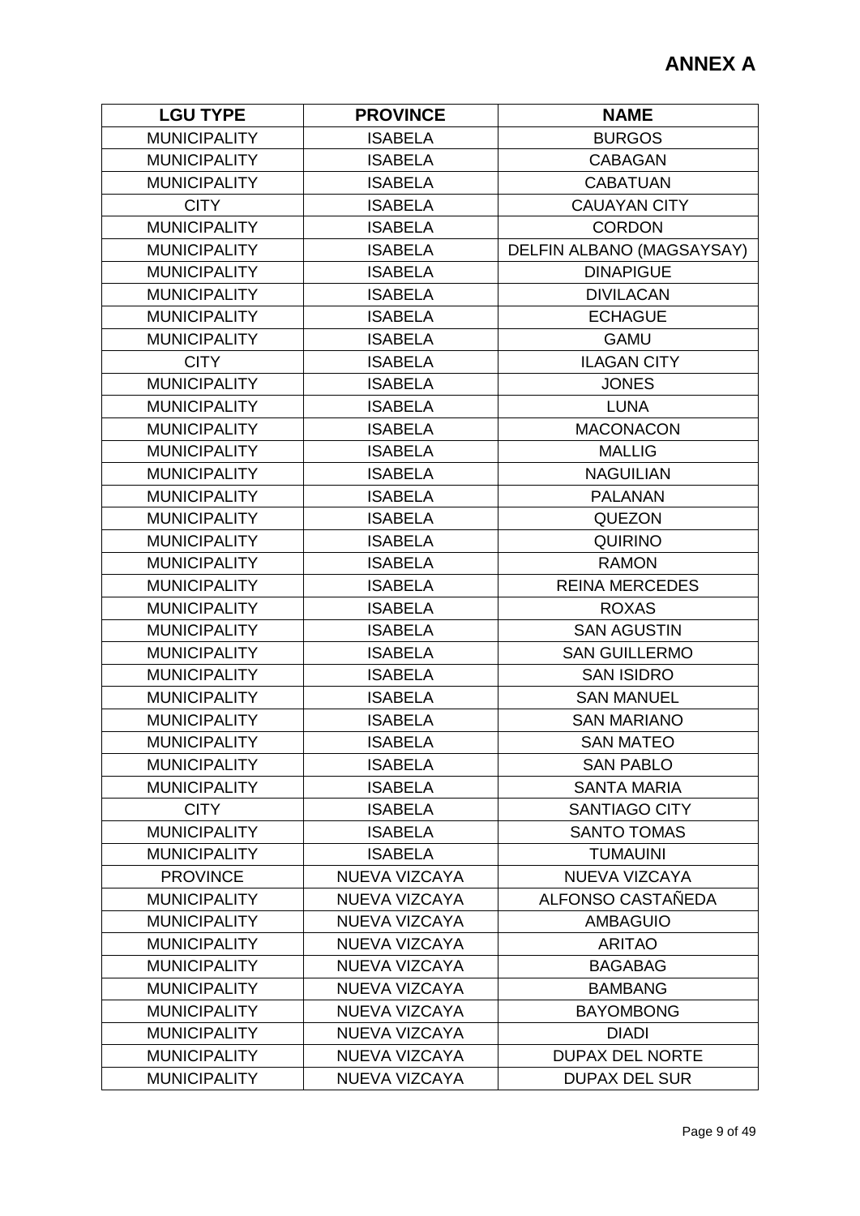## ANNEX A

| LGU TYPE | PROVINCE | NAME |
|---|---|---|
| MUNICIPALITY | ISABELA | BURGOS |
| MUNICIPALITY | ISABELA | CABAGAN |
| MUNICIPALITY | ISABELA | CABATUAN |
| CITY | ISABELA | CAUAYAN CITY |
| MUNICIPALITY | ISABELA | CORDON |
| MUNICIPALITY | ISABELA | DELFIN ALBANO (MAGSAYSAY) |
| MUNICIPALITY | ISABELA | DINAPIGUE |
| MUNICIPALITY | ISABELA | DIVILACAN |
| MUNICIPALITY | ISABELA | ECHAGUE |
| MUNICIPALITY | ISABELA | GAMU |
| CITY | ISABELA | ILAGAN CITY |
| MUNICIPALITY | ISABELA | JONES |
| MUNICIPALITY | ISABELA | LUNA |
| MUNICIPALITY | ISABELA | MACONACON |
| MUNICIPALITY | ISABELA | MALLIG |
| MUNICIPALITY | ISABELA | NAGUILIAN |
| MUNICIPALITY | ISABELA | PALANAN |
| MUNICIPALITY | ISABELA | QUEZON |
| MUNICIPALITY | ISABELA | QUIRINO |
| MUNICIPALITY | ISABELA | RAMON |
| MUNICIPALITY | ISABELA | REINA MERCEDES |
| MUNICIPALITY | ISABELA | ROXAS |
| MUNICIPALITY | ISABELA | SAN AGUSTIN |
| MUNICIPALITY | ISABELA | SAN GUILLERMO |
| MUNICIPALITY | ISABELA | SAN ISIDRO |
| MUNICIPALITY | ISABELA | SAN MANUEL |
| MUNICIPALITY | ISABELA | SAN MARIANO |
| MUNICIPALITY | ISABELA | SAN MATEO |
| MUNICIPALITY | ISABELA | SAN PABLO |
| MUNICIPALITY | ISABELA | SANTA MARIA |
| CITY | ISABELA | SANTIAGO CITY |
| MUNICIPALITY | ISABELA | SANTO TOMAS |
| MUNICIPALITY | ISABELA | TUMAUINI |
| PROVINCE | NUEVA VIZCAYA | NUEVA VIZCAYA |
| MUNICIPALITY | NUEVA VIZCAYA | ALFONSO CASTAÑEDA |
| MUNICIPALITY | NUEVA VIZCAYA | AMBAGUIO |
| MUNICIPALITY | NUEVA VIZCAYA | ARITAO |
| MUNICIPALITY | NUEVA VIZCAYA | BAGABAG |
| MUNICIPALITY | NUEVA VIZCAYA | BAMBANG |
| MUNICIPALITY | NUEVA VIZCAYA | BAYOMBONG |
| MUNICIPALITY | NUEVA VIZCAYA | DIADI |
| MUNICIPALITY | NUEVA VIZCAYA | DUPAX DEL NORTE |
| MUNICIPALITY | NUEVA VIZCAYA | DUPAX DEL SUR |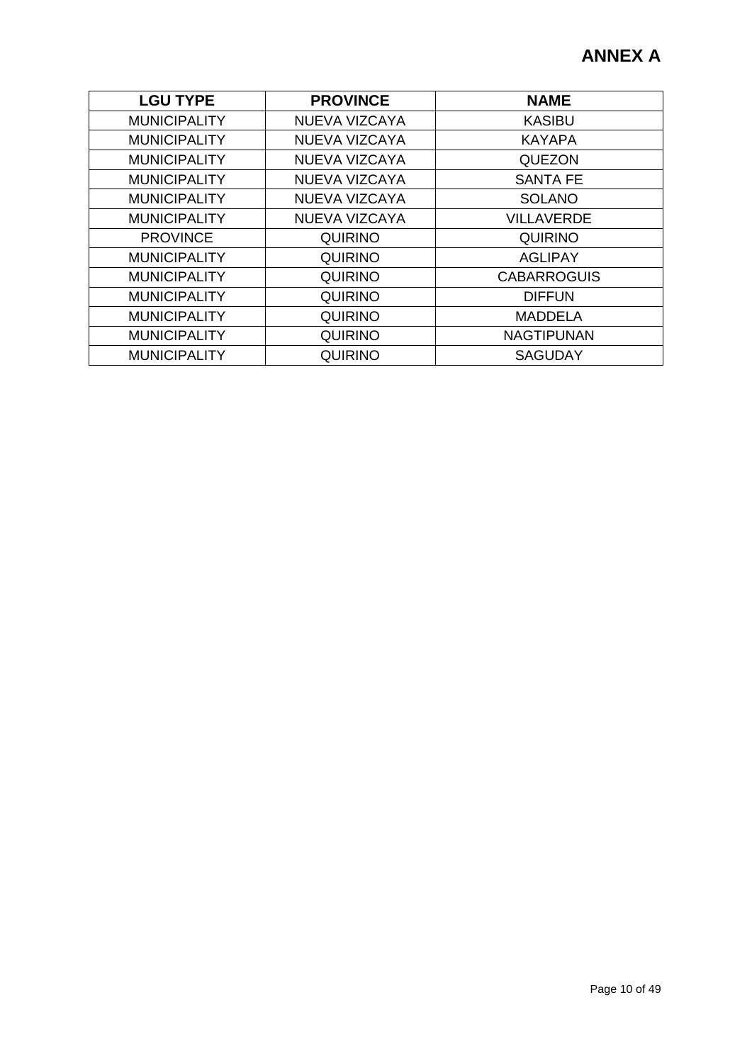# ANNEX A

| LGU TYPE | PROVINCE | NAME |
|---|---|---|
| MUNICIPALITY | NUEVA VIZCAYA | KASIBU |
| MUNICIPALITY | NUEVA VIZCAYA | KAYAPA |
| MUNICIPALITY | NUEVA VIZCAYA | QUEZON |
| MUNICIPALITY | NUEVA VIZCAYA | SANTA FE |
| MUNICIPALITY | NUEVA VIZCAYA | SOLANO |
| MUNICIPALITY | NUEVA VIZCAYA | VILLAVERDE |
| PROVINCE | QUIRINO | QUIRINO |
| MUNICIPALITY | QUIRINO | AGLIPAY |
| MUNICIPALITY | QUIRINO | CABARROGUIS |
| MUNICIPALITY | QUIRINO | DIFFUN |
| MUNICIPALITY | QUIRINO | MADDELA |
| MUNICIPALITY | QUIRINO | NAGTIPUNAN |
| MUNICIPALITY | QUIRINO | SAGUDAY |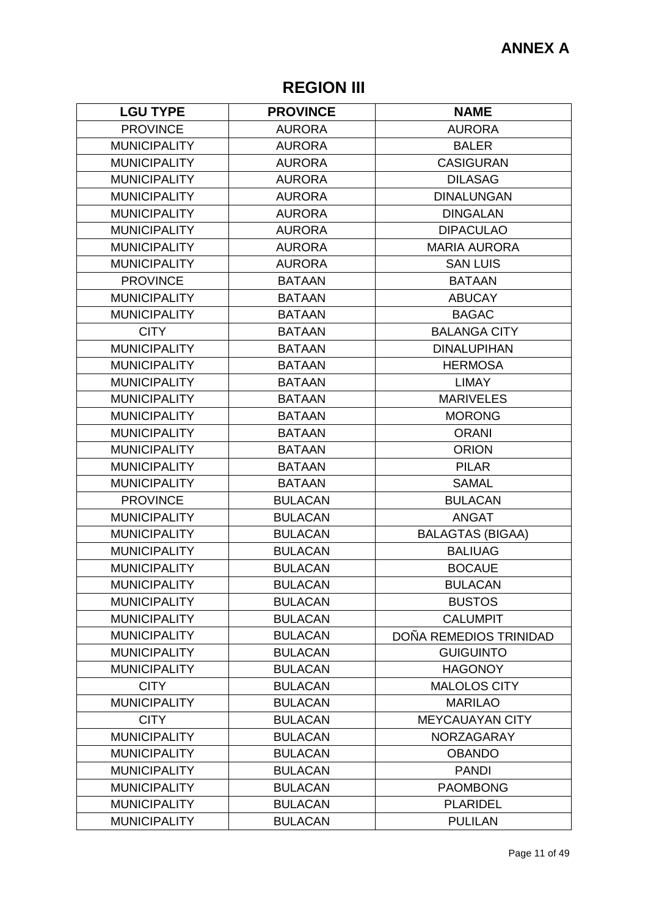**ANNEX A**

## REGION III

| LGU TYPE | PROVINCE | NAME |
|---|---|---|
| PROVINCE | AURORA | AURORA |
| MUNICIPALITY | AURORA | BALER |
| MUNICIPALITY | AURORA | CASIGURAN |
| MUNICIPALITY | AURORA | DILASAG |
| MUNICIPALITY | AURORA | DINALUNGAN |
| MUNICIPALITY | AURORA | DINGALAN |
| MUNICIPALITY | AURORA | DIPACULAO |
| MUNICIPALITY | AURORA | MARIA AURORA |
| MUNICIPALITY | AURORA | SAN LUIS |
| PROVINCE | BATAAN | BATAAN |
| MUNICIPALITY | BATAAN | ABUCAY |
| MUNICIPALITY | BATAAN | BAGAC |
| CITY | BATAAN | BALANGA CITY |
| MUNICIPALITY | BATAAN | DINALUPIHAN |
| MUNICIPALITY | BATAAN | HERMOSA |
| MUNICIPALITY | BATAAN | LIMAY |
| MUNICIPALITY | BATAAN | MARIVELES |
| MUNICIPALITY | BATAAN | MORONG |
| MUNICIPALITY | BATAAN | ORANI |
| MUNICIPALITY | BATAAN | ORION |
| MUNICIPALITY | BATAAN | PILAR |
| MUNICIPALITY | BATAAN | SAMAL |
| PROVINCE | BULACAN | BULACAN |
| MUNICIPALITY | BULACAN | ANGAT |
| MUNICIPALITY | BULACAN | BALAGTAS (BIGAA) |
| MUNICIPALITY | BULACAN | BALIUAG |
| MUNICIPALITY | BULACAN | BOCAUE |
| MUNICIPALITY | BULACAN | BULACAN |
| MUNICIPALITY | BULACAN | BUSTOS |
| MUNICIPALITY | BULACAN | CALUMPIT |
| MUNICIPALITY | BULACAN | DOÑA REMEDIOS TRINIDAD |
| MUNICIPALITY | BULACAN | GUIGUINTO |
| MUNICIPALITY | BULACAN | HAGONOY |
| CITY | BULACAN | MALOLOS CITY |
| MUNICIPALITY | BULACAN | MARILAO |
| CITY | BULACAN | MEYCAUAYAN CITY |
| MUNICIPALITY | BULACAN | NORZAGARAY |
| MUNICIPALITY | BULACAN | OBANDO |
| MUNICIPALITY | BULACAN | PANDI |
| MUNICIPALITY | BULACAN | PAOMBONG |
| MUNICIPALITY | BULACAN | PLARIDEL |
| MUNICIPALITY | BULACAN | PULILAN |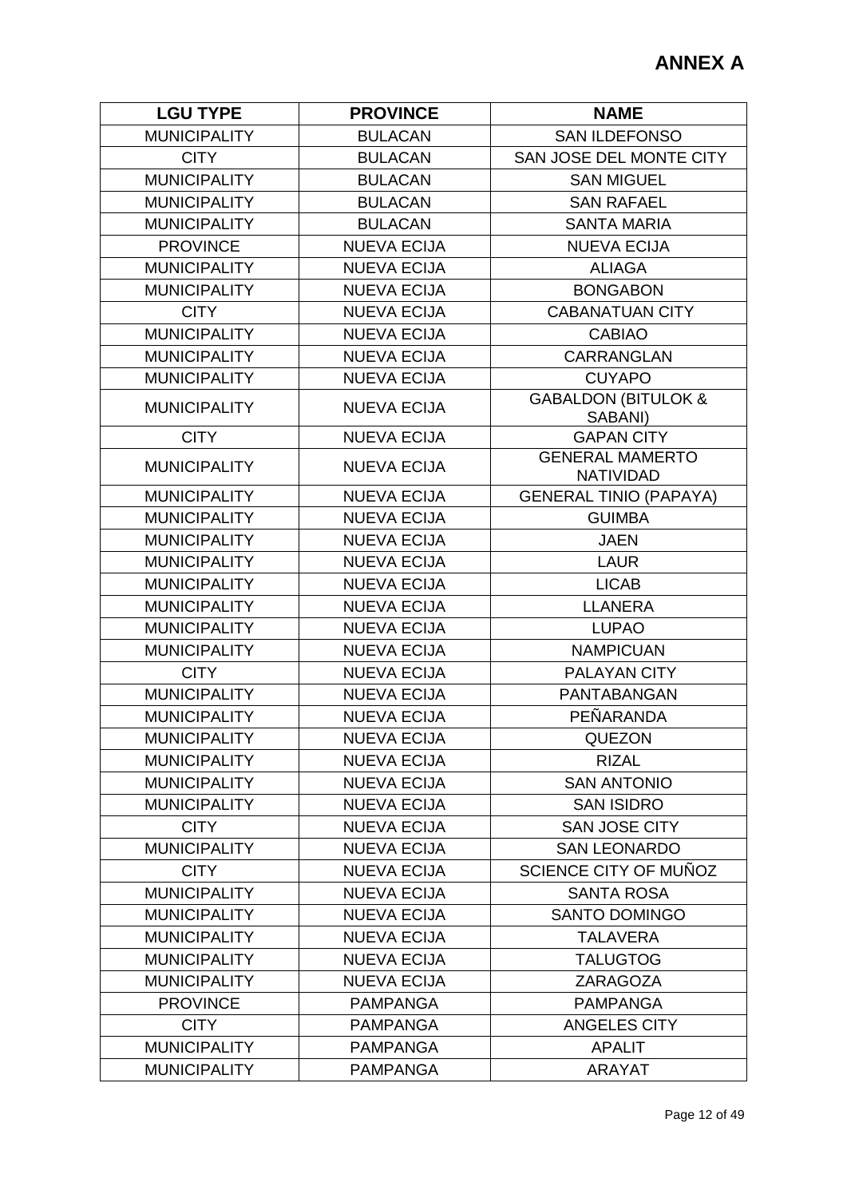# ANNEX A

| LGU TYPE | PROVINCE | NAME |
| --- | --- | --- |
| MUNICIPALITY | BULACAN | SAN ILDEFONSO |
| CITY | BULACAN | SAN JOSE DEL MONTE CITY |
| MUNICIPALITY | BULACAN | SAN MIGUEL |
| MUNICIPALITY | BULACAN | SAN RAFAEL |
| MUNICIPALITY | BULACAN | SANTA MARIA |
| PROVINCE | NUEVA ECIJA | NUEVA ECIJA |
| MUNICIPALITY | NUEVA ECIJA | ALIAGA |
| MUNICIPALITY | NUEVA ECIJA | BONGABON |
| CITY | NUEVA ECIJA | CABANATUAN CITY |
| MUNICIPALITY | NUEVA ECIJA | CABIAO |
| MUNICIPALITY | NUEVA ECIJA | CARRANGLAN |
| MUNICIPALITY | NUEVA ECIJA | CUYAPO |
| MUNICIPALITY | NUEVA ECIJA | GABALDON (BITULOK & SABANI) |
| CITY | NUEVA ECIJA | GAPAN CITY |
| MUNICIPALITY | NUEVA ECIJA | GENERAL MAMERTO NATIVIDAD |
| MUNICIPALITY | NUEVA ECIJA | GENERAL TINIO (PAPAYA) |
| MUNICIPALITY | NUEVA ECIJA | GUIMBA |
| MUNICIPALITY | NUEVA ECIJA | JAEN |
| MUNICIPALITY | NUEVA ECIJA | LAUR |
| MUNICIPALITY | NUEVA ECIJA | LICAB |
| MUNICIPALITY | NUEVA ECIJA | LLANERA |
| MUNICIPALITY | NUEVA ECIJA | LUPAO |
| MUNICIPALITY | NUEVA ECIJA | NAMPICUAN |
| CITY | NUEVA ECIJA | PALAYAN CITY |
| MUNICIPALITY | NUEVA ECIJA | PANTABANGAN |
| MUNICIPALITY | NUEVA ECIJA | PEÑARANDA |
| MUNICIPALITY | NUEVA ECIJA | QUEZON |
| MUNICIPALITY | NUEVA ECIJA | RIZAL |
| MUNICIPALITY | NUEVA ECIJA | SAN ANTONIO |
| MUNICIPALITY | NUEVA ECIJA | SAN ISIDRO |
| CITY | NUEVA ECIJA | SAN JOSE CITY |
| MUNICIPALITY | NUEVA ECIJA | SAN LEONARDO |
| CITY | NUEVA ECIJA | SCIENCE CITY OF MUÑOZ |
| MUNICIPALITY | NUEVA ECIJA | SANTA ROSA |
| MUNICIPALITY | NUEVA ECIJA | SANTO DOMINGO |
| MUNICIPALITY | NUEVA ECIJA | TALAVERA |
| MUNICIPALITY | NUEVA ECIJA | TALUGTOG |
| MUNICIPALITY | NUEVA ECIJA | ZARAGOZA |
| PROVINCE | PAMPANGA | PAMPANGA |
| CITY | PAMPANGA | ANGELES CITY |
| MUNICIPALITY | PAMPANGA | APALIT |
| MUNICIPALITY | PAMPANGA | ARAYAT |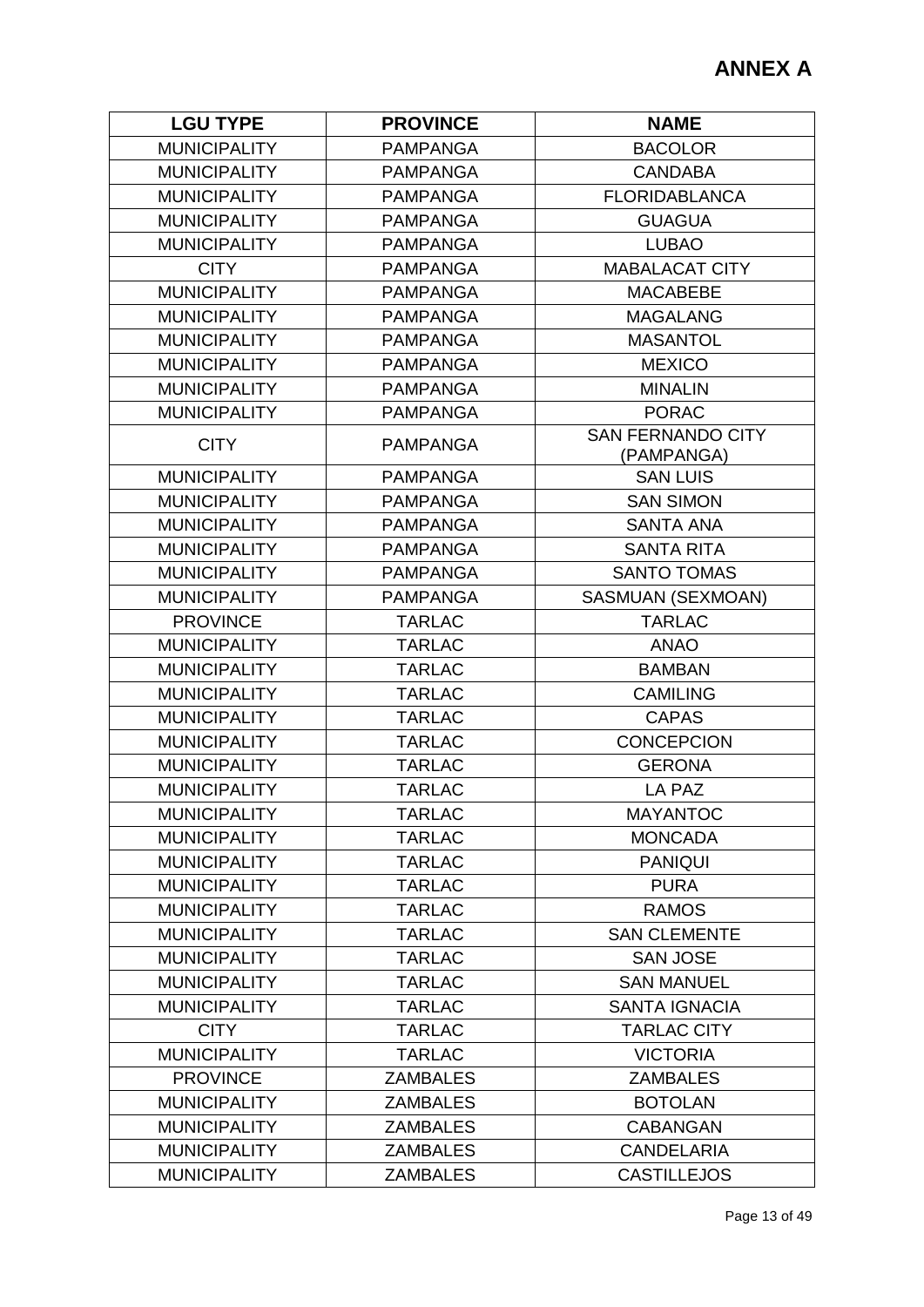# ANNEX A

| LGU TYPE | PROVINCE | NAME |
|---|---|---|
| MUNICIPALITY | PAMPANGA | BACOLOR |
| MUNICIPALITY | PAMPANGA | CANDABA |
| MUNICIPALITY | PAMPANGA | FLORIDABLANCA |
| MUNICIPALITY | PAMPANGA | GUAGUA |
| MUNICIPALITY | PAMPANGA | LUBAO |
| CITY | PAMPANGA | MABALACAT CITY |
| MUNICIPALITY | PAMPANGA | MACABEBE |
| MUNICIPALITY | PAMPANGA | MAGALANG |
| MUNICIPALITY | PAMPANGA | MASANTOL |
| MUNICIPALITY | PAMPANGA | MEXICO |
| MUNICIPALITY | PAMPANGA | MINALIN |
| MUNICIPALITY | PAMPANGA | PORAC |
| CITY | PAMPANGA | SAN FERNANDO CITY (PAMPANGA) |
| MUNICIPALITY | PAMPANGA | SAN LUIS |
| MUNICIPALITY | PAMPANGA | SAN SIMON |
| MUNICIPALITY | PAMPANGA | SANTA ANA |
| MUNICIPALITY | PAMPANGA | SANTA RITA |
| MUNICIPALITY | PAMPANGA | SANTO TOMAS |
| MUNICIPALITY | PAMPANGA | SASMUAN (SEXMOAN) |
| PROVINCE | TARLAC | TARLAC |
| MUNICIPALITY | TARLAC | ANAO |
| MUNICIPALITY | TARLAC | BAMBAN |
| MUNICIPALITY | TARLAC | CAMILING |
| MUNICIPALITY | TARLAC | CAPAS |
| MUNICIPALITY | TARLAC | CONCEPCION |
| MUNICIPALITY | TARLAC | GERONA |
| MUNICIPALITY | TARLAC | LA PAZ |
| MUNICIPALITY | TARLAC | MAYANTOC |
| MUNICIPALITY | TARLAC | MONCADA |
| MUNICIPALITY | TARLAC | PANIQUI |
| MUNICIPALITY | TARLAC | PURA |
| MUNICIPALITY | TARLAC | RAMOS |
| MUNICIPALITY | TARLAC | SAN CLEMENTE |
| MUNICIPALITY | TARLAC | SAN JOSE |
| MUNICIPALITY | TARLAC | SAN MANUEL |
| MUNICIPALITY | TARLAC | SANTA IGNACIA |
| CITY | TARLAC | TARLAC CITY |
| MUNICIPALITY | TARLAC | VICTORIA |
| PROVINCE | ZAMBALES | ZAMBALES |
| MUNICIPALITY | ZAMBALES | BOTOLAN |
| MUNICIPALITY | ZAMBALES | CABANGAN |
| MUNICIPALITY | ZAMBALES | CANDELARIA |
| MUNICIPALITY | ZAMBALES | CASTILLEJOS |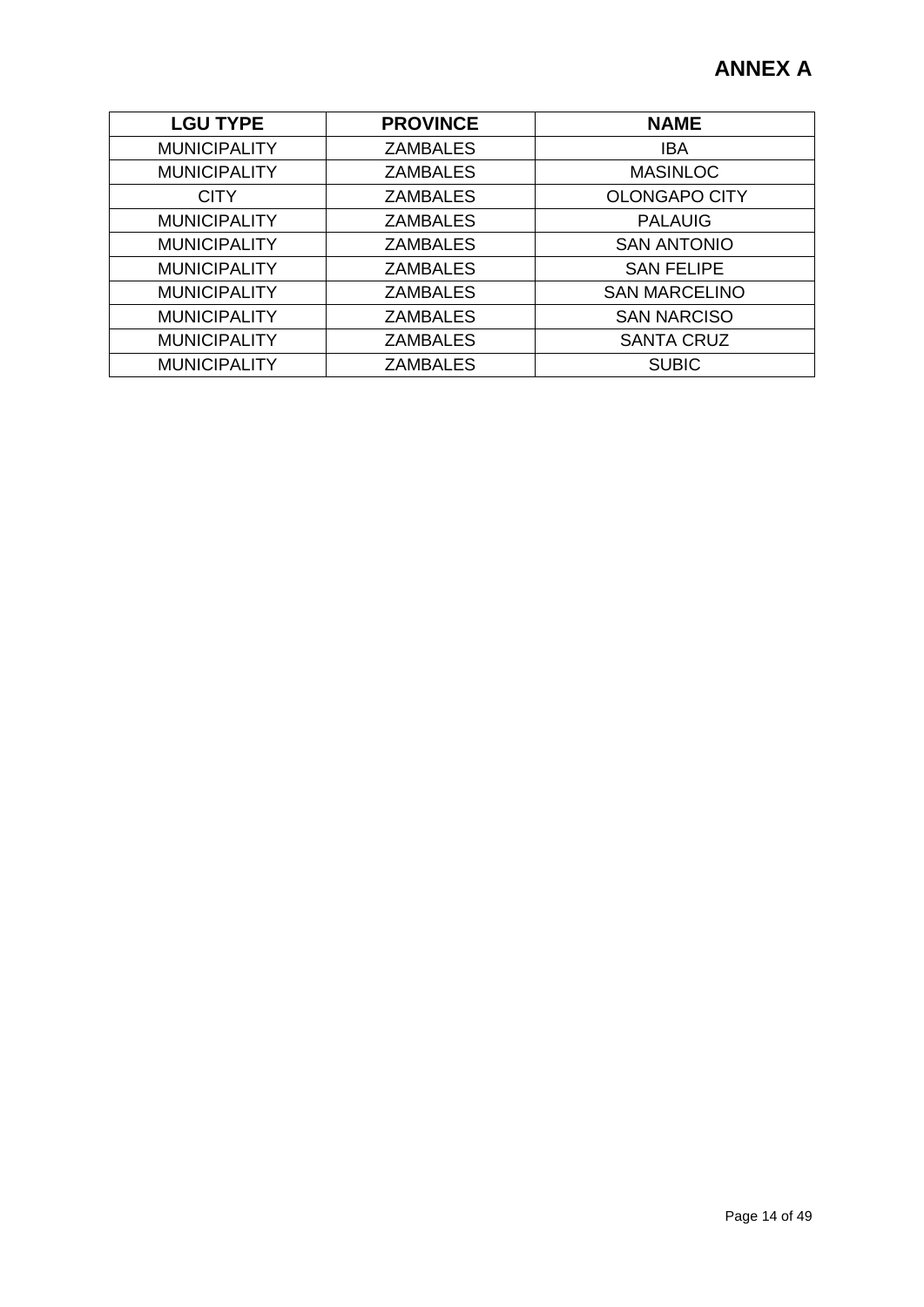**ANNEX A**

| LGU TYPE | PROVINCE | NAME |
|---|---|---|
| MUNICIPALITY | ZAMBALES | IBA |
| MUNICIPALITY | ZAMBALES | MASINLOC |
| CITY | ZAMBALES | OLONGAPO CITY |
| MUNICIPALITY | ZAMBALES | PALAUIG |
| MUNICIPALITY | ZAMBALES | SAN ANTONIO |
| MUNICIPALITY | ZAMBALES | SAN FELIPE |
| MUNICIPALITY | ZAMBALES | SAN MARCELINO |
| MUNICIPALITY | ZAMBALES | SAN NARCISO |
| MUNICIPALITY | ZAMBALES | SANTA CRUZ |
| MUNICIPALITY | ZAMBALES | SUBIC |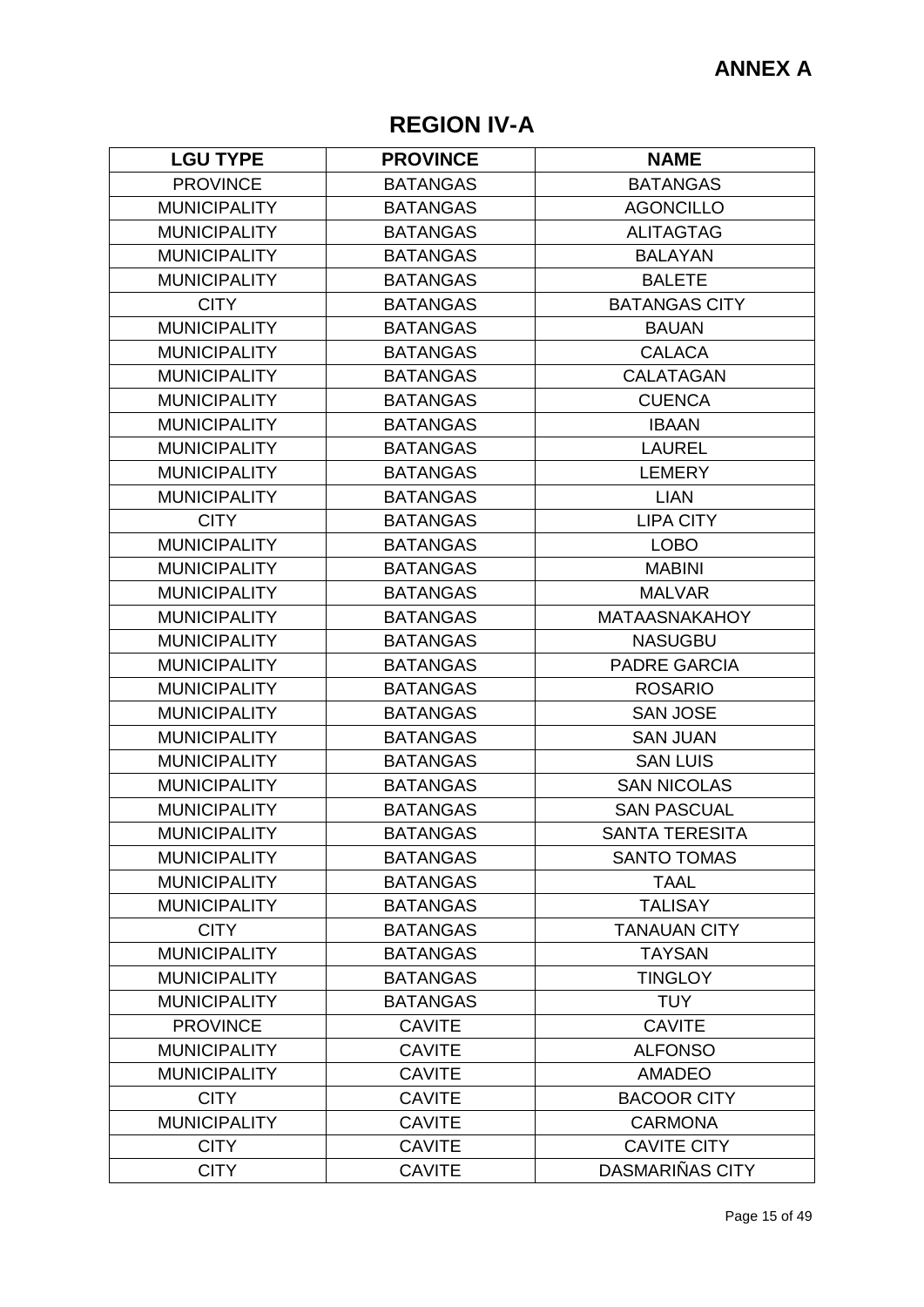**ANNEX A**

## REGION IV-A

| LGU TYPE | PROVINCE | NAME |
|---|---|---|
| PROVINCE | BATANGAS | BATANGAS |
| MUNICIPALITY | BATANGAS | AGONCILLO |
| MUNICIPALITY | BATANGAS | ALITAGTAG |
| MUNICIPALITY | BATANGAS | BALAYAN |
| MUNICIPALITY | BATANGAS | BALETE |
| CITY | BATANGAS | BATANGAS CITY |
| MUNICIPALITY | BATANGAS | BAUAN |
| MUNICIPALITY | BATANGAS | CALACA |
| MUNICIPALITY | BATANGAS | CALATAGAN |
| MUNICIPALITY | BATANGAS | CUENCA |
| MUNICIPALITY | BATANGAS | IBAAN |
| MUNICIPALITY | BATANGAS | LAUREL |
| MUNICIPALITY | BATANGAS | LEMERY |
| MUNICIPALITY | BATANGAS | LIAN |
| CITY | BATANGAS | LIPA CITY |
| MUNICIPALITY | BATANGAS | LOBO |
| MUNICIPALITY | BATANGAS | MABINI |
| MUNICIPALITY | BATANGAS | MALVAR |
| MUNICIPALITY | BATANGAS | MATAASNAKAHOY |
| MUNICIPALITY | BATANGAS | NASUGBU |
| MUNICIPALITY | BATANGAS | PADRE GARCIA |
| MUNICIPALITY | BATANGAS | ROSARIO |
| MUNICIPALITY | BATANGAS | SAN JOSE |
| MUNICIPALITY | BATANGAS | SAN JUAN |
| MUNICIPALITY | BATANGAS | SAN LUIS |
| MUNICIPALITY | BATANGAS | SAN NICOLAS |
| MUNICIPALITY | BATANGAS | SAN PASCUAL |
| MUNICIPALITY | BATANGAS | SANTA TERESITA |
| MUNICIPALITY | BATANGAS | SANTO TOMAS |
| MUNICIPALITY | BATANGAS | TAAL |
| MUNICIPALITY | BATANGAS | TALISAY |
| CITY | BATANGAS | TANAUAN CITY |
| MUNICIPALITY | BATANGAS | TAYSAN |
| MUNICIPALITY | BATANGAS | TINGLOY |
| MUNICIPALITY | BATANGAS | TUY |
| PROVINCE | CAVITE | CAVITE |
| MUNICIPALITY | CAVITE | ALFONSO |
| MUNICIPALITY | CAVITE | AMADEO |
| CITY | CAVITE | BACOOR CITY |
| MUNICIPALITY | CAVITE | CARMONA |
| CITY | CAVITE | CAVITE CITY |
| CITY | CAVITE | DASMARIÑAS CITY |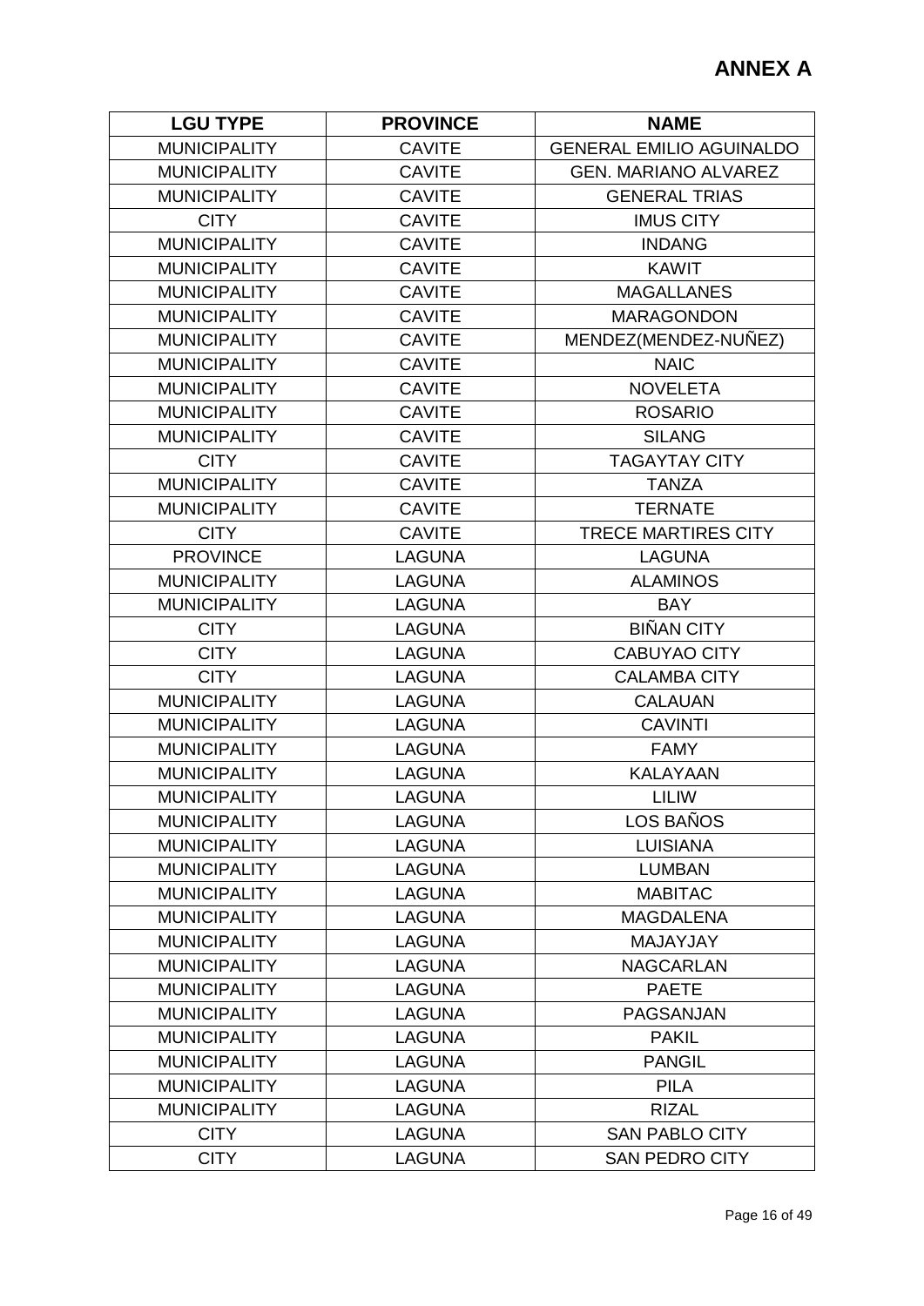# ANNEX A

| LGU TYPE | PROVINCE | NAME |
|---|---|---|
| MUNICIPALITY | CAVITE | GENERAL EMILIO AGUINALDO |
| MUNICIPALITY | CAVITE | GEN. MARIANO ALVAREZ |
| MUNICIPALITY | CAVITE | GENERAL TRIAS |
| CITY | CAVITE | IMUS CITY |
| MUNICIPALITY | CAVITE | INDANG |
| MUNICIPALITY | CAVITE | KAWIT |
| MUNICIPALITY | CAVITE | MAGALLANES |
| MUNICIPALITY | CAVITE | MARAGONDON |
| MUNICIPALITY | CAVITE | MENDEZ(MENDEZ-NUÑEZ) |
| MUNICIPALITY | CAVITE | NAIC |
| MUNICIPALITY | CAVITE | NOVELETA |
| MUNICIPALITY | CAVITE | ROSARIO |
| MUNICIPALITY | CAVITE | SILANG |
| CITY | CAVITE | TAGAYTAY CITY |
| MUNICIPALITY | CAVITE | TANZA |
| MUNICIPALITY | CAVITE | TERNATE |
| CITY | CAVITE | TRECE MARTIRES CITY |
| PROVINCE | LAGUNA | LAGUNA |
| MUNICIPALITY | LAGUNA | ALAMINOS |
| MUNICIPALITY | LAGUNA | BAY |
| CITY | LAGUNA | BIÑAN CITY |
| CITY | LAGUNA | CABUYAO CITY |
| CITY | LAGUNA | CALAMBA CITY |
| MUNICIPALITY | LAGUNA | CALAUAN |
| MUNICIPALITY | LAGUNA | CAVINTI |
| MUNICIPALITY | LAGUNA | FAMY |
| MUNICIPALITY | LAGUNA | KALAYAAN |
| MUNICIPALITY | LAGUNA | LILIW |
| MUNICIPALITY | LAGUNA | LOS BAÑOS |
| MUNICIPALITY | LAGUNA | LUISIANA |
| MUNICIPALITY | LAGUNA | LUMBAN |
| MUNICIPALITY | LAGUNA | MABITAC |
| MUNICIPALITY | LAGUNA | MAGDALENA |
| MUNICIPALITY | LAGUNA | MAJAYJAY |
| MUNICIPALITY | LAGUNA | NAGCARLAN |
| MUNICIPALITY | LAGUNA | PAETE |
| MUNICIPALITY | LAGUNA | PAGSANJAN |
| MUNICIPALITY | LAGUNA | PAKIL |
| MUNICIPALITY | LAGUNA | PANGIL |
| MUNICIPALITY | LAGUNA | PILA |
| MUNICIPALITY | LAGUNA | RIZAL |
| CITY | LAGUNA | SAN PABLO CITY |
| CITY | LAGUNA | SAN PEDRO CITY |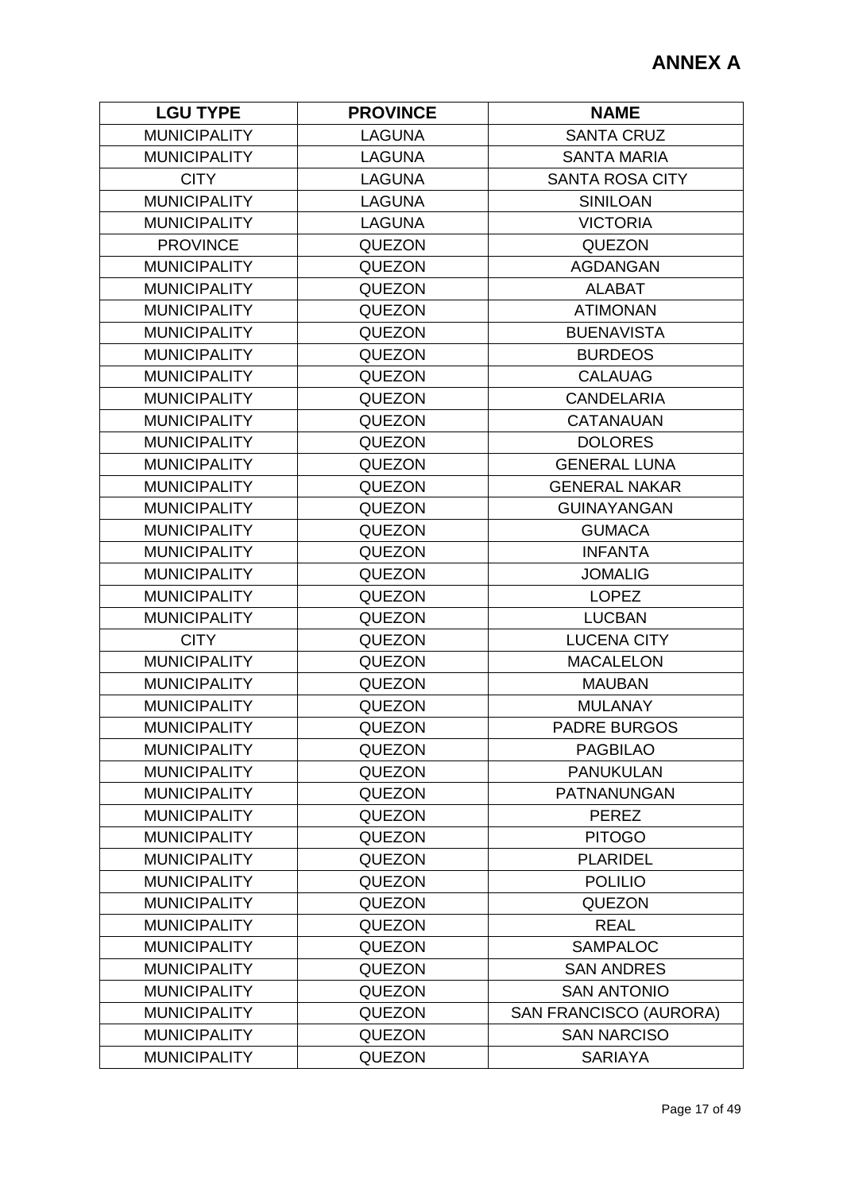# ANNEX A

| LGU TYPE | PROVINCE | NAME |
|---|---|---|
| MUNICIPALITY | LAGUNA | SANTA CRUZ |
| MUNICIPALITY | LAGUNA | SANTA MARIA |
| CITY | LAGUNA | SANTA ROSA CITY |
| MUNICIPALITY | LAGUNA | SINILOAN |
| MUNICIPALITY | LAGUNA | VICTORIA |
| PROVINCE | QUEZON | QUEZON |
| MUNICIPALITY | QUEZON | AGDANGAN |
| MUNICIPALITY | QUEZON | ALABAT |
| MUNICIPALITY | QUEZON | ATIMONAN |
| MUNICIPALITY | QUEZON | BUENAVISTA |
| MUNICIPALITY | QUEZON | BURDEOS |
| MUNICIPALITY | QUEZON | CALAUAG |
| MUNICIPALITY | QUEZON | CANDELARIA |
| MUNICIPALITY | QUEZON | CATANAUAN |
| MUNICIPALITY | QUEZON | DOLORES |
| MUNICIPALITY | QUEZON | GENERAL LUNA |
| MUNICIPALITY | QUEZON | GENERAL NAKAR |
| MUNICIPALITY | QUEZON | GUINAYANGAN |
| MUNICIPALITY | QUEZON | GUMACA |
| MUNICIPALITY | QUEZON | INFANTA |
| MUNICIPALITY | QUEZON | JOMALIG |
| MUNICIPALITY | QUEZON | LOPEZ |
| MUNICIPALITY | QUEZON | LUCBAN |
| CITY | QUEZON | LUCENA CITY |
| MUNICIPALITY | QUEZON | MACALELON |
| MUNICIPALITY | QUEZON | MAUBAN |
| MUNICIPALITY | QUEZON | MULANAY |
| MUNICIPALITY | QUEZON | PADRE BURGOS |
| MUNICIPALITY | QUEZON | PAGBILAO |
| MUNICIPALITY | QUEZON | PANUKULAN |
| MUNICIPALITY | QUEZON | PATNANUNGAN |
| MUNICIPALITY | QUEZON | PEREZ |
| MUNICIPALITY | QUEZON | PITOGO |
| MUNICIPALITY | QUEZON | PLARIDEL |
| MUNICIPALITY | QUEZON | POLILIO |
| MUNICIPALITY | QUEZON | QUEZON |
| MUNICIPALITY | QUEZON | REAL |
| MUNICIPALITY | QUEZON | SAMPALOC |
| MUNICIPALITY | QUEZON | SAN ANDRES |
| MUNICIPALITY | QUEZON | SAN ANTONIO |
| MUNICIPALITY | QUEZON | SAN FRANCISCO (AURORA) |
| MUNICIPALITY | QUEZON | SAN NARCISO |
| MUNICIPALITY | QUEZON | SARIAYA |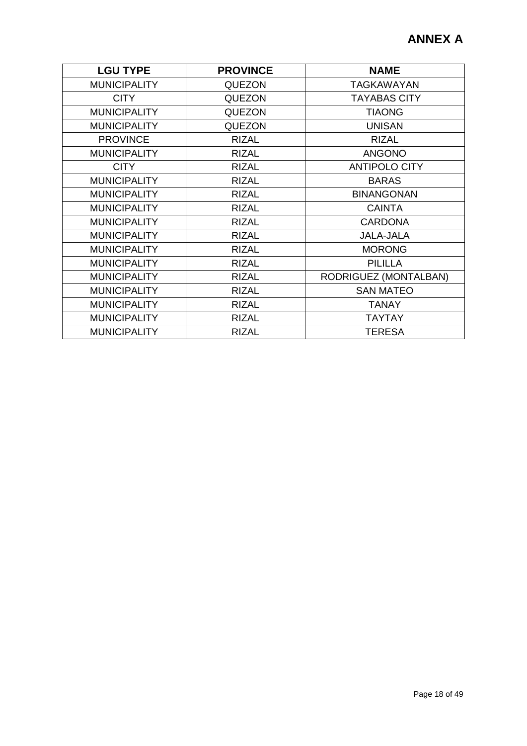# ANNEX A

| LGU TYPE | PROVINCE | NAME |
|---|---|---|
| MUNICIPALITY | QUEZON | TAGKAWAYAN |
| CITY | QUEZON | TAYABAS CITY |
| MUNICIPALITY | QUEZON | TIAONG |
| MUNICIPALITY | QUEZON | UNISAN |
| PROVINCE | RIZAL | RIZAL |
| MUNICIPALITY | RIZAL | ANGONO |
| CITY | RIZAL | ANTIPOLO CITY |
| MUNICIPALITY | RIZAL | BARAS |
| MUNICIPALITY | RIZAL | BINANGONAN |
| MUNICIPALITY | RIZAL | CAINTA |
| MUNICIPALITY | RIZAL | CARDONA |
| MUNICIPALITY | RIZAL | JALA-JALA |
| MUNICIPALITY | RIZAL | MORONG |
| MUNICIPALITY | RIZAL | PILILLA |
| MUNICIPALITY | RIZAL | RODRIGUEZ (MONTALBAN) |
| MUNICIPALITY | RIZAL | SAN MATEO |
| MUNICIPALITY | RIZAL | TANAY |
| MUNICIPALITY | RIZAL | TAYTAY |
| MUNICIPALITY | RIZAL | TERESA |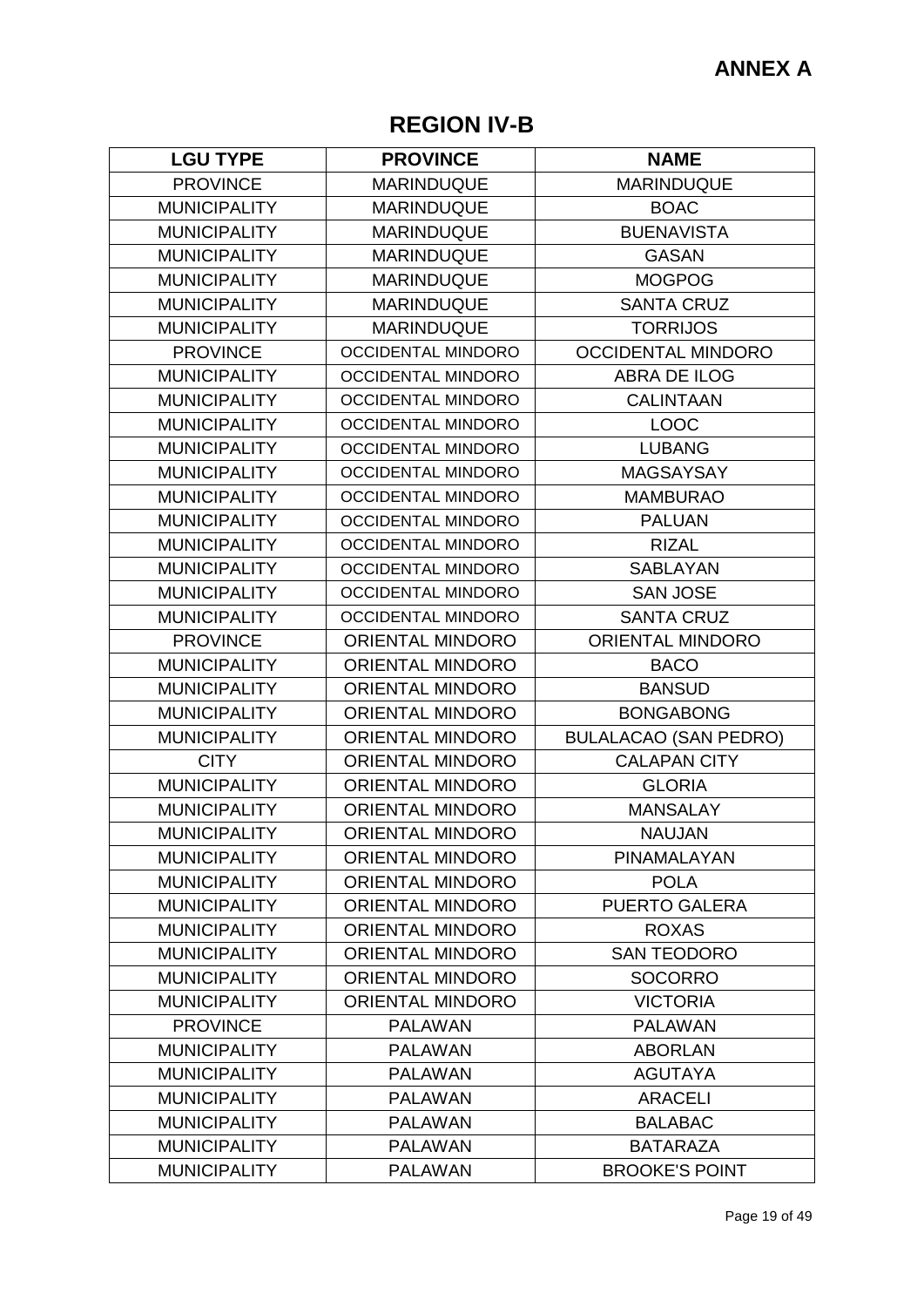**ANNEX A**

# REGION IV-B

| LGU TYPE | PROVINCE | NAME |
|---|---|---|
| PROVINCE | MARINDUQUE | MARINDUQUE |
| MUNICIPALITY | MARINDUQUE | BOAC |
| MUNICIPALITY | MARINDUQUE | BUENAVISTA |
| MUNICIPALITY | MARINDUQUE | GASAN |
| MUNICIPALITY | MARINDUQUE | MOGPOG |
| MUNICIPALITY | MARINDUQUE | SANTA CRUZ |
| MUNICIPALITY | MARINDUQUE | TORRIJOS |
| PROVINCE | OCCIDENTAL MINDORO | OCCIDENTAL MINDORO |
| MUNICIPALITY | OCCIDENTAL MINDORO | ABRA DE ILOG |
| MUNICIPALITY | OCCIDENTAL MINDORO | CALINTAAN |
| MUNICIPALITY | OCCIDENTAL MINDORO | LOOC |
| MUNICIPALITY | OCCIDENTAL MINDORO | LUBANG |
| MUNICIPALITY | OCCIDENTAL MINDORO | MAGSAYSAY |
| MUNICIPALITY | OCCIDENTAL MINDORO | MAMBURAO |
| MUNICIPALITY | OCCIDENTAL MINDORO | PALUAN |
| MUNICIPALITY | OCCIDENTAL MINDORO | RIZAL |
| MUNICIPALITY | OCCIDENTAL MINDORO | SABLAYAN |
| MUNICIPALITY | OCCIDENTAL MINDORO | SAN JOSE |
| MUNICIPALITY | OCCIDENTAL MINDORO | SANTA CRUZ |
| PROVINCE | ORIENTAL MINDORO | ORIENTAL MINDORO |
| MUNICIPALITY | ORIENTAL MINDORO | BACO |
| MUNICIPALITY | ORIENTAL MINDORO | BANSUD |
| MUNICIPALITY | ORIENTAL MINDORO | BONGABONG |
| MUNICIPALITY | ORIENTAL MINDORO | BULALACAO (SAN PEDRO) |
| CITY | ORIENTAL MINDORO | CALAPAN CITY |
| MUNICIPALITY | ORIENTAL MINDORO | GLORIA |
| MUNICIPALITY | ORIENTAL MINDORO | MANSALAY |
| MUNICIPALITY | ORIENTAL MINDORO | NAUJAN |
| MUNICIPALITY | ORIENTAL MINDORO | PINAMALAYAN |
| MUNICIPALITY | ORIENTAL MINDORO | POLA |
| MUNICIPALITY | ORIENTAL MINDORO | PUERTO GALERA |
| MUNICIPALITY | ORIENTAL MINDORO | ROXAS |
| MUNICIPALITY | ORIENTAL MINDORO | SAN TEODORO |
| MUNICIPALITY | ORIENTAL MINDORO | SOCORRO |
| MUNICIPALITY | ORIENTAL MINDORO | VICTORIA |
| PROVINCE | PALAWAN | PALAWAN |
| MUNICIPALITY | PALAWAN | ABORLAN |
| MUNICIPALITY | PALAWAN | AGUTAYA |
| MUNICIPALITY | PALAWAN | ARACELI |
| MUNICIPALITY | PALAWAN | BALABAC |
| MUNICIPALITY | PALAWAN | BATARAZA |
| MUNICIPALITY | PALAWAN | BROOKE'S POINT |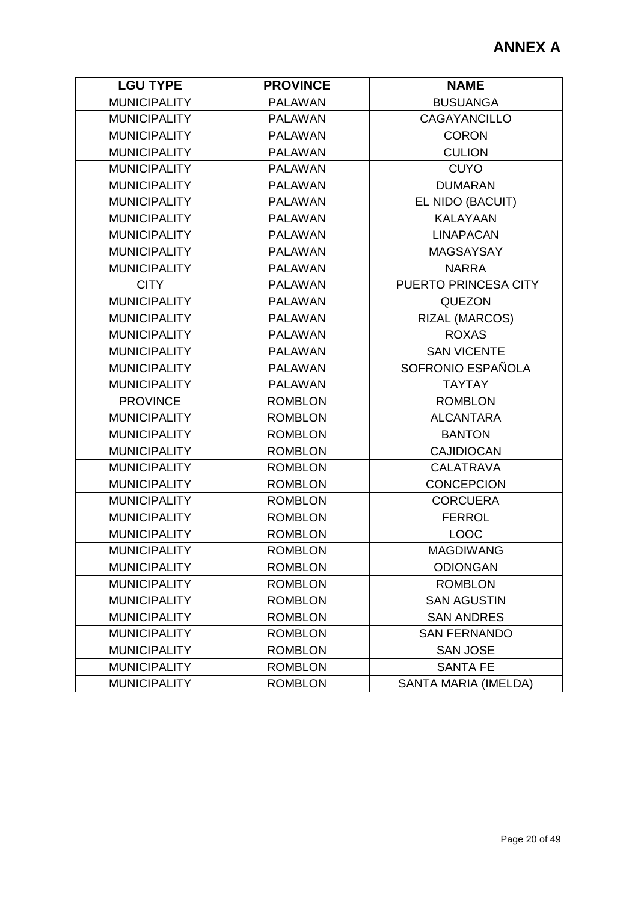# ANNEX A

| LGU TYPE | PROVINCE | NAME |
|---|---|---|
| MUNICIPALITY | PALAWAN | BUSUANGA |
| MUNICIPALITY | PALAWAN | CAGAYANCILLO |
| MUNICIPALITY | PALAWAN | CORON |
| MUNICIPALITY | PALAWAN | CULION |
| MUNICIPALITY | PALAWAN | CUYO |
| MUNICIPALITY | PALAWAN | DUMARAN |
| MUNICIPALITY | PALAWAN | EL NIDO (BACUIT) |
| MUNICIPALITY | PALAWAN | KALAYAAN |
| MUNICIPALITY | PALAWAN | LINAPACAN |
| MUNICIPALITY | PALAWAN | MAGSAYSAY |
| MUNICIPALITY | PALAWAN | NARRA |
| CITY | PALAWAN | PUERTO PRINCESA CITY |
| MUNICIPALITY | PALAWAN | QUEZON |
| MUNICIPALITY | PALAWAN | RIZAL (MARCOS) |
| MUNICIPALITY | PALAWAN | ROXAS |
| MUNICIPALITY | PALAWAN | SAN VICENTE |
| MUNICIPALITY | PALAWAN | SOFRONIO ESPAÑOLA |
| MUNICIPALITY | PALAWAN | TAYTAY |
| PROVINCE | ROMBLON | ROMBLON |
| MUNICIPALITY | ROMBLON | ALCANTARA |
| MUNICIPALITY | ROMBLON | BANTON |
| MUNICIPALITY | ROMBLON | CAJIDIOCAN |
| MUNICIPALITY | ROMBLON | CALATRAVA |
| MUNICIPALITY | ROMBLON | CONCEPCION |
| MUNICIPALITY | ROMBLON | CORCUERA |
| MUNICIPALITY | ROMBLON | FERROL |
| MUNICIPALITY | ROMBLON | LOOC |
| MUNICIPALITY | ROMBLON | MAGDIWANG |
| MUNICIPALITY | ROMBLON | ODIONGAN |
| MUNICIPALITY | ROMBLON | ROMBLON |
| MUNICIPALITY | ROMBLON | SAN AGUSTIN |
| MUNICIPALITY | ROMBLON | SAN ANDRES |
| MUNICIPALITY | ROMBLON | SAN FERNANDO |
| MUNICIPALITY | ROMBLON | SAN JOSE |
| MUNICIPALITY | ROMBLON | SANTA FE |
| MUNICIPALITY | ROMBLON | SANTA MARIA (IMELDA) |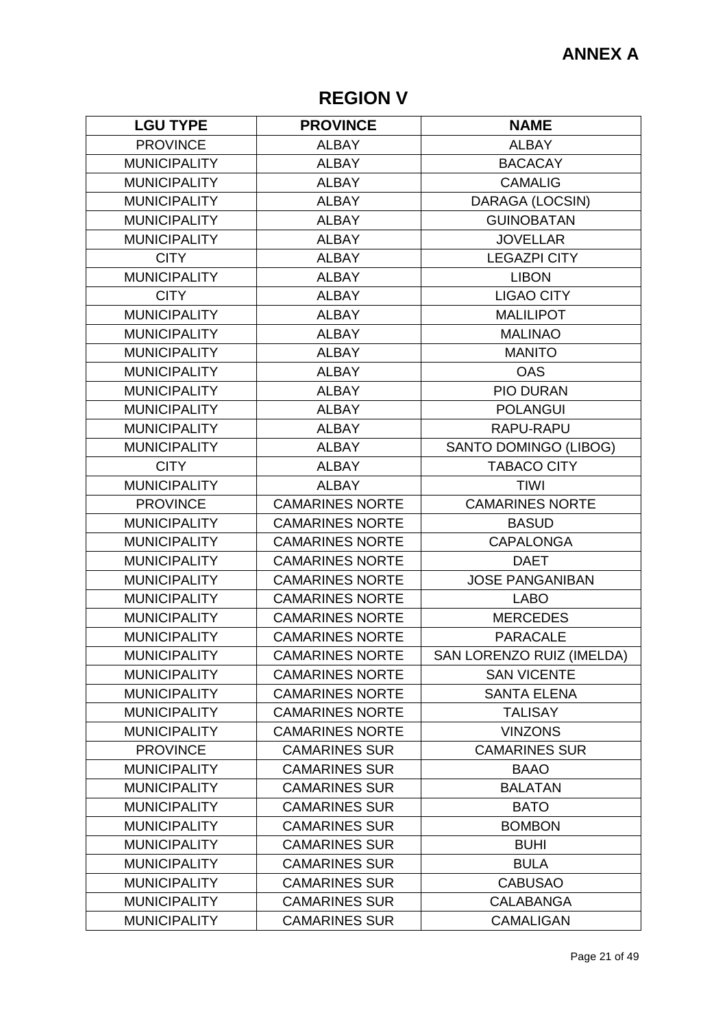# ANNEX A

## REGION V

| LGU TYPE | PROVINCE | NAME |
|---|---|---|
| PROVINCE | ALBAY | ALBAY |
| MUNICIPALITY | ALBAY | BACACAY |
| MUNICIPALITY | ALBAY | CAMALIG |
| MUNICIPALITY | ALBAY | DARAGA (LOCSIN) |
| MUNICIPALITY | ALBAY | GUINOBATAN |
| MUNICIPALITY | ALBAY | JOVELLAR |
| CITY | ALBAY | LEGAZPI CITY |
| MUNICIPALITY | ALBAY | LIBON |
| CITY | ALBAY | LIGAO CITY |
| MUNICIPALITY | ALBAY | MALILIPOT |
| MUNICIPALITY | ALBAY | MALINAO |
| MUNICIPALITY | ALBAY | MANITO |
| MUNICIPALITY | ALBAY | OAS |
| MUNICIPALITY | ALBAY | PIO DURAN |
| MUNICIPALITY | ALBAY | POLANGUI |
| MUNICIPALITY | ALBAY | RAPU-RAPU |
| MUNICIPALITY | ALBAY | SANTO DOMINGO (LIBOG) |
| CITY | ALBAY | TABACO CITY |
| MUNICIPALITY | ALBAY | TIWI |
| PROVINCE | CAMARINES NORTE | CAMARINES NORTE |
| MUNICIPALITY | CAMARINES NORTE | BASUD |
| MUNICIPALITY | CAMARINES NORTE | CAPALONGA |
| MUNICIPALITY | CAMARINES NORTE | DAET |
| MUNICIPALITY | CAMARINES NORTE | JOSE PANGANIBAN |
| MUNICIPALITY | CAMARINES NORTE | LABO |
| MUNICIPALITY | CAMARINES NORTE | MERCEDES |
| MUNICIPALITY | CAMARINES NORTE | PARACALE |
| MUNICIPALITY | CAMARINES NORTE | SAN LORENZO RUIZ (IMELDA) |
| MUNICIPALITY | CAMARINES NORTE | SAN VICENTE |
| MUNICIPALITY | CAMARINES NORTE | SANTA ELENA |
| MUNICIPALITY | CAMARINES NORTE | TALISAY |
| MUNICIPALITY | CAMARINES NORTE | VINZONS |
| PROVINCE | CAMARINES SUR | CAMARINES SUR |
| MUNICIPALITY | CAMARINES SUR | BAAO |
| MUNICIPALITY | CAMARINES SUR | BALATAN |
| MUNICIPALITY | CAMARINES SUR | BATO |
| MUNICIPALITY | CAMARINES SUR | BOMBON |
| MUNICIPALITY | CAMARINES SUR | BUHI |
| MUNICIPALITY | CAMARINES SUR | BULA |
| MUNICIPALITY | CAMARINES SUR | CABUSAO |
| MUNICIPALITY | CAMARINES SUR | CALABANGA |
| MUNICIPALITY | CAMARINES SUR | CAMALIGAN |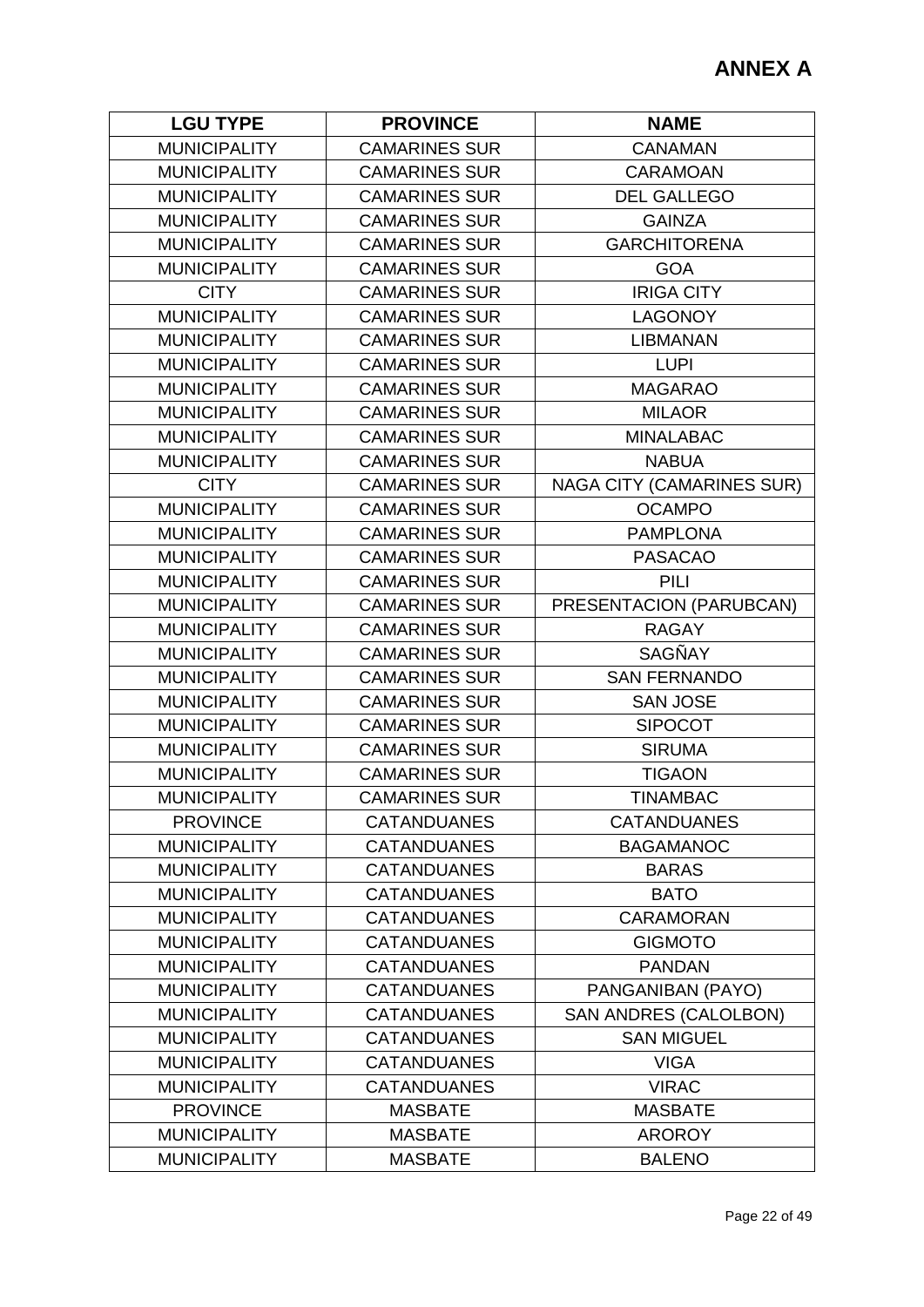## ANNEX A

| LGU TYPE | PROVINCE | NAME |
|---|---|---|
| MUNICIPALITY | CAMARINES SUR | CANAMAN |
| MUNICIPALITY | CAMARINES SUR | CARAMOAN |
| MUNICIPALITY | CAMARINES SUR | DEL GALLEGO |
| MUNICIPALITY | CAMARINES SUR | GAINZA |
| MUNICIPALITY | CAMARINES SUR | GARCHITORENA |
| MUNICIPALITY | CAMARINES SUR | GOA |
| CITY | CAMARINES SUR | IRIGA CITY |
| MUNICIPALITY | CAMARINES SUR | LAGONOY |
| MUNICIPALITY | CAMARINES SUR | LIBMANAN |
| MUNICIPALITY | CAMARINES SUR | LUPI |
| MUNICIPALITY | CAMARINES SUR | MAGARAO |
| MUNICIPALITY | CAMARINES SUR | MILAOR |
| MUNICIPALITY | CAMARINES SUR | MINALABAC |
| MUNICIPALITY | CAMARINES SUR | NABUA |
| CITY | CAMARINES SUR | NAGA CITY (CAMARINES SUR) |
| MUNICIPALITY | CAMARINES SUR | OCAMPO |
| MUNICIPALITY | CAMARINES SUR | PAMPLONA |
| MUNICIPALITY | CAMARINES SUR | PASACAO |
| MUNICIPALITY | CAMARINES SUR | PILI |
| MUNICIPALITY | CAMARINES SUR | PRESENTACION (PARUBCAN) |
| MUNICIPALITY | CAMARINES SUR | RAGAY |
| MUNICIPALITY | CAMARINES SUR | SAGÑAY |
| MUNICIPALITY | CAMARINES SUR | SAN FERNANDO |
| MUNICIPALITY | CAMARINES SUR | SAN JOSE |
| MUNICIPALITY | CAMARINES SUR | SIPOCOT |
| MUNICIPALITY | CAMARINES SUR | SIRUMA |
| MUNICIPALITY | CAMARINES SUR | TIGAON |
| MUNICIPALITY | CAMARINES SUR | TINAMBAC |
| PROVINCE | CATANDUANES | CATANDUANES |
| MUNICIPALITY | CATANDUANES | BAGAMANOC |
| MUNICIPALITY | CATANDUANES | BARAS |
| MUNICIPALITY | CATANDUANES | BATO |
| MUNICIPALITY | CATANDUANES | CARAMORAN |
| MUNICIPALITY | CATANDUANES | GIGMOTO |
| MUNICIPALITY | CATANDUANES | PANDAN |
| MUNICIPALITY | CATANDUANES | PANGANIBAN (PAYO) |
| MUNICIPALITY | CATANDUANES | SAN ANDRES (CALOLBON) |
| MUNICIPALITY | CATANDUANES | SAN MIGUEL |
| MUNICIPALITY | CATANDUANES | VIGA |
| MUNICIPALITY | CATANDUANES | VIRAC |
| PROVINCE | MASBATE | MASBATE |
| MUNICIPALITY | MASBATE | AROROY |
| MUNICIPALITY | MASBATE | BALENO |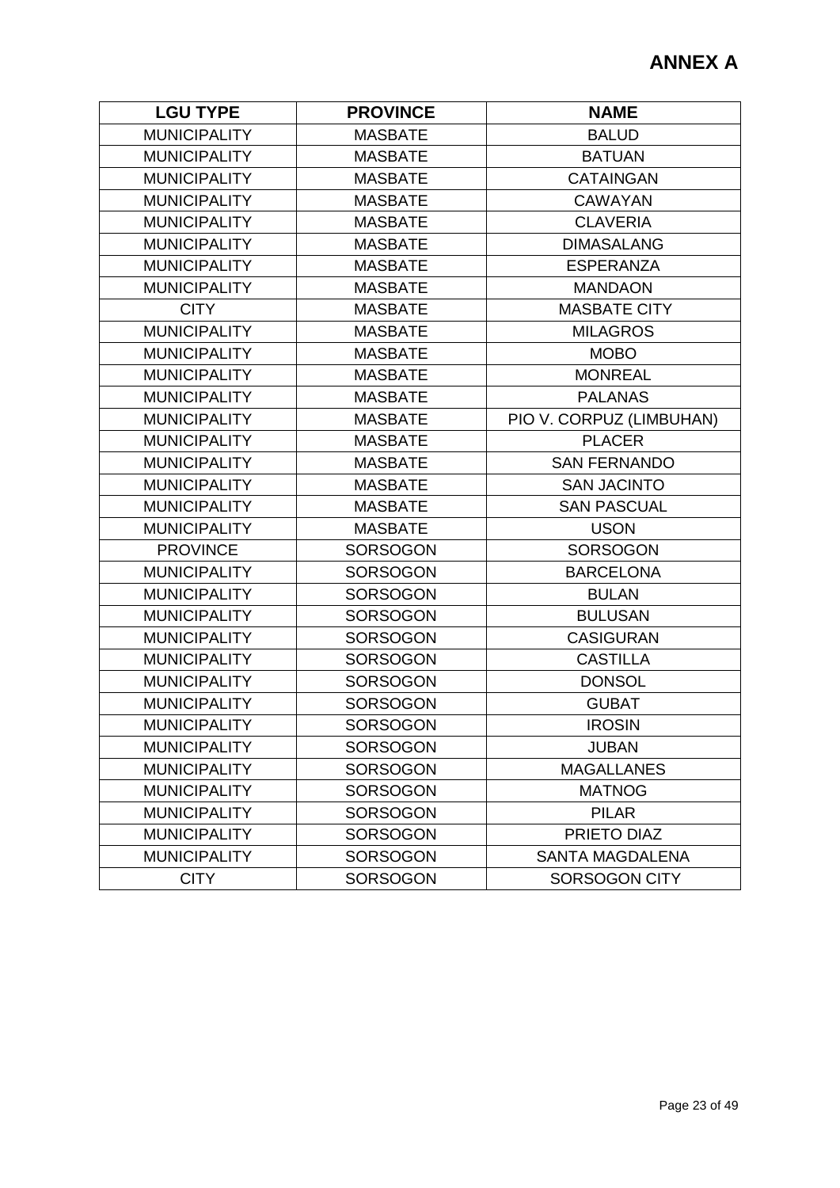# ANNEX A

| LGU TYPE | PROVINCE | NAME |
|---|---|---|
| MUNICIPALITY | MASBATE | BALUD |
| MUNICIPALITY | MASBATE | BATUAN |
| MUNICIPALITY | MASBATE | CATAINGAN |
| MUNICIPALITY | MASBATE | CAWAYAN |
| MUNICIPALITY | MASBATE | CLAVERIA |
| MUNICIPALITY | MASBATE | DIMASALANG |
| MUNICIPALITY | MASBATE | ESPERANZA |
| MUNICIPALITY | MASBATE | MANDAON |
| CITY | MASBATE | MASBATE CITY |
| MUNICIPALITY | MASBATE | MILAGROS |
| MUNICIPALITY | MASBATE | MOBO |
| MUNICIPALITY | MASBATE | MONREAL |
| MUNICIPALITY | MASBATE | PALANAS |
| MUNICIPALITY | MASBATE | PIO V. CORPUZ (LIMBUHAN) |
| MUNICIPALITY | MASBATE | PLACER |
| MUNICIPALITY | MASBATE | SAN FERNANDO |
| MUNICIPALITY | MASBATE | SAN JACINTO |
| MUNICIPALITY | MASBATE | SAN PASCUAL |
| MUNICIPALITY | MASBATE | USON |
| PROVINCE | SORSOGON | SORSOGON |
| MUNICIPALITY | SORSOGON | BARCELONA |
| MUNICIPALITY | SORSOGON | BULAN |
| MUNICIPALITY | SORSOGON | BULUSAN |
| MUNICIPALITY | SORSOGON | CASIGURAN |
| MUNICIPALITY | SORSOGON | CASTILLA |
| MUNICIPALITY | SORSOGON | DONSOL |
| MUNICIPALITY | SORSOGON | GUBAT |
| MUNICIPALITY | SORSOGON | IROSIN |
| MUNICIPALITY | SORSOGON | JUBAN |
| MUNICIPALITY | SORSOGON | MAGALLANES |
| MUNICIPALITY | SORSOGON | MATNOG |
| MUNICIPALITY | SORSOGON | PILAR |
| MUNICIPALITY | SORSOGON | PRIETO DIAZ |
| MUNICIPALITY | SORSOGON | SANTA MAGDALENA |
| CITY | SORSOGON | SORSOGON CITY |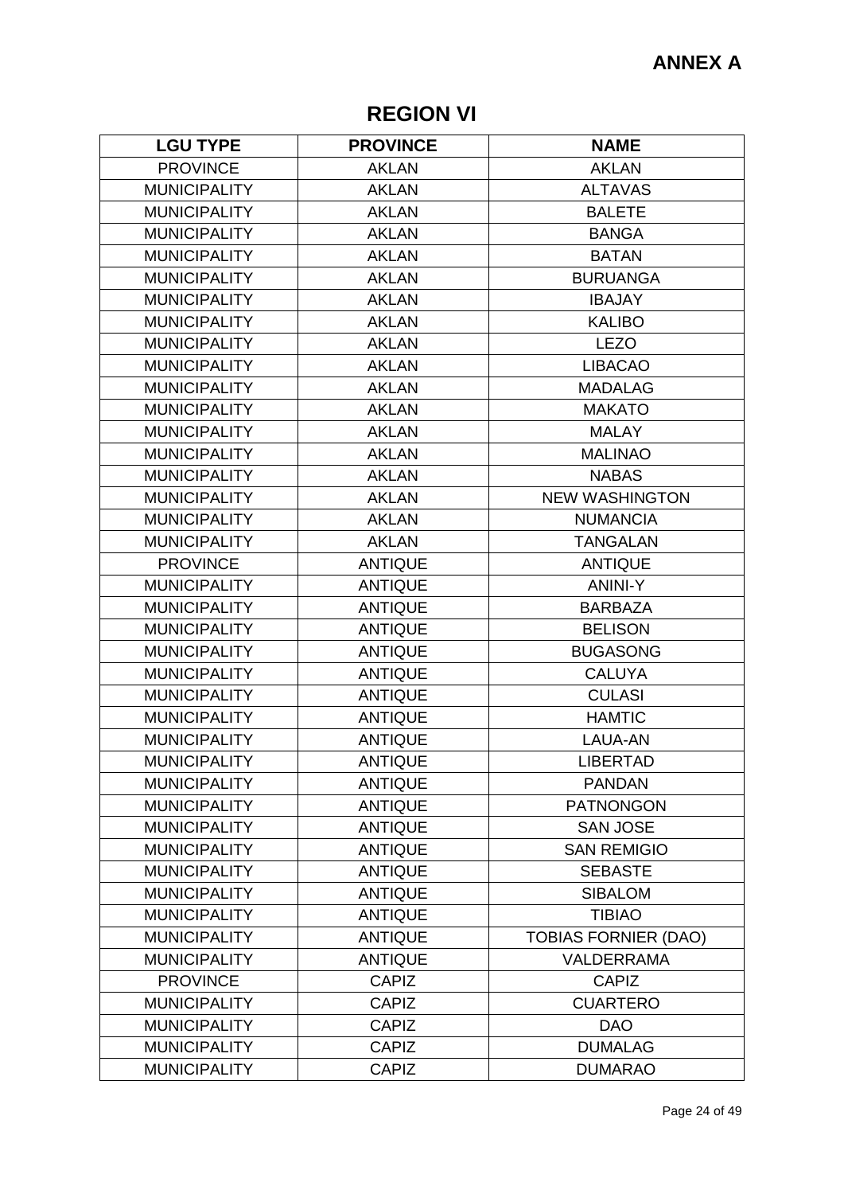**ANNEX A**

# REGION VI

| LGU TYPE | PROVINCE | NAME |
|---|---|---|
| PROVINCE | AKLAN | AKLAN |
| MUNICIPALITY | AKLAN | ALTAVAS |
| MUNICIPALITY | AKLAN | BALETE |
| MUNICIPALITY | AKLAN | BANGA |
| MUNICIPALITY | AKLAN | BATAN |
| MUNICIPALITY | AKLAN | BURUANGA |
| MUNICIPALITY | AKLAN | IBAJAY |
| MUNICIPALITY | AKLAN | KALIBO |
| MUNICIPALITY | AKLAN | LEZO |
| MUNICIPALITY | AKLAN | LIBACAO |
| MUNICIPALITY | AKLAN | MADALAG |
| MUNICIPALITY | AKLAN | MAKATO |
| MUNICIPALITY | AKLAN | MALAY |
| MUNICIPALITY | AKLAN | MALINAO |
| MUNICIPALITY | AKLAN | NABAS |
| MUNICIPALITY | AKLAN | NEW WASHINGTON |
| MUNICIPALITY | AKLAN | NUMANCIA |
| MUNICIPALITY | AKLAN | TANGALAN |
| PROVINCE | ANTIQUE | ANTIQUE |
| MUNICIPALITY | ANTIQUE | ANINI-Y |
| MUNICIPALITY | ANTIQUE | BARBAZA |
| MUNICIPALITY | ANTIQUE | BELISON |
| MUNICIPALITY | ANTIQUE | BUGASONG |
| MUNICIPALITY | ANTIQUE | CALUYA |
| MUNICIPALITY | ANTIQUE | CULASI |
| MUNICIPALITY | ANTIQUE | HAMTIC |
| MUNICIPALITY | ANTIQUE | LAUA-AN |
| MUNICIPALITY | ANTIQUE | LIBERTAD |
| MUNICIPALITY | ANTIQUE | PANDAN |
| MUNICIPALITY | ANTIQUE | PATNONGON |
| MUNICIPALITY | ANTIQUE | SAN JOSE |
| MUNICIPALITY | ANTIQUE | SAN REMIGIO |
| MUNICIPALITY | ANTIQUE | SEBASTE |
| MUNICIPALITY | ANTIQUE | SIBALOM |
| MUNICIPALITY | ANTIQUE | TIBIAO |
| MUNICIPALITY | ANTIQUE | TOBIAS FORNIER (DAO) |
| MUNICIPALITY | ANTIQUE | VALDERRAMA |
| PROVINCE | CAPIZ | CAPIZ |
| MUNICIPALITY | CAPIZ | CUARTERO |
| MUNICIPALITY | CAPIZ | DAO |
| MUNICIPALITY | CAPIZ | DUMALAG |
| MUNICIPALITY | CAPIZ | DUMARAO |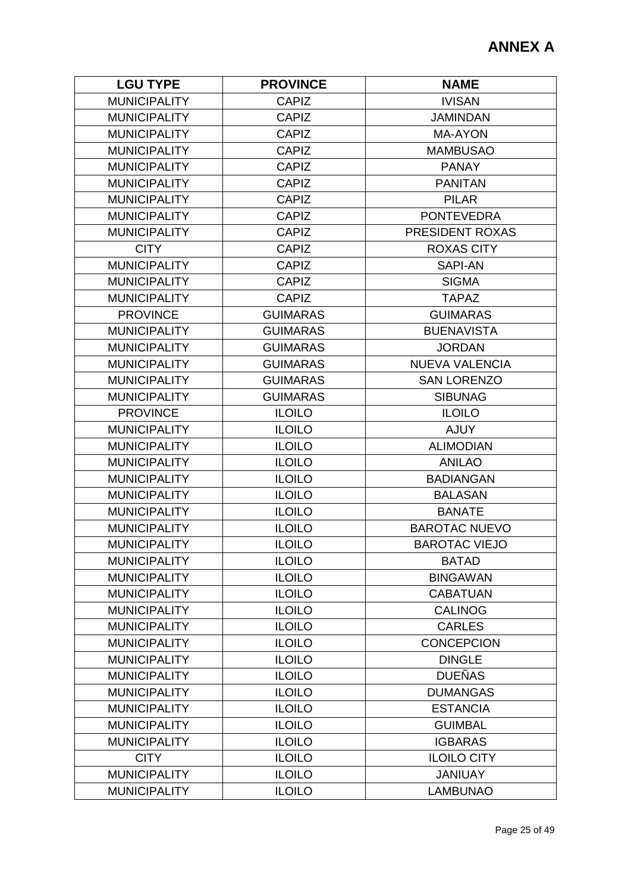# ANNEX A

| LGU TYPE | PROVINCE | NAME |
|---|---|---|
| MUNICIPALITY | CAPIZ | IVISAN |
| MUNICIPALITY | CAPIZ | JAMINDAN |
| MUNICIPALITY | CAPIZ | MA-AYON |
| MUNICIPALITY | CAPIZ | MAMBUSAO |
| MUNICIPALITY | CAPIZ | PANAY |
| MUNICIPALITY | CAPIZ | PANITAN |
| MUNICIPALITY | CAPIZ | PILAR |
| MUNICIPALITY | CAPIZ | PONTEVEDRA |
| MUNICIPALITY | CAPIZ | PRESIDENT ROXAS |
| CITY | CAPIZ | ROXAS CITY |
| MUNICIPALITY | CAPIZ | SAPI-AN |
| MUNICIPALITY | CAPIZ | SIGMA |
| MUNICIPALITY | CAPIZ | TAPAZ |
| PROVINCE | GUIMARAS | GUIMARAS |
| MUNICIPALITY | GUIMARAS | BUENAVISTA |
| MUNICIPALITY | GUIMARAS | JORDAN |
| MUNICIPALITY | GUIMARAS | NUEVA VALENCIA |
| MUNICIPALITY | GUIMARAS | SAN LORENZO |
| MUNICIPALITY | GUIMARAS | SIBUNAG |
| PROVINCE | ILOILO | ILOILO |
| MUNICIPALITY | ILOILO | AJUY |
| MUNICIPALITY | ILOILO | ALIMODIAN |
| MUNICIPALITY | ILOILO | ANILAO |
| MUNICIPALITY | ILOILO | BADIANGAN |
| MUNICIPALITY | ILOILO | BALASAN |
| MUNICIPALITY | ILOILO | BANATE |
| MUNICIPALITY | ILOILO | BAROTAC NUEVO |
| MUNICIPALITY | ILOILO | BAROTAC VIEJO |
| MUNICIPALITY | ILOILO | BATAD |
| MUNICIPALITY | ILOILO | BINGAWAN |
| MUNICIPALITY | ILOILO | CABATUAN |
| MUNICIPALITY | ILOILO | CALINOG |
| MUNICIPALITY | ILOILO | CARLES |
| MUNICIPALITY | ILOILO | CONCEPCION |
| MUNICIPALITY | ILOILO | DINGLE |
| MUNICIPALITY | ILOILO | DUEÑAS |
| MUNICIPALITY | ILOILO | DUMANGAS |
| MUNICIPALITY | ILOILO | ESTANCIA |
| MUNICIPALITY | ILOILO | GUIMBAL |
| MUNICIPALITY | ILOILO | IGBARAS |
| CITY | ILOILO | ILOILO CITY |
| MUNICIPALITY | ILOILO | JANIUAY |
| MUNICIPALITY | ILOILO | LAMBUNAO |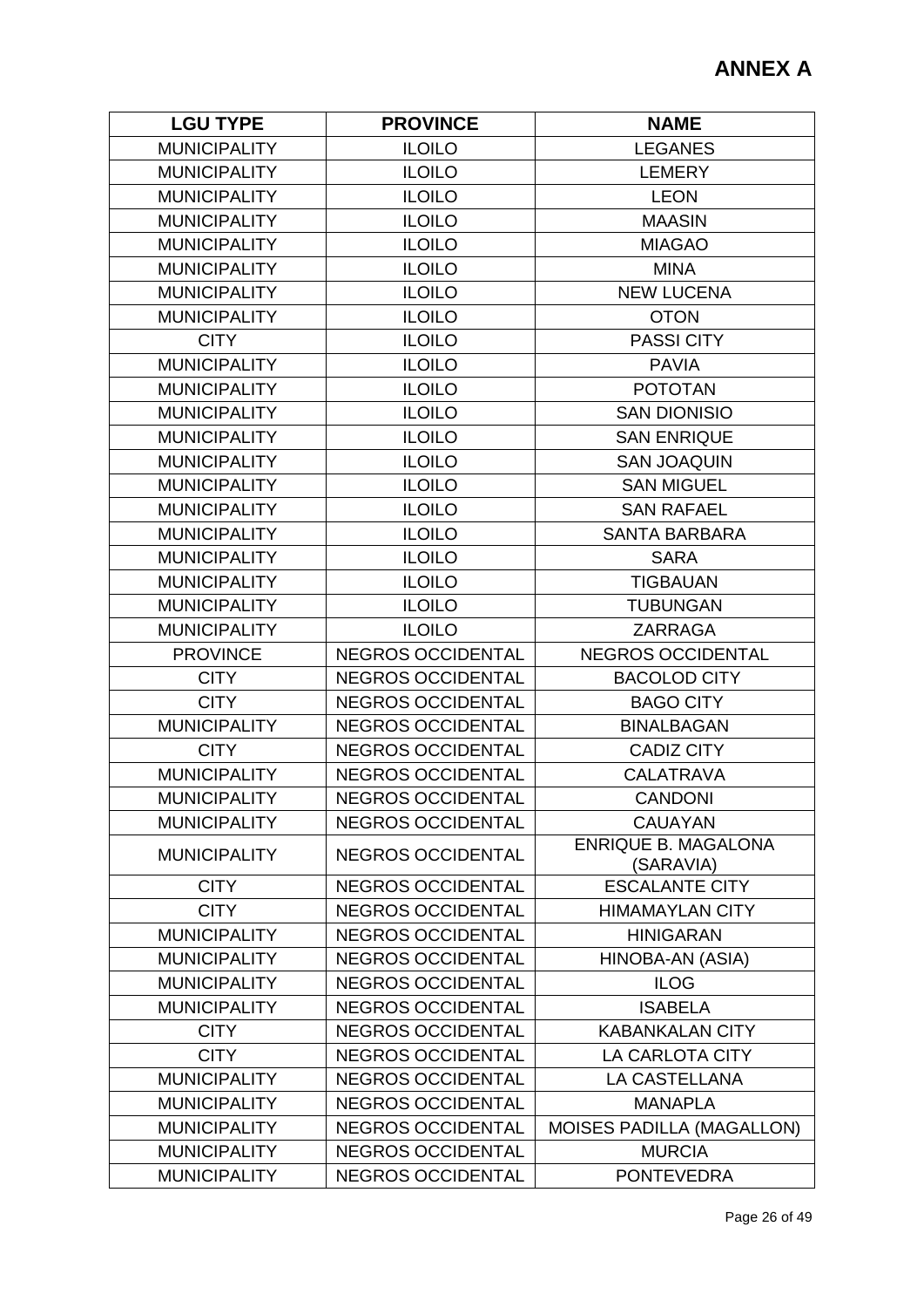# ANNEX A

| LGU TYPE | PROVINCE | NAME |
|---|---|---|
| MUNICIPALITY | ILOILO | LEGANES |
| MUNICIPALITY | ILOILO | LEMERY |
| MUNICIPALITY | ILOILO | LEON |
| MUNICIPALITY | ILOILO | MAASIN |
| MUNICIPALITY | ILOILO | MIAGAO |
| MUNICIPALITY | ILOILO | MINA |
| MUNICIPALITY | ILOILO | NEW LUCENA |
| MUNICIPALITY | ILOILO | OTON |
| CITY | ILOILO | PASSI CITY |
| MUNICIPALITY | ILOILO | PAVIA |
| MUNICIPALITY | ILOILO | POTOTAN |
| MUNICIPALITY | ILOILO | SAN DIONISIO |
| MUNICIPALITY | ILOILO | SAN ENRIQUE |
| MUNICIPALITY | ILOILO | SAN JOAQUIN |
| MUNICIPALITY | ILOILO | SAN MIGUEL |
| MUNICIPALITY | ILOILO | SAN RAFAEL |
| MUNICIPALITY | ILOILO | SANTA BARBARA |
| MUNICIPALITY | ILOILO | SARA |
| MUNICIPALITY | ILOILO | TIGBAUAN |
| MUNICIPALITY | ILOILO | TUBUNGAN |
| MUNICIPALITY | ILOILO | ZARRAGA |
| PROVINCE | NEGROS OCCIDENTAL | NEGROS OCCIDENTAL |
| CITY | NEGROS OCCIDENTAL | BACOLOD CITY |
| CITY | NEGROS OCCIDENTAL | BAGO CITY |
| MUNICIPALITY | NEGROS OCCIDENTAL | BINALBAGAN |
| CITY | NEGROS OCCIDENTAL | CADIZ CITY |
| MUNICIPALITY | NEGROS OCCIDENTAL | CALATRAVA |
| MUNICIPALITY | NEGROS OCCIDENTAL | CANDONI |
| MUNICIPALITY | NEGROS OCCIDENTAL | CAUAYAN |
| MUNICIPALITY | NEGROS OCCIDENTAL | ENRIQUE B. MAGALONA (SARAVIA) |
| CITY | NEGROS OCCIDENTAL | ESCALANTE CITY |
| CITY | NEGROS OCCIDENTAL | HIMAMAYLAN CITY |
| MUNICIPALITY | NEGROS OCCIDENTAL | HINIGARAN |
| MUNICIPALITY | NEGROS OCCIDENTAL | HINOBA-AN (ASIA) |
| MUNICIPALITY | NEGROS OCCIDENTAL | ILOG |
| MUNICIPALITY | NEGROS OCCIDENTAL | ISABELA |
| CITY | NEGROS OCCIDENTAL | KABANKALAN CITY |
| CITY | NEGROS OCCIDENTAL | LA CARLOTA CITY |
| MUNICIPALITY | NEGROS OCCIDENTAL | LA CASTELLANA |
| MUNICIPALITY | NEGROS OCCIDENTAL | MANAPLA |
| MUNICIPALITY | NEGROS OCCIDENTAL | MOISES PADILLA (MAGALLON) |
| MUNICIPALITY | NEGROS OCCIDENTAL | MURCIA |
| MUNICIPALITY | NEGROS OCCIDENTAL | PONTEVEDRA |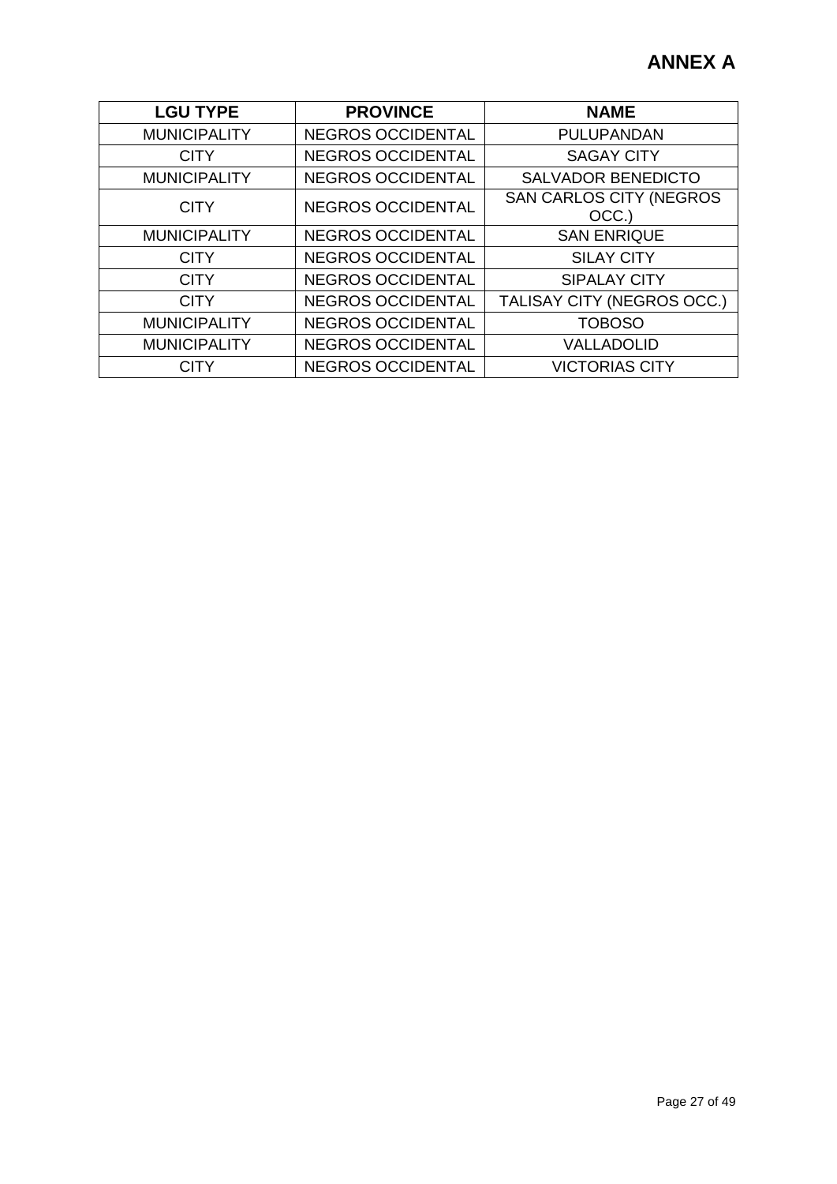# ANNEX A

| LGU TYPE | PROVINCE | NAME |
|---|---|---|
| MUNICIPALITY | NEGROS OCCIDENTAL | PULUPANDAN |
| CITY | NEGROS OCCIDENTAL | SAGAY CITY |
| MUNICIPALITY | NEGROS OCCIDENTAL | SALVADOR BENEDICTO |
| CITY | NEGROS OCCIDENTAL | SAN CARLOS CITY (NEGROS OCC.) |
| MUNICIPALITY | NEGROS OCCIDENTAL | SAN ENRIQUE |
| CITY | NEGROS OCCIDENTAL | SILAY CITY |
| CITY | NEGROS OCCIDENTAL | SIPALAY CITY |
| CITY | NEGROS OCCIDENTAL | TALISAY CITY (NEGROS OCC.) |
| MUNICIPALITY | NEGROS OCCIDENTAL | TOBOSO |
| MUNICIPALITY | NEGROS OCCIDENTAL | VALLADOLID |
| CITY | NEGROS OCCIDENTAL | VICTORIAS CITY |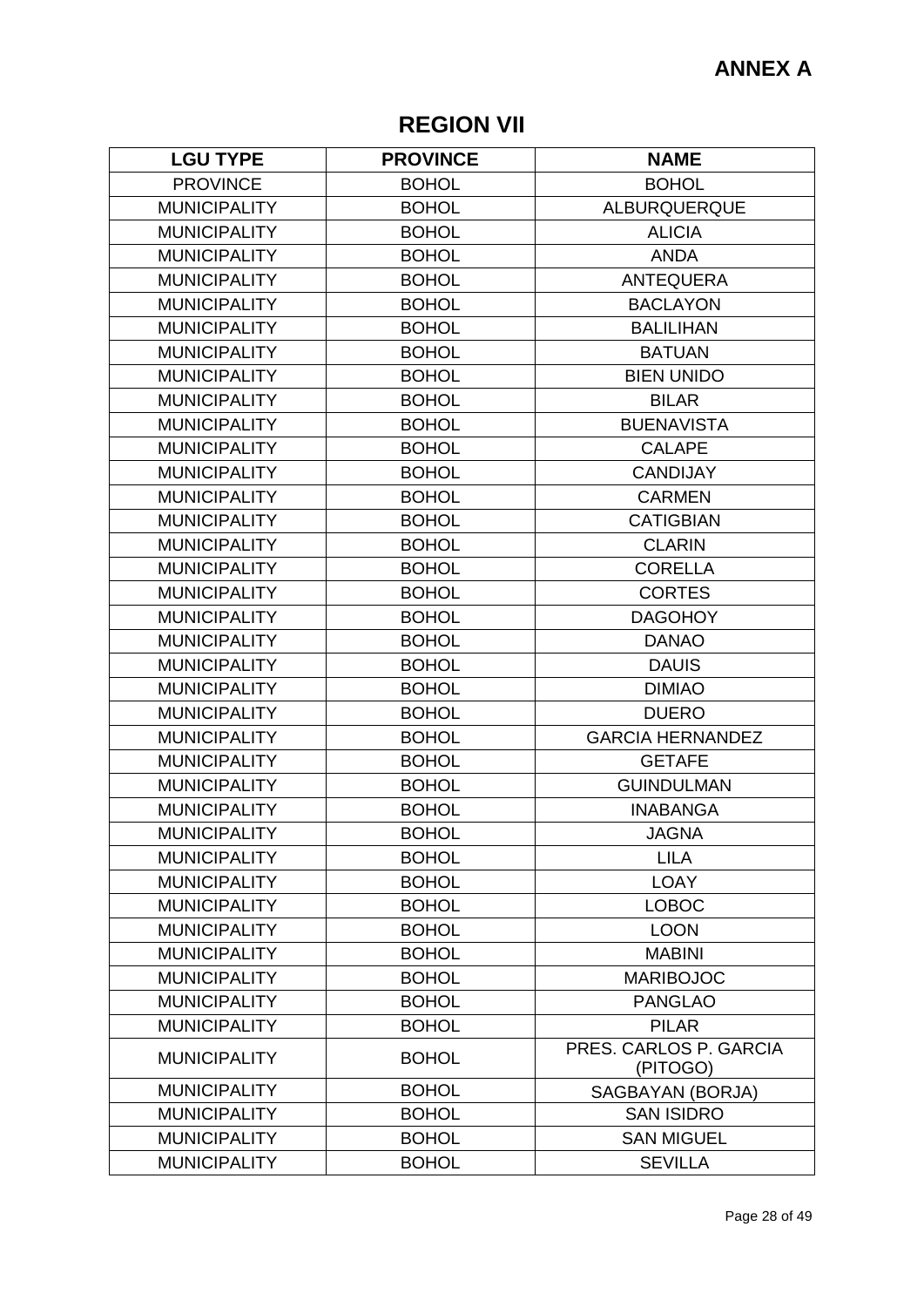**ANNEX A**

# REGION VII

| LGU TYPE | PROVINCE | NAME |
|---|---|---|
| PROVINCE | BOHOL | BOHOL |
| MUNICIPALITY | BOHOL | ALBURQUERQUE |
| MUNICIPALITY | BOHOL | ALICIA |
| MUNICIPALITY | BOHOL | ANDA |
| MUNICIPALITY | BOHOL | ANTEQUERA |
| MUNICIPALITY | BOHOL | BACLAYON |
| MUNICIPALITY | BOHOL | BALILIHAN |
| MUNICIPALITY | BOHOL | BATUAN |
| MUNICIPALITY | BOHOL | BIEN UNIDO |
| MUNICIPALITY | BOHOL | BILAR |
| MUNICIPALITY | BOHOL | BUENAVISTA |
| MUNICIPALITY | BOHOL | CALAPE |
| MUNICIPALITY | BOHOL | CANDIJAY |
| MUNICIPALITY | BOHOL | CARMEN |
| MUNICIPALITY | BOHOL | CATIGBIAN |
| MUNICIPALITY | BOHOL | CLARIN |
| MUNICIPALITY | BOHOL | CORELLA |
| MUNICIPALITY | BOHOL | CORTES |
| MUNICIPALITY | BOHOL | DAGOHOY |
| MUNICIPALITY | BOHOL | DANAO |
| MUNICIPALITY | BOHOL | DAUIS |
| MUNICIPALITY | BOHOL | DIMIAO |
| MUNICIPALITY | BOHOL | DUERO |
| MUNICIPALITY | BOHOL | GARCIA HERNANDEZ |
| MUNICIPALITY | BOHOL | GETAFE |
| MUNICIPALITY | BOHOL | GUINDULMAN |
| MUNICIPALITY | BOHOL | INABANGA |
| MUNICIPALITY | BOHOL | JAGNA |
| MUNICIPALITY | BOHOL | LILA |
| MUNICIPALITY | BOHOL | LOAY |
| MUNICIPALITY | BOHOL | LOBOC |
| MUNICIPALITY | BOHOL | LOON |
| MUNICIPALITY | BOHOL | MABINI |
| MUNICIPALITY | BOHOL | MARIBOJOC |
| MUNICIPALITY | BOHOL | PANGLAO |
| MUNICIPALITY | BOHOL | PILAR |
| MUNICIPALITY | BOHOL | PRES. CARLOS P. GARCIA (PITOGO) |
| MUNICIPALITY | BOHOL | SAGBAYAN (BORJA) |
| MUNICIPALITY | BOHOL | SAN ISIDRO |
| MUNICIPALITY | BOHOL | SAN MIGUEL |
| MUNICIPALITY | BOHOL | SEVILLA |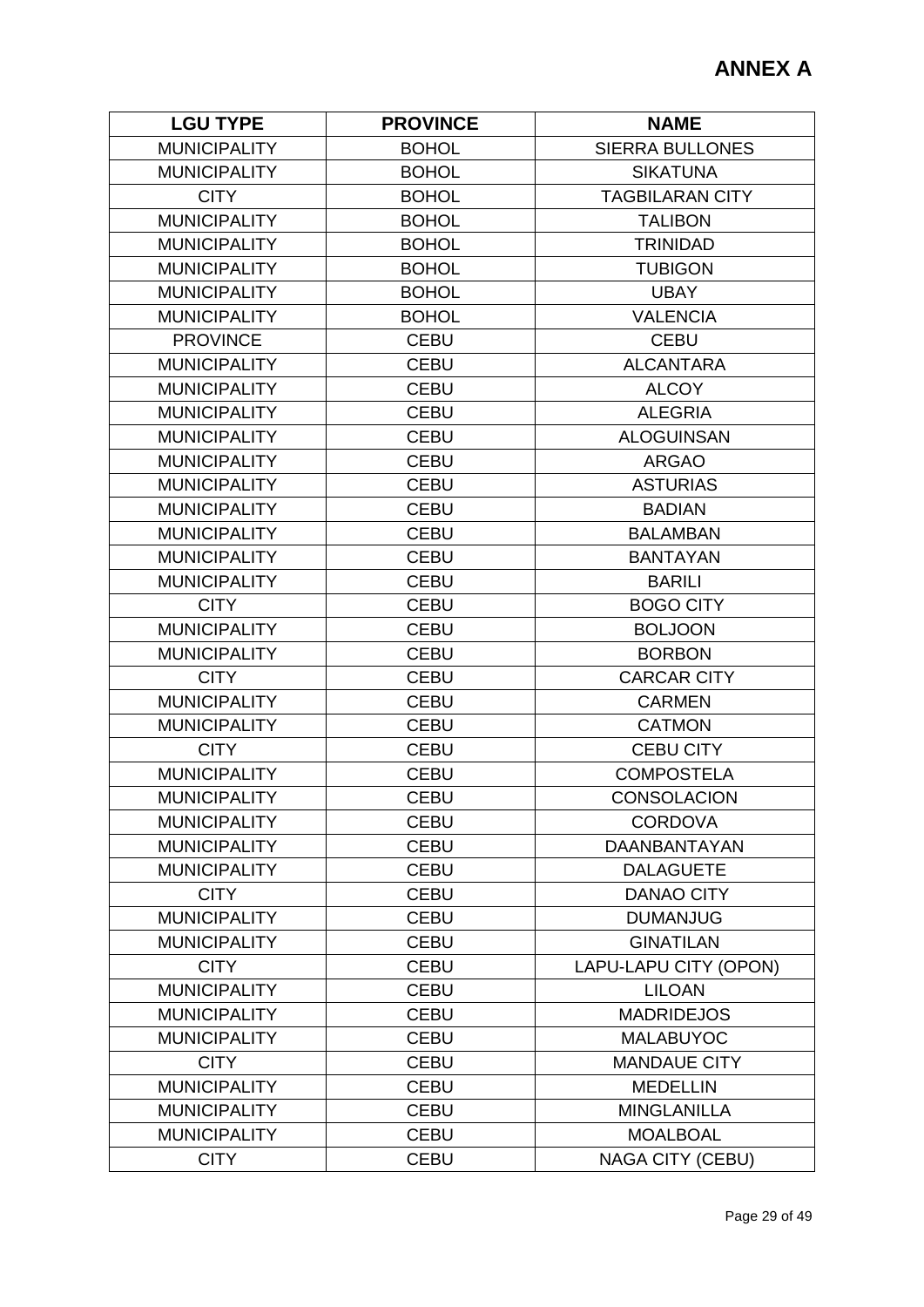# ANNEX A

| LGU TYPE | PROVINCE | NAME |
|---|---|---|
| MUNICIPALITY | BOHOL | SIERRA BULLONES |
| MUNICIPALITY | BOHOL | SIKATUNA |
| CITY | BOHOL | TAGBILARAN CITY |
| MUNICIPALITY | BOHOL | TALIBON |
| MUNICIPALITY | BOHOL | TRINIDAD |
| MUNICIPALITY | BOHOL | TUBIGON |
| MUNICIPALITY | BOHOL | UBAY |
| MUNICIPALITY | BOHOL | VALENCIA |
| PROVINCE | CEBU | CEBU |
| MUNICIPALITY | CEBU | ALCANTARA |
| MUNICIPALITY | CEBU | ALCOY |
| MUNICIPALITY | CEBU | ALEGRIA |
| MUNICIPALITY | CEBU | ALOGUINSAN |
| MUNICIPALITY | CEBU | ARGAO |
| MUNICIPALITY | CEBU | ASTURIAS |
| MUNICIPALITY | CEBU | BADIAN |
| MUNICIPALITY | CEBU | BALAMBAN |
| MUNICIPALITY | CEBU | BANTAYAN |
| MUNICIPALITY | CEBU | BARILI |
| CITY | CEBU | BOGO CITY |
| MUNICIPALITY | CEBU | BOLJOON |
| MUNICIPALITY | CEBU | BORBON |
| CITY | CEBU | CARCAR CITY |
| MUNICIPALITY | CEBU | CARMEN |
| MUNICIPALITY | CEBU | CATMON |
| CITY | CEBU | CEBU CITY |
| MUNICIPALITY | CEBU | COMPOSTELA |
| MUNICIPALITY | CEBU | CONSOLACION |
| MUNICIPALITY | CEBU | CORDOVA |
| MUNICIPALITY | CEBU | DAANBANTAYAN |
| MUNICIPALITY | CEBU | DALAGUETE |
| CITY | CEBU | DANAO CITY |
| MUNICIPALITY | CEBU | DUMANJUG |
| MUNICIPALITY | CEBU | GINATILAN |
| CITY | CEBU | LAPU-LAPU CITY (OPON) |
| MUNICIPALITY | CEBU | LILOAN |
| MUNICIPALITY | CEBU | MADRIDEJOS |
| MUNICIPALITY | CEBU | MALABUYOC |
| CITY | CEBU | MANDAUE CITY |
| MUNICIPALITY | CEBU | MEDELLIN |
| MUNICIPALITY | CEBU | MINGLANILLA |
| MUNICIPALITY | CEBU | MOALBOAL |
| CITY | CEBU | NAGA CITY (CEBU) |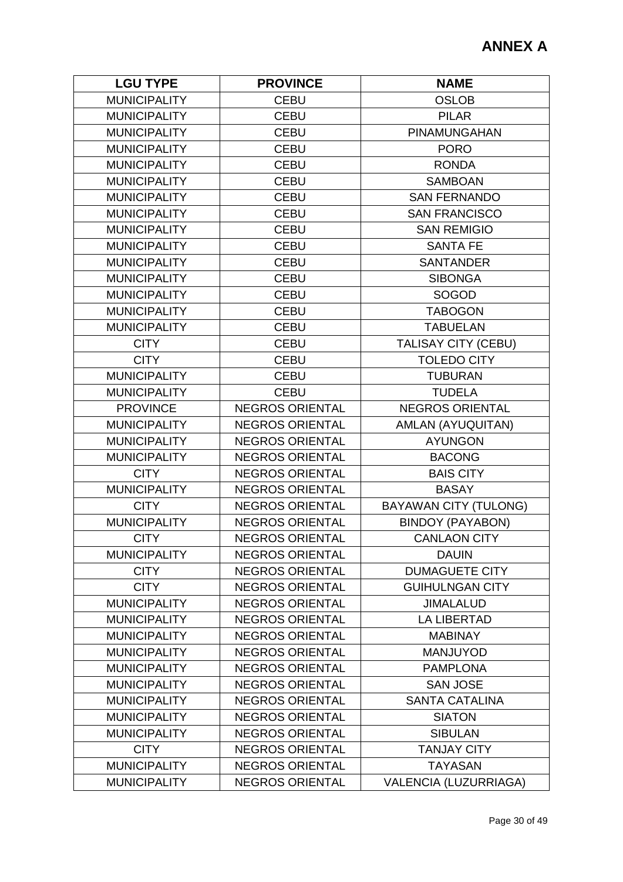# ANNEX A

| LGU TYPE | PROVINCE | NAME |
|---|---|---|
| MUNICIPALITY | CEBU | OSLOB |
| MUNICIPALITY | CEBU | PILAR |
| MUNICIPALITY | CEBU | PINAMUNGAHAN |
| MUNICIPALITY | CEBU | PORO |
| MUNICIPALITY | CEBU | RONDA |
| MUNICIPALITY | CEBU | SAMBOAN |
| MUNICIPALITY | CEBU | SAN FERNANDO |
| MUNICIPALITY | CEBU | SAN FRANCISCO |
| MUNICIPALITY | CEBU | SAN REMIGIO |
| MUNICIPALITY | CEBU | SANTA FE |
| MUNICIPALITY | CEBU | SANTANDER |
| MUNICIPALITY | CEBU | SIBONGA |
| MUNICIPALITY | CEBU | SOGOD |
| MUNICIPALITY | CEBU | TABOGON |
| MUNICIPALITY | CEBU | TABUELAN |
| CITY | CEBU | TALISAY CITY (CEBU) |
| CITY | CEBU | TOLEDO CITY |
| MUNICIPALITY | CEBU | TUBURAN |
| MUNICIPALITY | CEBU | TUDELA |
| PROVINCE | NEGROS ORIENTAL | NEGROS ORIENTAL |
| MUNICIPALITY | NEGROS ORIENTAL | AMLAN (AYUQUITAN) |
| MUNICIPALITY | NEGROS ORIENTAL | AYUNGON |
| MUNICIPALITY | NEGROS ORIENTAL | BACONG |
| CITY | NEGROS ORIENTAL | BAIS CITY |
| MUNICIPALITY | NEGROS ORIENTAL | BASAY |
| CITY | NEGROS ORIENTAL | BAYAWAN CITY (TULONG) |
| MUNICIPALITY | NEGROS ORIENTAL | BINDOY (PAYABON) |
| CITY | NEGROS ORIENTAL | CANLAON CITY |
| MUNICIPALITY | NEGROS ORIENTAL | DAUIN |
| CITY | NEGROS ORIENTAL | DUMAGUETE CITY |
| CITY | NEGROS ORIENTAL | GUIHULNGAN CITY |
| MUNICIPALITY | NEGROS ORIENTAL | JIMALALUD |
| MUNICIPALITY | NEGROS ORIENTAL | LA LIBERTAD |
| MUNICIPALITY | NEGROS ORIENTAL | MABINAY |
| MUNICIPALITY | NEGROS ORIENTAL | MANJUYOD |
| MUNICIPALITY | NEGROS ORIENTAL | PAMPLONA |
| MUNICIPALITY | NEGROS ORIENTAL | SAN JOSE |
| MUNICIPALITY | NEGROS ORIENTAL | SANTA CATALINA |
| MUNICIPALITY | NEGROS ORIENTAL | SIATON |
| MUNICIPALITY | NEGROS ORIENTAL | SIBULAN |
| CITY | NEGROS ORIENTAL | TANJAY CITY |
| MUNICIPALITY | NEGROS ORIENTAL | TAYASAN |
| MUNICIPALITY | NEGROS ORIENTAL | VALENCIA (LUZURRIAGA) |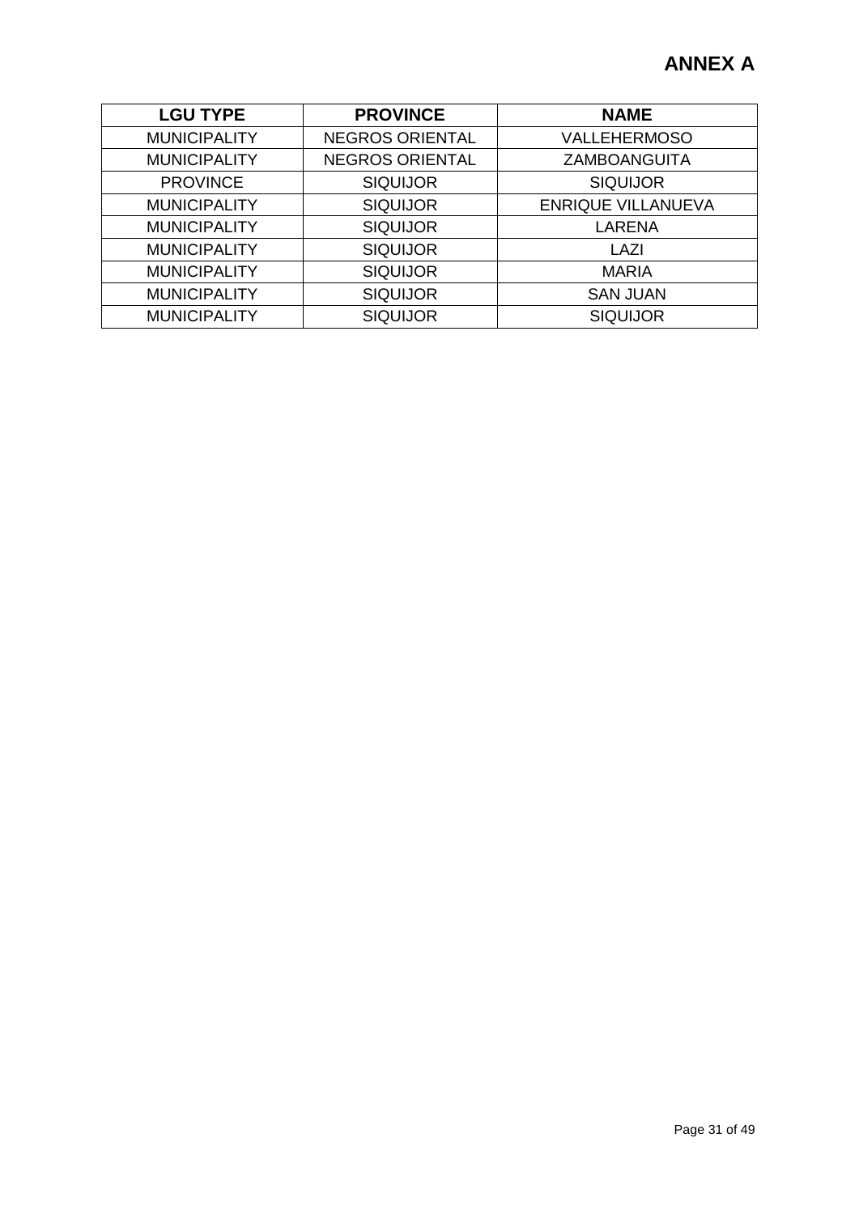# ANNEX A

| LGU TYPE | PROVINCE | NAME |
|---|---|---|
| MUNICIPALITY | NEGROS ORIENTAL | VALLEHERMOSO |
| MUNICIPALITY | NEGROS ORIENTAL | ZAMBOANGUITA |
| PROVINCE | SIQUIJOR | SIQUIJOR |
| MUNICIPALITY | SIQUIJOR | ENRIQUE VILLANUEVA |
| MUNICIPALITY | SIQUIJOR | LARENA |
| MUNICIPALITY | SIQUIJOR | LAZI |
| MUNICIPALITY | SIQUIJOR | MARIA |
| MUNICIPALITY | SIQUIJOR | SAN JUAN |
| MUNICIPALITY | SIQUIJOR | SIQUIJOR |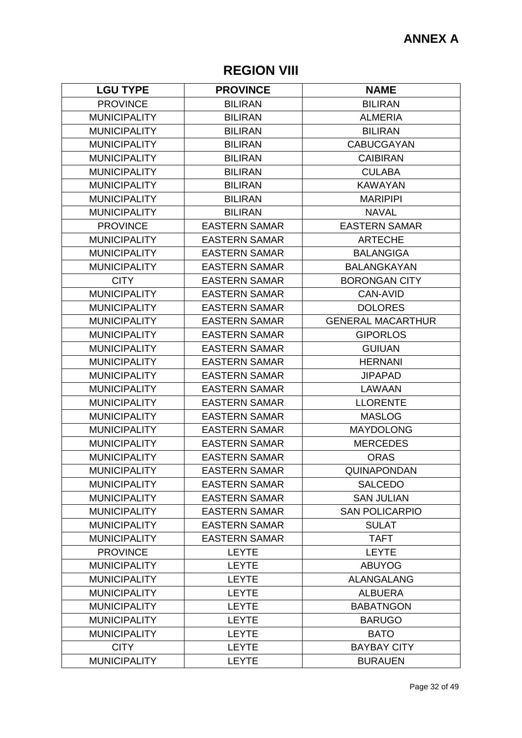**ANNEX A**

# REGION VIII

| LGU TYPE | PROVINCE | NAME |
|---|---|---|
| PROVINCE | BILIRAN | BILIRAN |
| MUNICIPALITY | BILIRAN | ALMERIA |
| MUNICIPALITY | BILIRAN | BILIRAN |
| MUNICIPALITY | BILIRAN | CABUCGAYAN |
| MUNICIPALITY | BILIRAN | CAIBIRAN |
| MUNICIPALITY | BILIRAN | CULABA |
| MUNICIPALITY | BILIRAN | KAWAYAN |
| MUNICIPALITY | BILIRAN | MARIPIPI |
| MUNICIPALITY | BILIRAN | NAVAL |
| PROVINCE | EASTERN SAMAR | EASTERN SAMAR |
| MUNICIPALITY | EASTERN SAMAR | ARTECHE |
| MUNICIPALITY | EASTERN SAMAR | BALANGIGA |
| MUNICIPALITY | EASTERN SAMAR | BALANGKAYAN |
| CITY | EASTERN SAMAR | BORONGAN CITY |
| MUNICIPALITY | EASTERN SAMAR | CAN-AVID |
| MUNICIPALITY | EASTERN SAMAR | DOLORES |
| MUNICIPALITY | EASTERN SAMAR | GENERAL MACARTHUR |
| MUNICIPALITY | EASTERN SAMAR | GIPORLOS |
| MUNICIPALITY | EASTERN SAMAR | GUIUAN |
| MUNICIPALITY | EASTERN SAMAR | HERNANI |
| MUNICIPALITY | EASTERN SAMAR | JIPAPAD |
| MUNICIPALITY | EASTERN SAMAR | LAWAAN |
| MUNICIPALITY | EASTERN SAMAR | LLORENTE |
| MUNICIPALITY | EASTERN SAMAR | MASLOG |
| MUNICIPALITY | EASTERN SAMAR | MAYDOLONG |
| MUNICIPALITY | EASTERN SAMAR | MERCEDES |
| MUNICIPALITY | EASTERN SAMAR | ORAS |
| MUNICIPALITY | EASTERN SAMAR | QUINAPONDAN |
| MUNICIPALITY | EASTERN SAMAR | SALCEDO |
| MUNICIPALITY | EASTERN SAMAR | SAN JULIAN |
| MUNICIPALITY | EASTERN SAMAR | SAN POLICARPIO |
| MUNICIPALITY | EASTERN SAMAR | SULAT |
| MUNICIPALITY | EASTERN SAMAR | TAFT |
| PROVINCE | LEYTE | LEYTE |
| MUNICIPALITY | LEYTE | ABUYOG |
| MUNICIPALITY | LEYTE | ALANGALANG |
| MUNICIPALITY | LEYTE | ALBUERA |
| MUNICIPALITY | LEYTE | BABATNGON |
| MUNICIPALITY | LEYTE | BARUGO |
| MUNICIPALITY | LEYTE | BATO |
| CITY | LEYTE | BAYBAY CITY |
| MUNICIPALITY | LEYTE | BURAUEN |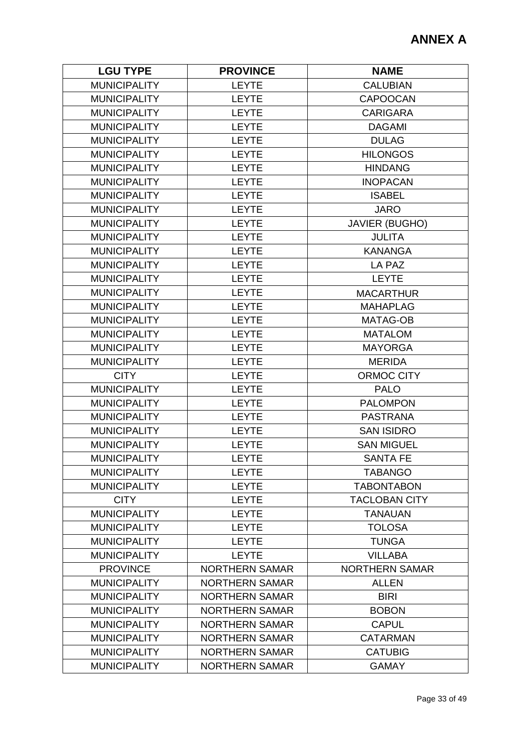# ANNEX A

| LGU TYPE | PROVINCE | NAME |
|---|---|---|
| MUNICIPALITY | LEYTE | CALUBIAN |
| MUNICIPALITY | LEYTE | CAPOOCAN |
| MUNICIPALITY | LEYTE | CARIGARA |
| MUNICIPALITY | LEYTE | DAGAMI |
| MUNICIPALITY | LEYTE | DULAG |
| MUNICIPALITY | LEYTE | HILONGOS |
| MUNICIPALITY | LEYTE | HINDANG |
| MUNICIPALITY | LEYTE | INOPACAN |
| MUNICIPALITY | LEYTE | ISABEL |
| MUNICIPALITY | LEYTE | JARO |
| MUNICIPALITY | LEYTE | JAVIER (BUGHO) |
| MUNICIPALITY | LEYTE | JULITA |
| MUNICIPALITY | LEYTE | KANANGA |
| MUNICIPALITY | LEYTE | LA PAZ |
| MUNICIPALITY | LEYTE | LEYTE |
| MUNICIPALITY | LEYTE | MACARTHUR |
| MUNICIPALITY | LEYTE | MAHAPLAG |
| MUNICIPALITY | LEYTE | MATAG-OB |
| MUNICIPALITY | LEYTE | MATALOM |
| MUNICIPALITY | LEYTE | MAYORGA |
| MUNICIPALITY | LEYTE | MERIDA |
| CITY | LEYTE | ORMOC CITY |
| MUNICIPALITY | LEYTE | PALO |
| MUNICIPALITY | LEYTE | PALOMPON |
| MUNICIPALITY | LEYTE | PASTRANA |
| MUNICIPALITY | LEYTE | SAN ISIDRO |
| MUNICIPALITY | LEYTE | SAN MIGUEL |
| MUNICIPALITY | LEYTE | SANTA FE |
| MUNICIPALITY | LEYTE | TABANGO |
| MUNICIPALITY | LEYTE | TABONTABON |
| CITY | LEYTE | TACLOBAN CITY |
| MUNICIPALITY | LEYTE | TANAUAN |
| MUNICIPALITY | LEYTE | TOLOSA |
| MUNICIPALITY | LEYTE | TUNGA |
| MUNICIPALITY | LEYTE | VILLABA |
| PROVINCE | NORTHERN SAMAR | NORTHERN SAMAR |
| MUNICIPALITY | NORTHERN SAMAR | ALLEN |
| MUNICIPALITY | NORTHERN SAMAR | BIRI |
| MUNICIPALITY | NORTHERN SAMAR | BOBON |
| MUNICIPALITY | NORTHERN SAMAR | CAPUL |
| MUNICIPALITY | NORTHERN SAMAR | CATARMAN |
| MUNICIPALITY | NORTHERN SAMAR | CATUBIG |
| MUNICIPALITY | NORTHERN SAMAR | GAMAY |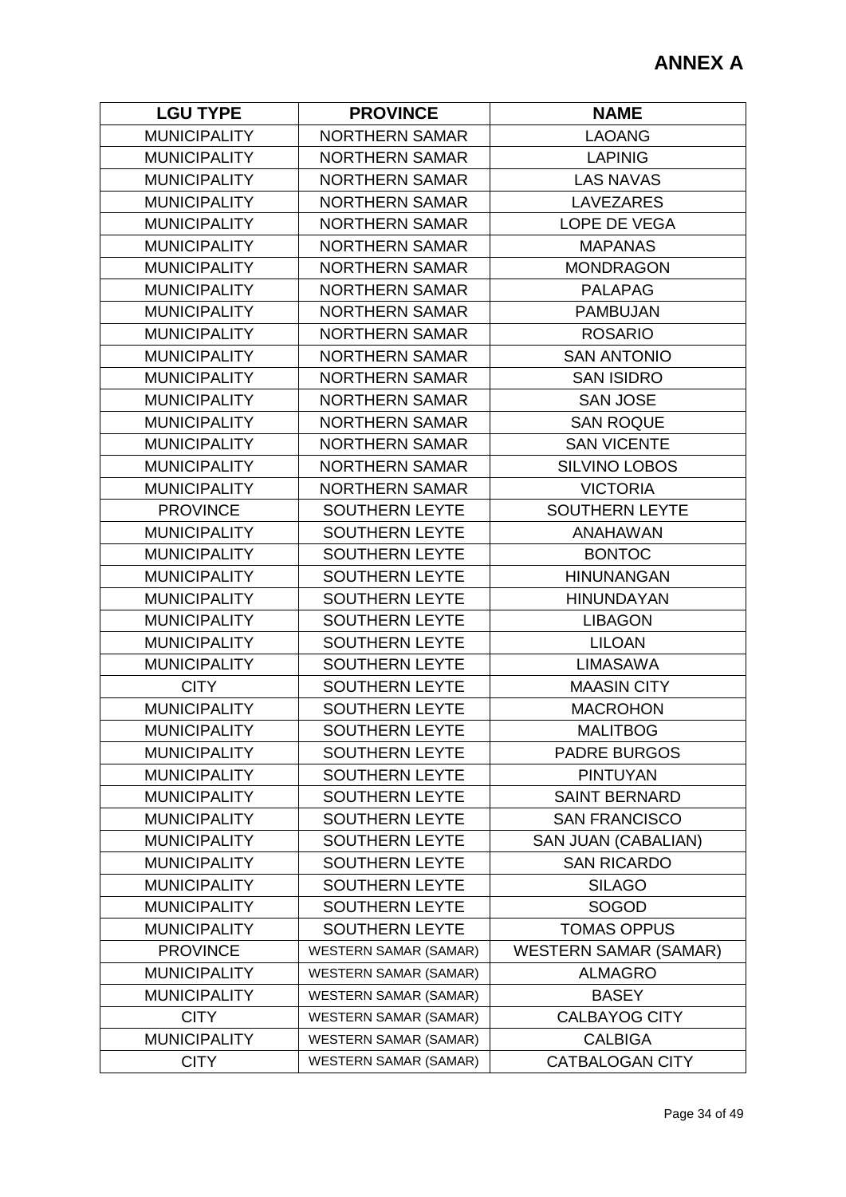# ANNEX A

| LGU TYPE | PROVINCE | NAME |
|---|---|---|
| MUNICIPALITY | NORTHERN SAMAR | LAOANG |
| MUNICIPALITY | NORTHERN SAMAR | LAPINIG |
| MUNICIPALITY | NORTHERN SAMAR | LAS NAVAS |
| MUNICIPALITY | NORTHERN SAMAR | LAVEZARES |
| MUNICIPALITY | NORTHERN SAMAR | LOPE DE VEGA |
| MUNICIPALITY | NORTHERN SAMAR | MAPANAS |
| MUNICIPALITY | NORTHERN SAMAR | MONDRAGON |
| MUNICIPALITY | NORTHERN SAMAR | PALAPAG |
| MUNICIPALITY | NORTHERN SAMAR | PAMBUJAN |
| MUNICIPALITY | NORTHERN SAMAR | ROSARIO |
| MUNICIPALITY | NORTHERN SAMAR | SAN ANTONIO |
| MUNICIPALITY | NORTHERN SAMAR | SAN ISIDRO |
| MUNICIPALITY | NORTHERN SAMAR | SAN JOSE |
| MUNICIPALITY | NORTHERN SAMAR | SAN ROQUE |
| MUNICIPALITY | NORTHERN SAMAR | SAN VICENTE |
| MUNICIPALITY | NORTHERN SAMAR | SILVINO LOBOS |
| MUNICIPALITY | NORTHERN SAMAR | VICTORIA |
| PROVINCE | SOUTHERN LEYTE | SOUTHERN LEYTE |
| MUNICIPALITY | SOUTHERN LEYTE | ANAHAWAN |
| MUNICIPALITY | SOUTHERN LEYTE | BONTOC |
| MUNICIPALITY | SOUTHERN LEYTE | HINUNANGAN |
| MUNICIPALITY | SOUTHERN LEYTE | HINUNDAYAN |
| MUNICIPALITY | SOUTHERN LEYTE | LIBAGON |
| MUNICIPALITY | SOUTHERN LEYTE | LILOAN |
| MUNICIPALITY | SOUTHERN LEYTE | LIMASAWA |
| CITY | SOUTHERN LEYTE | MAASIN CITY |
| MUNICIPALITY | SOUTHERN LEYTE | MACROHON |
| MUNICIPALITY | SOUTHERN LEYTE | MALITBOG |
| MUNICIPALITY | SOUTHERN LEYTE | PADRE BURGOS |
| MUNICIPALITY | SOUTHERN LEYTE | PINTUYAN |
| MUNICIPALITY | SOUTHERN LEYTE | SAINT BERNARD |
| MUNICIPALITY | SOUTHERN LEYTE | SAN FRANCISCO |
| MUNICIPALITY | SOUTHERN LEYTE | SAN JUAN (CABALIAN) |
| MUNICIPALITY | SOUTHERN LEYTE | SAN RICARDO |
| MUNICIPALITY | SOUTHERN LEYTE | SILAGO |
| MUNICIPALITY | SOUTHERN LEYTE | SOGOD |
| MUNICIPALITY | SOUTHERN LEYTE | TOMAS OPPUS |
| PROVINCE | WESTERN SAMAR (SAMAR) | WESTERN SAMAR (SAMAR) |
| MUNICIPALITY | WESTERN SAMAR (SAMAR) | ALMAGRO |
| MUNICIPALITY | WESTERN SAMAR (SAMAR) | BASEY |
| CITY | WESTERN SAMAR (SAMAR) | CALBAYOG CITY |
| MUNICIPALITY | WESTERN SAMAR (SAMAR) | CALBIGA |
| CITY | WESTERN SAMAR (SAMAR) | CATBALOGAN CITY |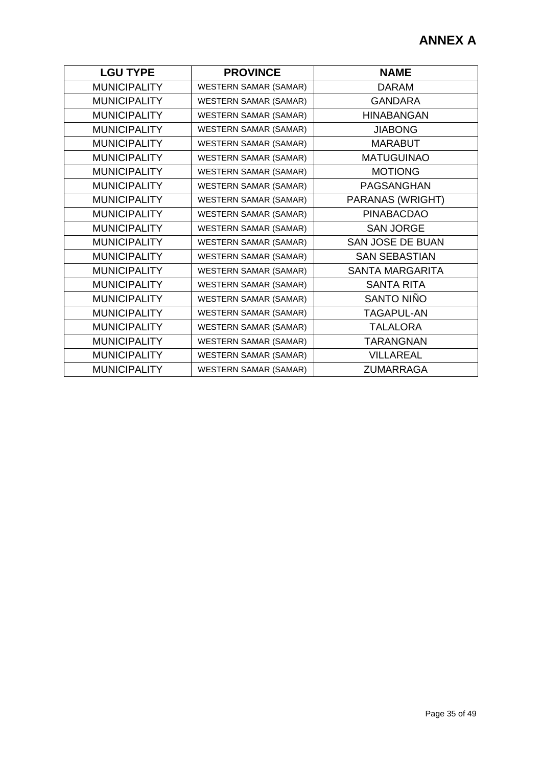# ANNEX A

| LGU TYPE | PROVINCE | NAME |
|---|---|---|
| MUNICIPALITY | WESTERN SAMAR (SAMAR) | DARAM |
| MUNICIPALITY | WESTERN SAMAR (SAMAR) | GANDARA |
| MUNICIPALITY | WESTERN SAMAR (SAMAR) | HINABANGAN |
| MUNICIPALITY | WESTERN SAMAR (SAMAR) | JIABONG |
| MUNICIPALITY | WESTERN SAMAR (SAMAR) | MARABUT |
| MUNICIPALITY | WESTERN SAMAR (SAMAR) | MATUGUINAO |
| MUNICIPALITY | WESTERN SAMAR (SAMAR) | MOTIONG |
| MUNICIPALITY | WESTERN SAMAR (SAMAR) | PAGSANGHAN |
| MUNICIPALITY | WESTERN SAMAR (SAMAR) | PARANAS (WRIGHT) |
| MUNICIPALITY | WESTERN SAMAR (SAMAR) | PINABACDAO |
| MUNICIPALITY | WESTERN SAMAR (SAMAR) | SAN JORGE |
| MUNICIPALITY | WESTERN SAMAR (SAMAR) | SAN JOSE DE BUAN |
| MUNICIPALITY | WESTERN SAMAR (SAMAR) | SAN SEBASTIAN |
| MUNICIPALITY | WESTERN SAMAR (SAMAR) | SANTA MARGARITA |
| MUNICIPALITY | WESTERN SAMAR (SAMAR) | SANTA RITA |
| MUNICIPALITY | WESTERN SAMAR (SAMAR) | SANTO NIÑO |
| MUNICIPALITY | WESTERN SAMAR (SAMAR) | TAGAPUL-AN |
| MUNICIPALITY | WESTERN SAMAR (SAMAR) | TALALORA |
| MUNICIPALITY | WESTERN SAMAR (SAMAR) | TARANGNAN |
| MUNICIPALITY | WESTERN SAMAR (SAMAR) | VILLAREAL |
| MUNICIPALITY | WESTERN SAMAR (SAMAR) | ZUMARRAGA |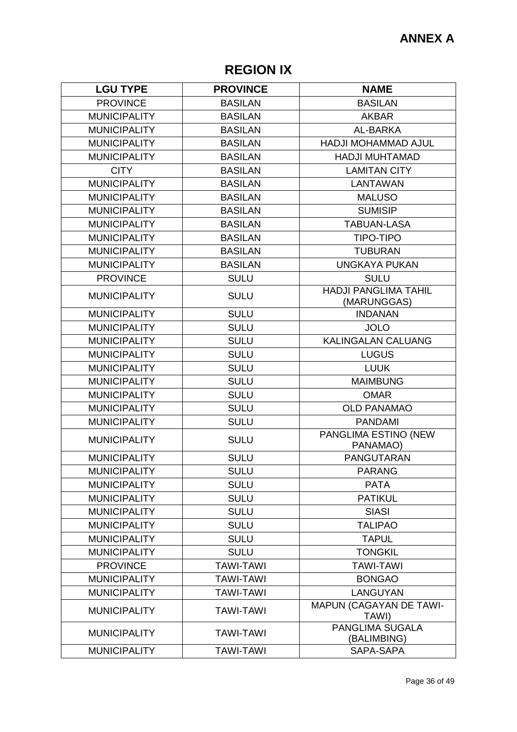**ANNEX A**

# REGION IX

| LGU TYPE | PROVINCE | NAME |
|---|---|---|
| PROVINCE | BASILAN | BASILAN |
| MUNICIPALITY | BASILAN | AKBAR |
| MUNICIPALITY | BASILAN | AL-BARKA |
| MUNICIPALITY | BASILAN | HADJI MOHAMMAD AJUL |
| MUNICIPALITY | BASILAN | HADJI MUHTAMAD |
| CITY | BASILAN | LAMITAN CITY |
| MUNICIPALITY | BASILAN | LANTAWAN |
| MUNICIPALITY | BASILAN | MALUSO |
| MUNICIPALITY | BASILAN | SUMISIP |
| MUNICIPALITY | BASILAN | TABUAN-LASA |
| MUNICIPALITY | BASILAN | TIPO-TIPO |
| MUNICIPALITY | BASILAN | TUBURAN |
| MUNICIPALITY | BASILAN | UNGKAYA PUKAN |
| PROVINCE | SULU | SULU |
| MUNICIPALITY | SULU | HADJI PANGLIMA TAHIL (MARUNGGAS) |
| MUNICIPALITY | SULU | INDANAN |
| MUNICIPALITY | SULU | JOLO |
| MUNICIPALITY | SULU | KALINGALAN CALUANG |
| MUNICIPALITY | SULU | LUGUS |
| MUNICIPALITY | SULU | LUUK |
| MUNICIPALITY | SULU | MAIMBUNG |
| MUNICIPALITY | SULU | OMAR |
| MUNICIPALITY | SULU | OLD PANAMAO |
| MUNICIPALITY | SULU | PANDAMI |
| MUNICIPALITY | SULU | PANGLIMA ESTINO (NEW PANAMAO) |
| MUNICIPALITY | SULU | PANGUTARAN |
| MUNICIPALITY | SULU | PARANG |
| MUNICIPALITY | SULU | PATA |
| MUNICIPALITY | SULU | PATIKUL |
| MUNICIPALITY | SULU | SIASI |
| MUNICIPALITY | SULU | TALIPAO |
| MUNICIPALITY | SULU | TAPUL |
| MUNICIPALITY | SULU | TONGKIL |
| PROVINCE | TAWI-TAWI | TAWI-TAWI |
| MUNICIPALITY | TAWI-TAWI | BONGAO |
| MUNICIPALITY | TAWI-TAWI | LANGUYAN |
| MUNICIPALITY | TAWI-TAWI | MAPUN (CAGAYAN DE TAWI-TAWI) |
| MUNICIPALITY | TAWI-TAWI | PANGLIMA SUGALA (BALIMBING) |
| MUNICIPALITY | TAWI-TAWI | SAPA-SAPA |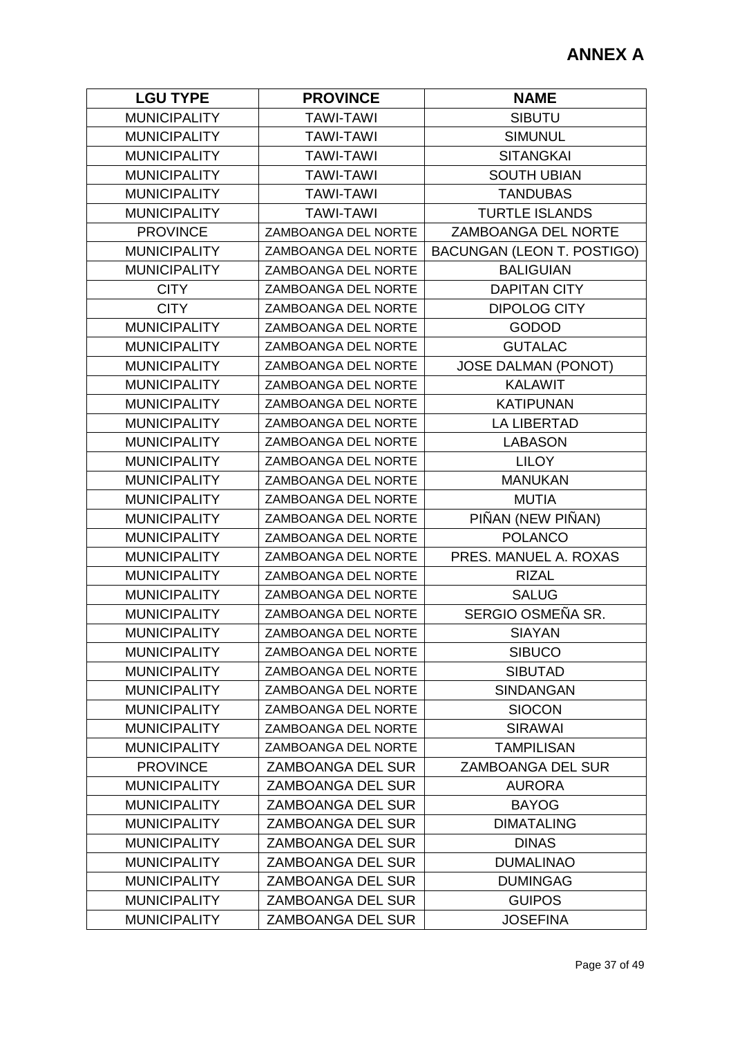# ANNEX A

| LGU TYPE | PROVINCE | NAME |
|---|---|---|
| MUNICIPALITY | TAWI-TAWI | SIBUTU |
| MUNICIPALITY | TAWI-TAWI | SIMUNUL |
| MUNICIPALITY | TAWI-TAWI | SITANGKAI |
| MUNICIPALITY | TAWI-TAWI | SOUTH UBIAN |
| MUNICIPALITY | TAWI-TAWI | TANDUBAS |
| MUNICIPALITY | TAWI-TAWI | TURTLE ISLANDS |
| PROVINCE | ZAMBOANGA DEL NORTE | ZAMBOANGA DEL NORTE |
| MUNICIPALITY | ZAMBOANGA DEL NORTE | BACUNGAN (LEON T. POSTIGO) |
| MUNICIPALITY | ZAMBOANGA DEL NORTE | BALIGUIAN |
| CITY | ZAMBOANGA DEL NORTE | DAPITAN CITY |
| CITY | ZAMBOANGA DEL NORTE | DIPOLOG CITY |
| MUNICIPALITY | ZAMBOANGA DEL NORTE | GODOD |
| MUNICIPALITY | ZAMBOANGA DEL NORTE | GUTALAC |
| MUNICIPALITY | ZAMBOANGA DEL NORTE | JOSE DALMAN (PONOT) |
| MUNICIPALITY | ZAMBOANGA DEL NORTE | KALAWIT |
| MUNICIPALITY | ZAMBOANGA DEL NORTE | KATIPUNAN |
| MUNICIPALITY | ZAMBOANGA DEL NORTE | LA LIBERTAD |
| MUNICIPALITY | ZAMBOANGA DEL NORTE | LABASON |
| MUNICIPALITY | ZAMBOANGA DEL NORTE | LILOY |
| MUNICIPALITY | ZAMBOANGA DEL NORTE | MANUKAN |
| MUNICIPALITY | ZAMBOANGA DEL NORTE | MUTIA |
| MUNICIPALITY | ZAMBOANGA DEL NORTE | PIÑAN (NEW PIÑAN) |
| MUNICIPALITY | ZAMBOANGA DEL NORTE | POLANCO |
| MUNICIPALITY | ZAMBOANGA DEL NORTE | PRES. MANUEL A. ROXAS |
| MUNICIPALITY | ZAMBOANGA DEL NORTE | RIZAL |
| MUNICIPALITY | ZAMBOANGA DEL NORTE | SALUG |
| MUNICIPALITY | ZAMBOANGA DEL NORTE | SERGIO OSMEÑA SR. |
| MUNICIPALITY | ZAMBOANGA DEL NORTE | SIAYAN |
| MUNICIPALITY | ZAMBOANGA DEL NORTE | SIBUCO |
| MUNICIPALITY | ZAMBOANGA DEL NORTE | SIBUTAD |
| MUNICIPALITY | ZAMBOANGA DEL NORTE | SINDANGAN |
| MUNICIPALITY | ZAMBOANGA DEL NORTE | SIOCON |
| MUNICIPALITY | ZAMBOANGA DEL NORTE | SIRAWAI |
| MUNICIPALITY | ZAMBOANGA DEL NORTE | TAMPILISAN |
| PROVINCE | ZAMBOANGA DEL SUR | ZAMBOANGA DEL SUR |
| MUNICIPALITY | ZAMBOANGA DEL SUR | AURORA |
| MUNICIPALITY | ZAMBOANGA DEL SUR | BAYOG |
| MUNICIPALITY | ZAMBOANGA DEL SUR | DIMATALING |
| MUNICIPALITY | ZAMBOANGA DEL SUR | DINAS |
| MUNICIPALITY | ZAMBOANGA DEL SUR | DUMALINAO |
| MUNICIPALITY | ZAMBOANGA DEL SUR | DUMINGAG |
| MUNICIPALITY | ZAMBOANGA DEL SUR | GUIPOS |
| MUNICIPALITY | ZAMBOANGA DEL SUR | JOSEFINA |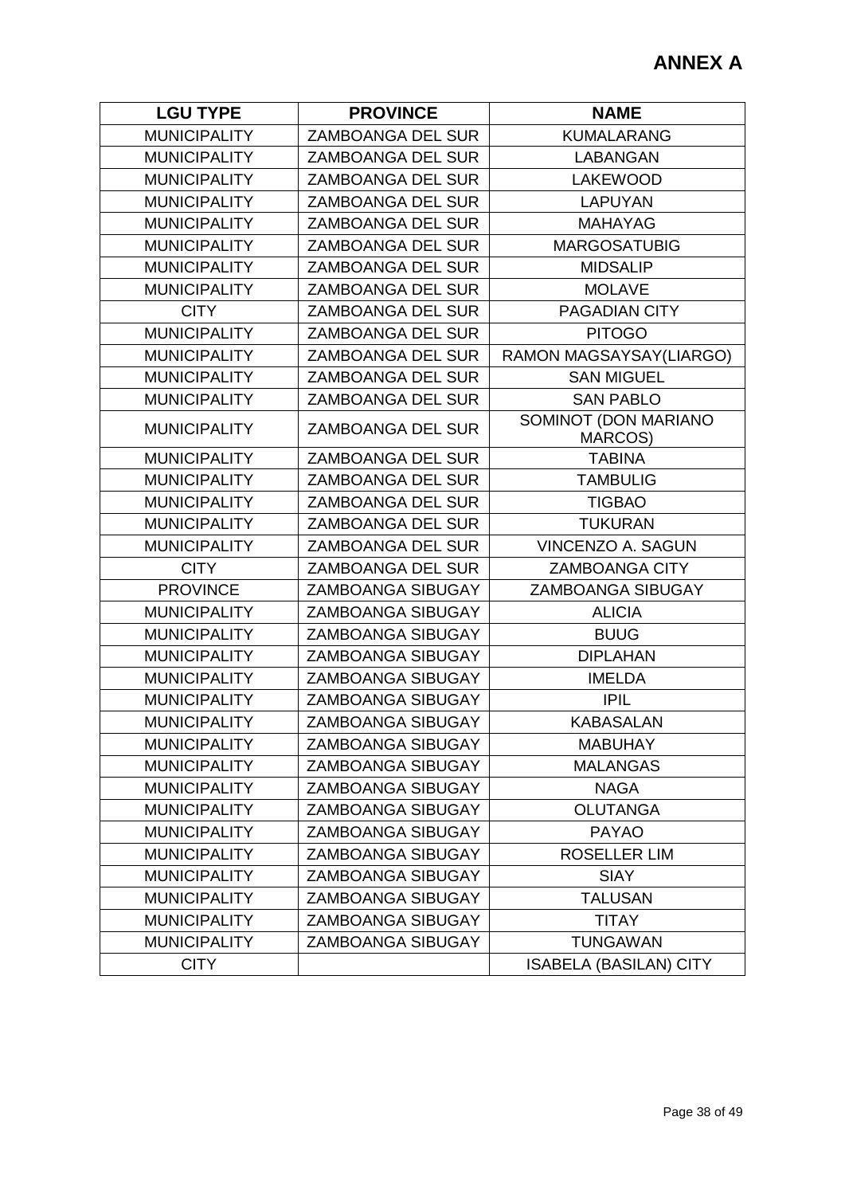# ANNEX A

| LGU TYPE | PROVINCE | NAME |
|---|---|---|
| MUNICIPALITY | ZAMBOANGA DEL SUR | KUMALARANG |
| MUNICIPALITY | ZAMBOANGA DEL SUR | LABANGAN |
| MUNICIPALITY | ZAMBOANGA DEL SUR | LAKEWOOD |
| MUNICIPALITY | ZAMBOANGA DEL SUR | LAPUYAN |
| MUNICIPALITY | ZAMBOANGA DEL SUR | MAHAYAG |
| MUNICIPALITY | ZAMBOANGA DEL SUR | MARGOSATUBIG |
| MUNICIPALITY | ZAMBOANGA DEL SUR | MIDSALIP |
| MUNICIPALITY | ZAMBOANGA DEL SUR | MOLAVE |
| CITY | ZAMBOANGA DEL SUR | PAGADIAN CITY |
| MUNICIPALITY | ZAMBOANGA DEL SUR | PITOGO |
| MUNICIPALITY | ZAMBOANGA DEL SUR | RAMON MAGSAYSAY(LIARGO) |
| MUNICIPALITY | ZAMBOANGA DEL SUR | SAN MIGUEL |
| MUNICIPALITY | ZAMBOANGA DEL SUR | SAN PABLO |
| MUNICIPALITY | ZAMBOANGA DEL SUR | SOMINOT (DON MARIANO MARCOS) |
| MUNICIPALITY | ZAMBOANGA DEL SUR | TABINA |
| MUNICIPALITY | ZAMBOANGA DEL SUR | TAMBULIG |
| MUNICIPALITY | ZAMBOANGA DEL SUR | TIGBAO |
| MUNICIPALITY | ZAMBOANGA DEL SUR | TUKURAN |
| MUNICIPALITY | ZAMBOANGA DEL SUR | VINCENZO A. SAGUN |
| CITY | ZAMBOANGA DEL SUR | ZAMBOANGA CITY |
| PROVINCE | ZAMBOANGA SIBUGAY | ZAMBOANGA SIBUGAY |
| MUNICIPALITY | ZAMBOANGA SIBUGAY | ALICIA |
| MUNICIPALITY | ZAMBOANGA SIBUGAY | BUUG |
| MUNICIPALITY | ZAMBOANGA SIBUGAY | DIPLAHAN |
| MUNICIPALITY | ZAMBOANGA SIBUGAY | IMELDA |
| MUNICIPALITY | ZAMBOANGA SIBUGAY | IPIL |
| MUNICIPALITY | ZAMBOANGA SIBUGAY | KABASALAN |
| MUNICIPALITY | ZAMBOANGA SIBUGAY | MABUHAY |
| MUNICIPALITY | ZAMBOANGA SIBUGAY | MALANGAS |
| MUNICIPALITY | ZAMBOANGA SIBUGAY | NAGA |
| MUNICIPALITY | ZAMBOANGA SIBUGAY | OLUTANGA |
| MUNICIPALITY | ZAMBOANGA SIBUGAY | PAYAO |
| MUNICIPALITY | ZAMBOANGA SIBUGAY | ROSELLER LIM |
| MUNICIPALITY | ZAMBOANGA SIBUGAY | SIAY |
| MUNICIPALITY | ZAMBOANGA SIBUGAY | TALUSAN |
| MUNICIPALITY | ZAMBOANGA SIBUGAY | TITAY |
| MUNICIPALITY | ZAMBOANGA SIBUGAY | TUNGAWAN |
| CITY | | ISABELA (BASILAN) CITY |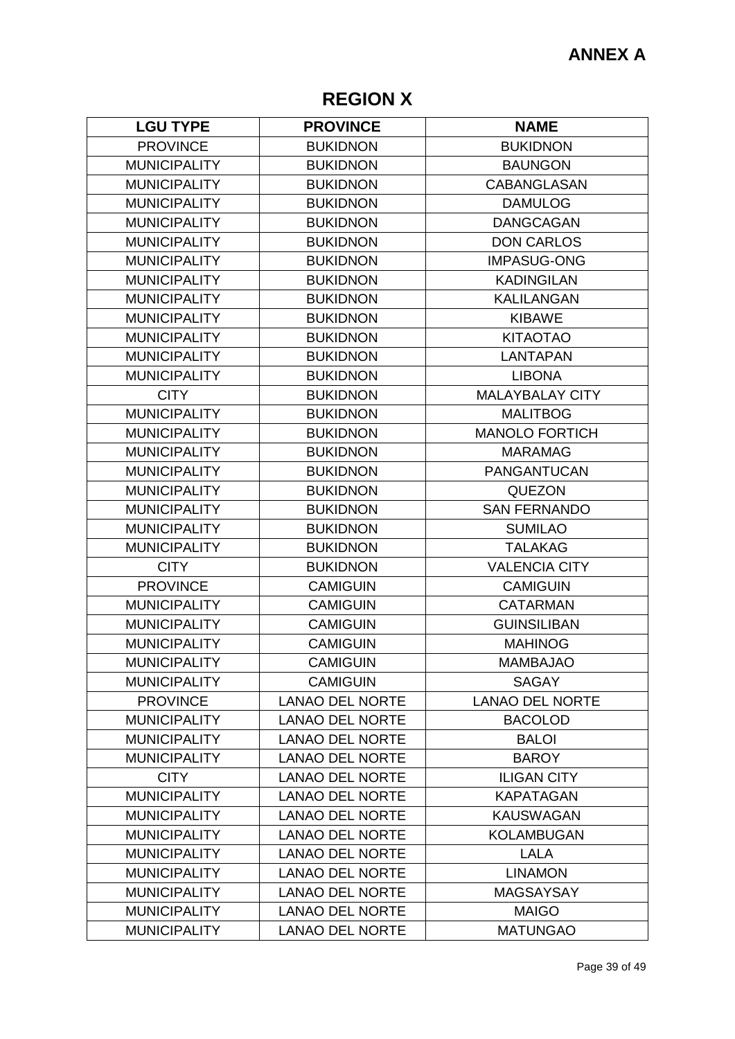**ANNEX A**

## REGION X

| LGU TYPE | PROVINCE | NAME |
|---|---|---|
| PROVINCE | BUKIDNON | BUKIDNON |
| MUNICIPALITY | BUKIDNON | BAUNGON |
| MUNICIPALITY | BUKIDNON | CABANGLASAN |
| MUNICIPALITY | BUKIDNON | DAMULOG |
| MUNICIPALITY | BUKIDNON | DANGCAGAN |
| MUNICIPALITY | BUKIDNON | DON CARLOS |
| MUNICIPALITY | BUKIDNON | IMPASUG-ONG |
| MUNICIPALITY | BUKIDNON | KADINGILAN |
| MUNICIPALITY | BUKIDNON | KALILANGAN |
| MUNICIPALITY | BUKIDNON | KIBAWE |
| MUNICIPALITY | BUKIDNON | KITAOTAO |
| MUNICIPALITY | BUKIDNON | LANTAPAN |
| MUNICIPALITY | BUKIDNON | LIBONA |
| CITY | BUKIDNON | MALAYBALAY CITY |
| MUNICIPALITY | BUKIDNON | MALITBOG |
| MUNICIPALITY | BUKIDNON | MANOLO FORTICH |
| MUNICIPALITY | BUKIDNON | MARAMAG |
| MUNICIPALITY | BUKIDNON | PANGANTUCAN |
| MUNICIPALITY | BUKIDNON | QUEZON |
| MUNICIPALITY | BUKIDNON | SAN FERNANDO |
| MUNICIPALITY | BUKIDNON | SUMILAO |
| MUNICIPALITY | BUKIDNON | TALAKAG |
| CITY | BUKIDNON | VALENCIA CITY |
| PROVINCE | CAMIGUIN | CAMIGUIN |
| MUNICIPALITY | CAMIGUIN | CATARMAN |
| MUNICIPALITY | CAMIGUIN | GUINSILIBAN |
| MUNICIPALITY | CAMIGUIN | MAHINOG |
| MUNICIPALITY | CAMIGUIN | MAMBAJAO |
| MUNICIPALITY | CAMIGUIN | SAGAY |
| PROVINCE | LANAO DEL NORTE | LANAO DEL NORTE |
| MUNICIPALITY | LANAO DEL NORTE | BACOLOD |
| MUNICIPALITY | LANAO DEL NORTE | BALOI |
| MUNICIPALITY | LANAO DEL NORTE | BAROY |
| CITY | LANAO DEL NORTE | ILIGAN CITY |
| MUNICIPALITY | LANAO DEL NORTE | KAPATAGAN |
| MUNICIPALITY | LANAO DEL NORTE | KAUSWAGAN |
| MUNICIPALITY | LANAO DEL NORTE | KOLAMBUGAN |
| MUNICIPALITY | LANAO DEL NORTE | LALA |
| MUNICIPALITY | LANAO DEL NORTE | LINAMON |
| MUNICIPALITY | LANAO DEL NORTE | MAGSAYSAY |
| MUNICIPALITY | LANAO DEL NORTE | MAIGO |
| MUNICIPALITY | LANAO DEL NORTE | MATUNGAO |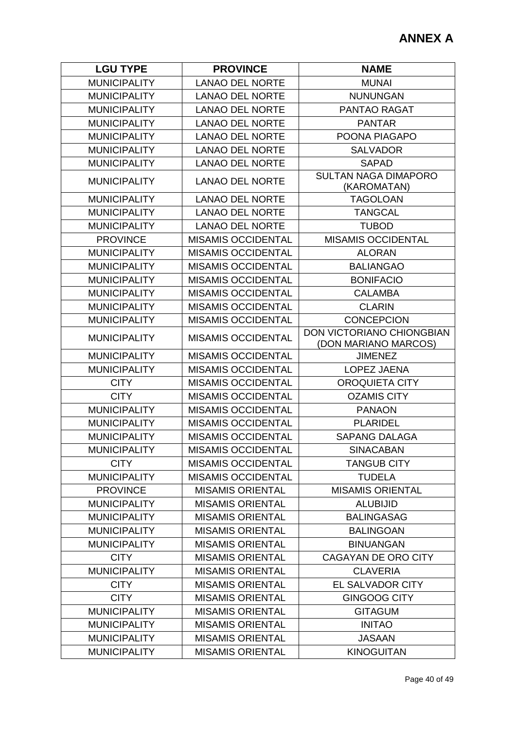# ANNEX A

| LGU TYPE | PROVINCE | NAME |
|---|---|---|
| MUNICIPALITY | LANAO DEL NORTE | MUNAI |
| MUNICIPALITY | LANAO DEL NORTE | NUNUNGAN |
| MUNICIPALITY | LANAO DEL NORTE | PANTAO RAGAT |
| MUNICIPALITY | LANAO DEL NORTE | PANTAR |
| MUNICIPALITY | LANAO DEL NORTE | POONA PIAGAPO |
| MUNICIPALITY | LANAO DEL NORTE | SALVADOR |
| MUNICIPALITY | LANAO DEL NORTE | SAPAD |
| MUNICIPALITY | LANAO DEL NORTE | SULTAN NAGA DIMAPORO (KAROMATAN) |
| MUNICIPALITY | LANAO DEL NORTE | TAGOLOAN |
| MUNICIPALITY | LANAO DEL NORTE | TANGCAL |
| MUNICIPALITY | LANAO DEL NORTE | TUBOD |
| PROVINCE | MISAMIS OCCIDENTAL | MISAMIS OCCIDENTAL |
| MUNICIPALITY | MISAMIS OCCIDENTAL | ALORAN |
| MUNICIPALITY | MISAMIS OCCIDENTAL | BALIANGAO |
| MUNICIPALITY | MISAMIS OCCIDENTAL | BONIFACIO |
| MUNICIPALITY | MISAMIS OCCIDENTAL | CALAMBA |
| MUNICIPALITY | MISAMIS OCCIDENTAL | CLARIN |
| MUNICIPALITY | MISAMIS OCCIDENTAL | CONCEPCION |
| MUNICIPALITY | MISAMIS OCCIDENTAL | DON VICTORIANO CHIONGBIAN (DON MARIANO MARCOS) |
| MUNICIPALITY | MISAMIS OCCIDENTAL | JIMENEZ |
| MUNICIPALITY | MISAMIS OCCIDENTAL | LOPEZ JAENA |
| CITY | MISAMIS OCCIDENTAL | OROQUIETA CITY |
| CITY | MISAMIS OCCIDENTAL | OZAMIS CITY |
| MUNICIPALITY | MISAMIS OCCIDENTAL | PANAON |
| MUNICIPALITY | MISAMIS OCCIDENTAL | PLARIDEL |
| MUNICIPALITY | MISAMIS OCCIDENTAL | SAPANG DALAGA |
| MUNICIPALITY | MISAMIS OCCIDENTAL | SINACABAN |
| CITY | MISAMIS OCCIDENTAL | TANGUB CITY |
| MUNICIPALITY | MISAMIS OCCIDENTAL | TUDELA |
| PROVINCE | MISAMIS ORIENTAL | MISAMIS ORIENTAL |
| MUNICIPALITY | MISAMIS ORIENTAL | ALUBIJID |
| MUNICIPALITY | MISAMIS ORIENTAL | BALINGASAG |
| MUNICIPALITY | MISAMIS ORIENTAL | BALINGOAN |
| MUNICIPALITY | MISAMIS ORIENTAL | BINUANGAN |
| CITY | MISAMIS ORIENTAL | CAGAYAN DE ORO CITY |
| MUNICIPALITY | MISAMIS ORIENTAL | CLAVERIA |
| CITY | MISAMIS ORIENTAL | EL SALVADOR CITY |
| CITY | MISAMIS ORIENTAL | GINGOOG CITY |
| MUNICIPALITY | MISAMIS ORIENTAL | GITAGUM |
| MUNICIPALITY | MISAMIS ORIENTAL | INITAO |
| MUNICIPALITY | MISAMIS ORIENTAL | JASAAN |
| MUNICIPALITY | MISAMIS ORIENTAL | KINOGUITAN |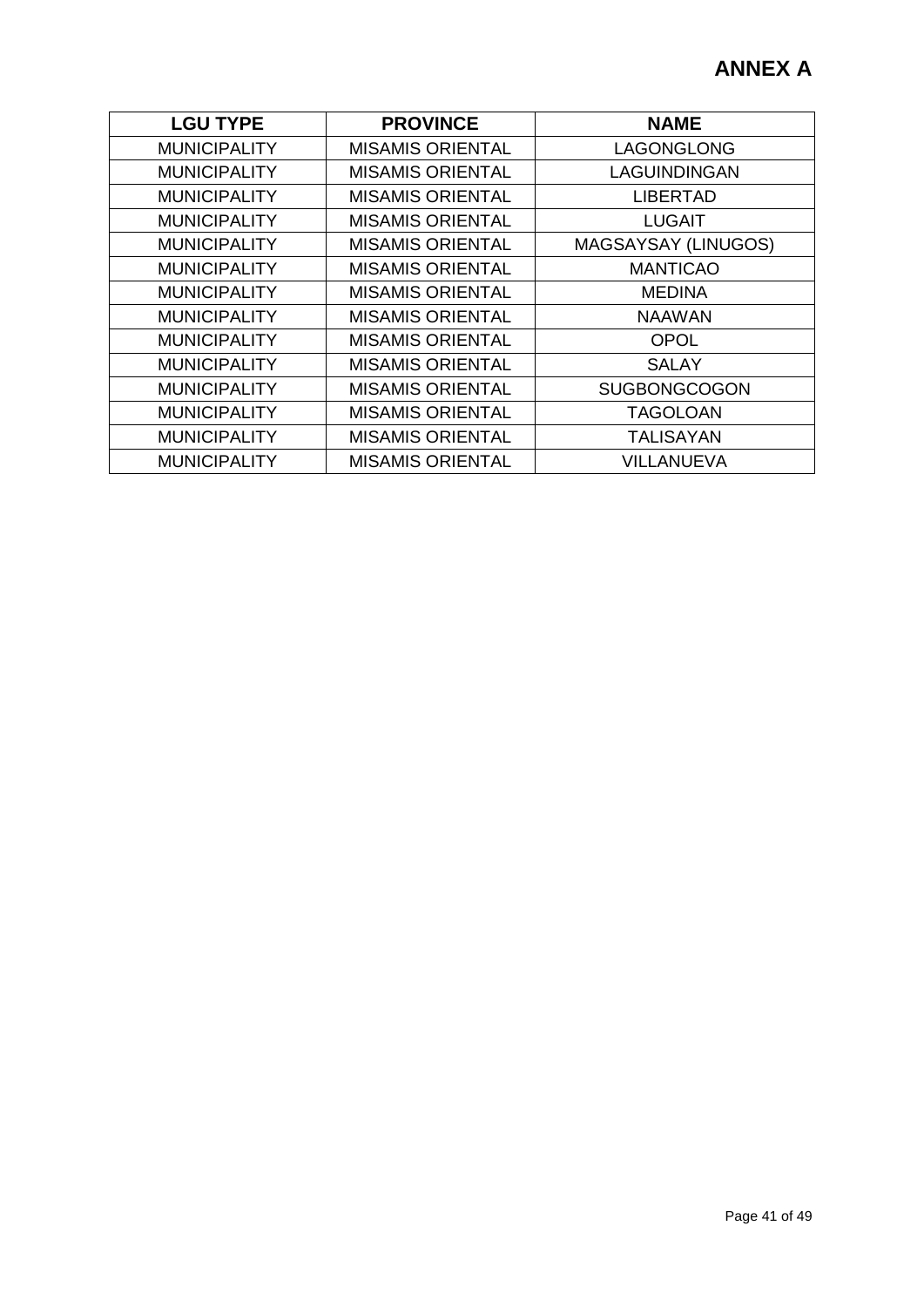# ANNEX A

| LGU TYPE | PROVINCE | NAME |
|---|---|---|
| MUNICIPALITY | MISAMIS ORIENTAL | LAGONGLONG |
| MUNICIPALITY | MISAMIS ORIENTAL | LAGUINDINGAN |
| MUNICIPALITY | MISAMIS ORIENTAL | LIBERTAD |
| MUNICIPALITY | MISAMIS ORIENTAL | LUGAIT |
| MUNICIPALITY | MISAMIS ORIENTAL | MAGSAYSAY (LINUGOS) |
| MUNICIPALITY | MISAMIS ORIENTAL | MANTICAO |
| MUNICIPALITY | MISAMIS ORIENTAL | MEDINA |
| MUNICIPALITY | MISAMIS ORIENTAL | NAAWAN |
| MUNICIPALITY | MISAMIS ORIENTAL | OPOL |
| MUNICIPALITY | MISAMIS ORIENTAL | SALAY |
| MUNICIPALITY | MISAMIS ORIENTAL | SUGBONGCOGON |
| MUNICIPALITY | MISAMIS ORIENTAL | TAGOLOAN |
| MUNICIPALITY | MISAMIS ORIENTAL | TALISAYAN |
| MUNICIPALITY | MISAMIS ORIENTAL | VILLANUEVA |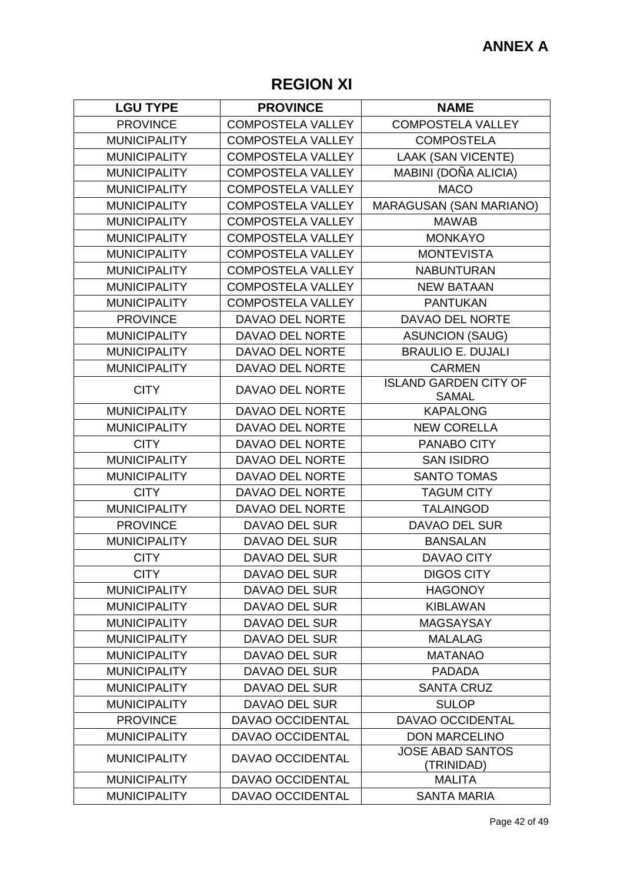**ANNEX A**

## REGION XI

| LGU TYPE | PROVINCE | NAME |
|---|---|---|
| PROVINCE | COMPOSTELA VALLEY | COMPOSTELA VALLEY |
| MUNICIPALITY | COMPOSTELA VALLEY | COMPOSTELA |
| MUNICIPALITY | COMPOSTELA VALLEY | LAAK (SAN VICENTE) |
| MUNICIPALITY | COMPOSTELA VALLEY | MABINI (DOÑA ALICIA) |
| MUNICIPALITY | COMPOSTELA VALLEY | MACO |
| MUNICIPALITY | COMPOSTELA VALLEY | MARAGUSAN (SAN MARIANO) |
| MUNICIPALITY | COMPOSTELA VALLEY | MAWAB |
| MUNICIPALITY | COMPOSTELA VALLEY | MONKAYO |
| MUNICIPALITY | COMPOSTELA VALLEY | MONTEVISTA |
| MUNICIPALITY | COMPOSTELA VALLEY | NABUNTURAN |
| MUNICIPALITY | COMPOSTELA VALLEY | NEW BATAAN |
| MUNICIPALITY | COMPOSTELA VALLEY | PANTUKAN |
| PROVINCE | DAVAO DEL NORTE | DAVAO DEL NORTE |
| MUNICIPALITY | DAVAO DEL NORTE | ASUNCION (SAUG) |
| MUNICIPALITY | DAVAO DEL NORTE | BRAULIO E. DUJALI |
| MUNICIPALITY | DAVAO DEL NORTE | CARMEN |
| CITY | DAVAO DEL NORTE | ISLAND GARDEN CITY OF SAMAL |
| MUNICIPALITY | DAVAO DEL NORTE | KAPALONG |
| MUNICIPALITY | DAVAO DEL NORTE | NEW CORELLA |
| CITY | DAVAO DEL NORTE | PANABO CITY |
| MUNICIPALITY | DAVAO DEL NORTE | SAN ISIDRO |
| MUNICIPALITY | DAVAO DEL NORTE | SANTO TOMAS |
| CITY | DAVAO DEL NORTE | TAGUM CITY |
| MUNICIPALITY | DAVAO DEL NORTE | TALAINGOD |
| PROVINCE | DAVAO DEL SUR | DAVAO DEL SUR |
| MUNICIPALITY | DAVAO DEL SUR | BANSALAN |
| CITY | DAVAO DEL SUR | DAVAO CITY |
| CITY | DAVAO DEL SUR | DIGOS CITY |
| MUNICIPALITY | DAVAO DEL SUR | HAGONOY |
| MUNICIPALITY | DAVAO DEL SUR | KIBLAWAN |
| MUNICIPALITY | DAVAO DEL SUR | MAGSAYSAY |
| MUNICIPALITY | DAVAO DEL SUR | MALALAG |
| MUNICIPALITY | DAVAO DEL SUR | MATANAO |
| MUNICIPALITY | DAVAO DEL SUR | PADADA |
| MUNICIPALITY | DAVAO DEL SUR | SANTA CRUZ |
| MUNICIPALITY | DAVAO DEL SUR | SULOP |
| PROVINCE | DAVAO OCCIDENTAL | DAVAO OCCIDENTAL |
| MUNICIPALITY | DAVAO OCCIDENTAL | DON MARCELINO |
| MUNICIPALITY | DAVAO OCCIDENTAL | JOSE ABAD SANTOS (TRINIDAD) |
| MUNICIPALITY | DAVAO OCCIDENTAL | MALITA |
| MUNICIPALITY | DAVAO OCCIDENTAL | SANTA MARIA |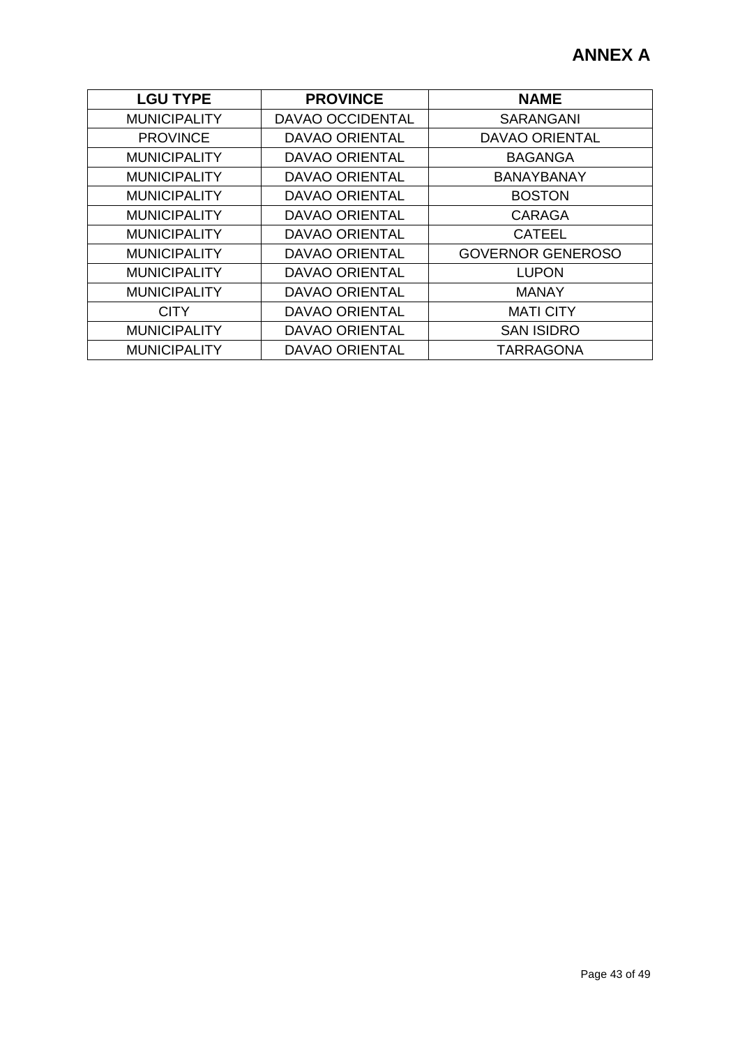# ANNEX A

| LGU TYPE | PROVINCE | NAME |
| --- | --- | --- |
| MUNICIPALITY | DAVAO OCCIDENTAL | SARANGANI |
| PROVINCE | DAVAO ORIENTAL | DAVAO ORIENTAL |
| MUNICIPALITY | DAVAO ORIENTAL | BAGANGA |
| MUNICIPALITY | DAVAO ORIENTAL | BANAYBANAY |
| MUNICIPALITY | DAVAO ORIENTAL | BOSTON |
| MUNICIPALITY | DAVAO ORIENTAL | CARAGA |
| MUNICIPALITY | DAVAO ORIENTAL | CATEEL |
| MUNICIPALITY | DAVAO ORIENTAL | GOVERNOR GENEROSO |
| MUNICIPALITY | DAVAO ORIENTAL | LUPON |
| MUNICIPALITY | DAVAO ORIENTAL | MANAY |
| CITY | DAVAO ORIENTAL | MATI CITY |
| MUNICIPALITY | DAVAO ORIENTAL | SAN ISIDRO |
| MUNICIPALITY | DAVAO ORIENTAL | TARRAGONA |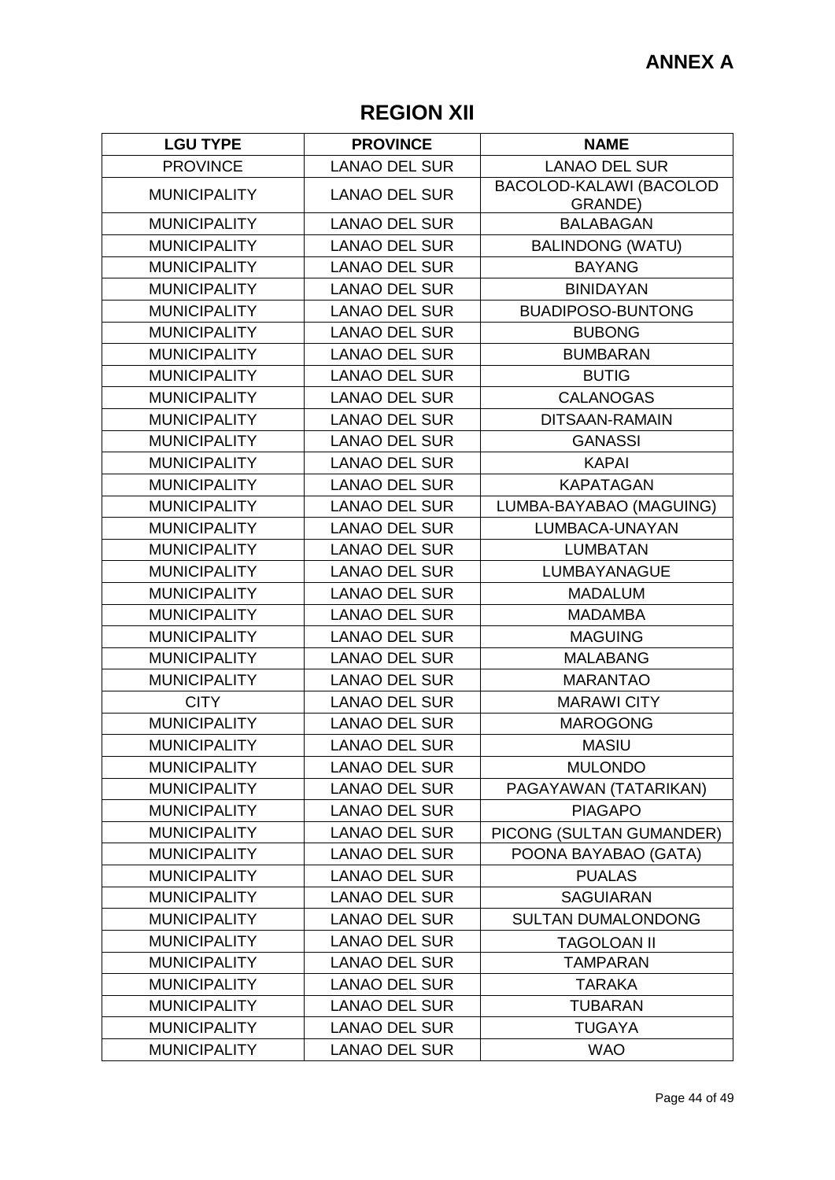**ANNEX A**

# REGION XII

| LGU TYPE | PROVINCE | NAME |
|---|---|---|
| PROVINCE | LANAO DEL SUR | LANAO DEL SUR |
| MUNICIPALITY | LANAO DEL SUR | BACOLOD-KALAWI (BACOLOD GRANDE) |
| MUNICIPALITY | LANAO DEL SUR | BALABAGAN |
| MUNICIPALITY | LANAO DEL SUR | BALINDONG (WATU) |
| MUNICIPALITY | LANAO DEL SUR | BAYANG |
| MUNICIPALITY | LANAO DEL SUR | BINIDAYAN |
| MUNICIPALITY | LANAO DEL SUR | BUADIPOSO-BUNTONG |
| MUNICIPALITY | LANAO DEL SUR | BUBONG |
| MUNICIPALITY | LANAO DEL SUR | BUMBARAN |
| MUNICIPALITY | LANAO DEL SUR | BUTIG |
| MUNICIPALITY | LANAO DEL SUR | CALANOGAS |
| MUNICIPALITY | LANAO DEL SUR | DITSAAN-RAMAIN |
| MUNICIPALITY | LANAO DEL SUR | GANASSI |
| MUNICIPALITY | LANAO DEL SUR | KAPAI |
| MUNICIPALITY | LANAO DEL SUR | KAPATAGAN |
| MUNICIPALITY | LANAO DEL SUR | LUMBA-BAYABAO (MAGUING) |
| MUNICIPALITY | LANAO DEL SUR | LUMBACA-UNAYAN |
| MUNICIPALITY | LANAO DEL SUR | LUMBATAN |
| MUNICIPALITY | LANAO DEL SUR | LUMBAYANAGUE |
| MUNICIPALITY | LANAO DEL SUR | MADALUM |
| MUNICIPALITY | LANAO DEL SUR | MADAMBA |
| MUNICIPALITY | LANAO DEL SUR | MAGUING |
| MUNICIPALITY | LANAO DEL SUR | MALABANG |
| MUNICIPALITY | LANAO DEL SUR | MARANTAO |
| CITY | LANAO DEL SUR | MARAWI CITY |
| MUNICIPALITY | LANAO DEL SUR | MAROGONG |
| MUNICIPALITY | LANAO DEL SUR | MASIU |
| MUNICIPALITY | LANAO DEL SUR | MULONDO |
| MUNICIPALITY | LANAO DEL SUR | PAGAYAWAN (TATARIKAN) |
| MUNICIPALITY | LANAO DEL SUR | PIAGAPO |
| MUNICIPALITY | LANAO DEL SUR | PICONG (SULTAN GUMANDER) |
| MUNICIPALITY | LANAO DEL SUR | POONA BAYABAO (GATA) |
| MUNICIPALITY | LANAO DEL SUR | PUALAS |
| MUNICIPALITY | LANAO DEL SUR | SAGUIARAN |
| MUNICIPALITY | LANAO DEL SUR | SULTAN DUMALONDONG |
| MUNICIPALITY | LANAO DEL SUR | TAGOLOAN II |
| MUNICIPALITY | LANAO DEL SUR | TAMPARAN |
| MUNICIPALITY | LANAO DEL SUR | TARAKA |
| MUNICIPALITY | LANAO DEL SUR | TUBARAN |
| MUNICIPALITY | LANAO DEL SUR | TUGAYA |
| MUNICIPALITY | LANAO DEL SUR | WAO |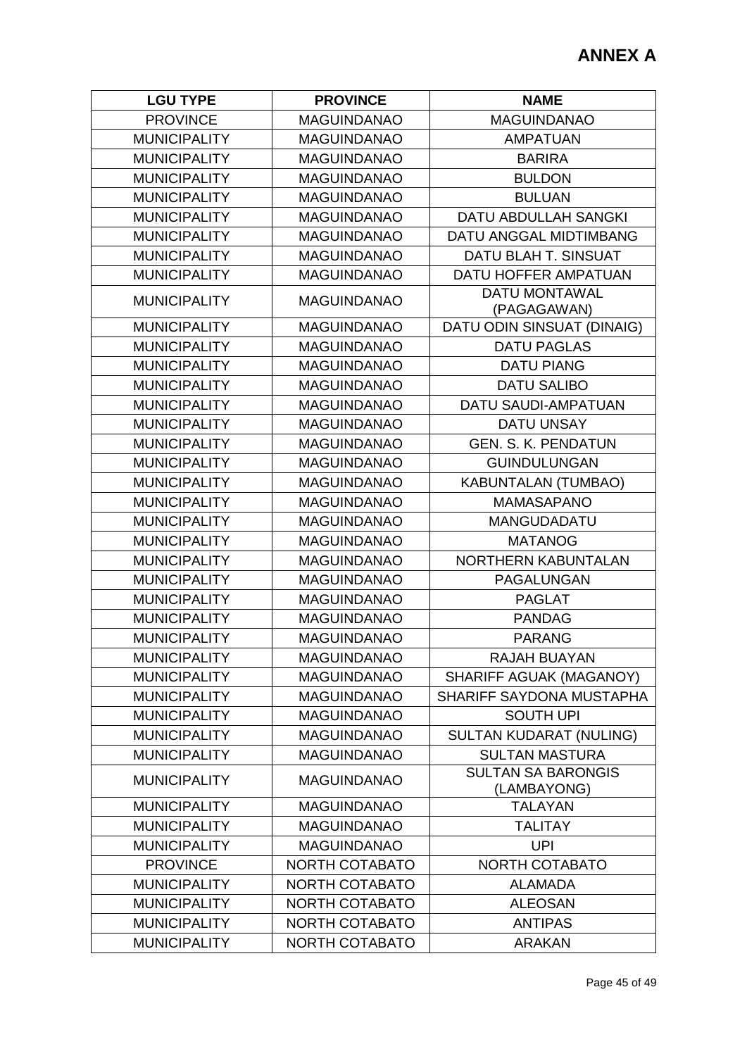## ANNEX A

| LGU TYPE | PROVINCE | NAME |
|---|---|---|
| PROVINCE | MAGUINDANAO | MAGUINDANAO |
| MUNICIPALITY | MAGUINDANAO | AMPATUAN |
| MUNICIPALITY | MAGUINDANAO | BARIRA |
| MUNICIPALITY | MAGUINDANAO | BULDON |
| MUNICIPALITY | MAGUINDANAO | BULUAN |
| MUNICIPALITY | MAGUINDANAO | DATU ABDULLAH SANGKI |
| MUNICIPALITY | MAGUINDANAO | DATU ANGGAL MIDTIMBANG |
| MUNICIPALITY | MAGUINDANAO | DATU BLAH T. SINSUAT |
| MUNICIPALITY | MAGUINDANAO | DATU HOFFER AMPATUAN |
| MUNICIPALITY | MAGUINDANAO | DATU MONTAWAL (PAGAGAWAN) |
| MUNICIPALITY | MAGUINDANAO | DATU ODIN SINSUAT (DINAIG) |
| MUNICIPALITY | MAGUINDANAO | DATU PAGLAS |
| MUNICIPALITY | MAGUINDANAO | DATU PIANG |
| MUNICIPALITY | MAGUINDANAO | DATU SALIBO |
| MUNICIPALITY | MAGUINDANAO | DATU SAUDI-AMPATUAN |
| MUNICIPALITY | MAGUINDANAO | DATU UNSAY |
| MUNICIPALITY | MAGUINDANAO | GEN. S. K. PENDATUN |
| MUNICIPALITY | MAGUINDANAO | GUINDULUNGAN |
| MUNICIPALITY | MAGUINDANAO | KABUNTALAN (TUMBAO) |
| MUNICIPALITY | MAGUINDANAO | MAMASAPANO |
| MUNICIPALITY | MAGUINDANAO | MANGUDADATU |
| MUNICIPALITY | MAGUINDANAO | MATANOG |
| MUNICIPALITY | MAGUINDANAO | NORTHERN KABUNTALAN |
| MUNICIPALITY | MAGUINDANAO | PAGALUNGAN |
| MUNICIPALITY | MAGUINDANAO | PAGLAT |
| MUNICIPALITY | MAGUINDANAO | PANDAG |
| MUNICIPALITY | MAGUINDANAO | PARANG |
| MUNICIPALITY | MAGUINDANAO | RAJAH BUAYAN |
| MUNICIPALITY | MAGUINDANAO | SHARIFF AGUAK (MAGANOY) |
| MUNICIPALITY | MAGUINDANAO | SHARIFF SAYDONA MUSTAPHA |
| MUNICIPALITY | MAGUINDANAO | SOUTH UPI |
| MUNICIPALITY | MAGUINDANAO | SULTAN KUDARAT (NULING) |
| MUNICIPALITY | MAGUINDANAO | SULTAN MASTURA |
| MUNICIPALITY | MAGUINDANAO | SULTAN SA BARONGIS (LAMBAYONG) |
| MUNICIPALITY | MAGUINDANAO | TALAYAN |
| MUNICIPALITY | MAGUINDANAO | TALITAY |
| MUNICIPALITY | MAGUINDANAO | UPI |
| PROVINCE | NORTH COTABATO | NORTH COTABATO |
| MUNICIPALITY | NORTH COTABATO | ALAMADA |
| MUNICIPALITY | NORTH COTABATO | ALEOSAN |
| MUNICIPALITY | NORTH COTABATO | ANTIPAS |
| MUNICIPALITY | NORTH COTABATO | ARAKAN |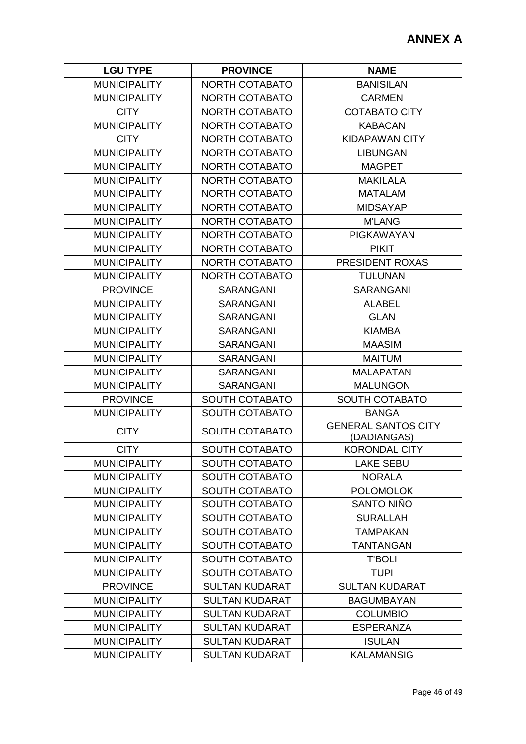# ANNEX A

| LGU TYPE | PROVINCE | NAME |
|---|---|---|
| MUNICIPALITY | NORTH COTABATO | BANISILAN |
| MUNICIPALITY | NORTH COTABATO | CARMEN |
| CITY | NORTH COTABATO | COTABATO CITY |
| MUNICIPALITY | NORTH COTABATO | KABACAN |
| CITY | NORTH COTABATO | KIDAPAWAN CITY |
| MUNICIPALITY | NORTH COTABATO | LIBUNGAN |
| MUNICIPALITY | NORTH COTABATO | MAGPET |
| MUNICIPALITY | NORTH COTABATO | MAKILALA |
| MUNICIPALITY | NORTH COTABATO | MATALAM |
| MUNICIPALITY | NORTH COTABATO | MIDSAYAP |
| MUNICIPALITY | NORTH COTABATO | M'LANG |
| MUNICIPALITY | NORTH COTABATO | PIGKAWAYAN |
| MUNICIPALITY | NORTH COTABATO | PIKIT |
| MUNICIPALITY | NORTH COTABATO | PRESIDENT ROXAS |
| MUNICIPALITY | NORTH COTABATO | TULUNAN |
| PROVINCE | SARANGANI | SARANGANI |
| MUNICIPALITY | SARANGANI | ALABEL |
| MUNICIPALITY | SARANGANI | GLAN |
| MUNICIPALITY | SARANGANI | KIAMBA |
| MUNICIPALITY | SARANGANI | MAASIM |
| MUNICIPALITY | SARANGANI | MAITUM |
| MUNICIPALITY | SARANGANI | MALAPATAN |
| MUNICIPALITY | SARANGANI | MALUNGON |
| PROVINCE | SOUTH COTABATO | SOUTH COTABATO |
| MUNICIPALITY | SOUTH COTABATO | BANGA |
| CITY | SOUTH COTABATO | GENERAL SANTOS CITY (DADIANGAS) |
| CITY | SOUTH COTABATO | KORONDAL CITY |
| MUNICIPALITY | SOUTH COTABATO | LAKE SEBU |
| MUNICIPALITY | SOUTH COTABATO | NORALA |
| MUNICIPALITY | SOUTH COTABATO | POLOMOLOK |
| MUNICIPALITY | SOUTH COTABATO | SANTO NIÑO |
| MUNICIPALITY | SOUTH COTABATO | SURALLAH |
| MUNICIPALITY | SOUTH COTABATO | TAMPAKAN |
| MUNICIPALITY | SOUTH COTABATO | TANTANGAN |
| MUNICIPALITY | SOUTH COTABATO | T'BOLI |
| MUNICIPALITY | SOUTH COTABATO | TUPI |
| PROVINCE | SULTAN KUDARAT | SULTAN KUDARAT |
| MUNICIPALITY | SULTAN KUDARAT | BAGUMBAYAN |
| MUNICIPALITY | SULTAN KUDARAT | COLUMBIO |
| MUNICIPALITY | SULTAN KUDARAT | ESPERANZA |
| MUNICIPALITY | SULTAN KUDARAT | ISULAN |
| MUNICIPALITY | SULTAN KUDARAT | KALAMANSIG |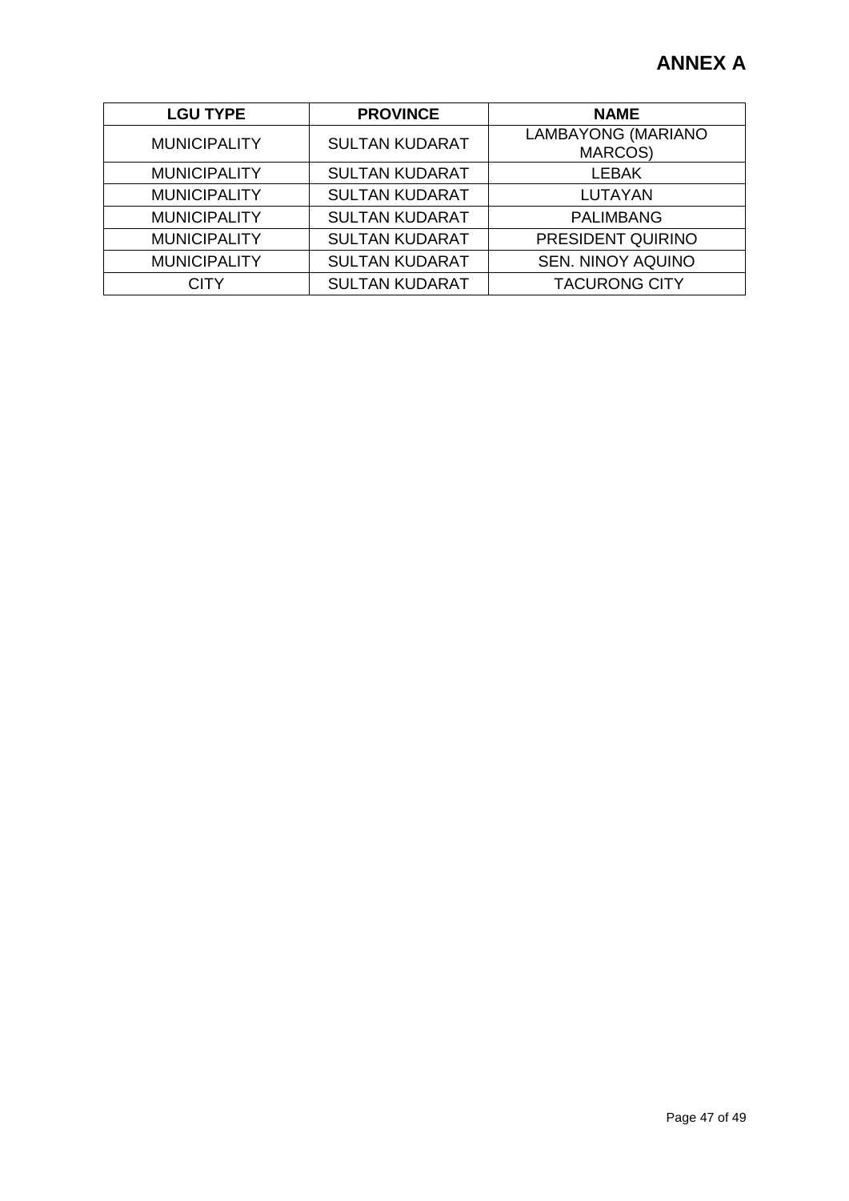**ANNEX A**

| LGU TYPE | PROVINCE | NAME |
|---|---|---|
| MUNICIPALITY | SULTAN KUDARAT | LAMBAYONG (MARIANO MARCOS) |
| MUNICIPALITY | SULTAN KUDARAT | LEBAK |
| MUNICIPALITY | SULTAN KUDARAT | LUTAYAN |
| MUNICIPALITY | SULTAN KUDARAT | PALIMBANG |
| MUNICIPALITY | SULTAN KUDARAT | PRESIDENT QUIRINO |
| MUNICIPALITY | SULTAN KUDARAT | SEN. NINOY AQUINO |
| CITY | SULTAN KUDARAT | TACURONG CITY |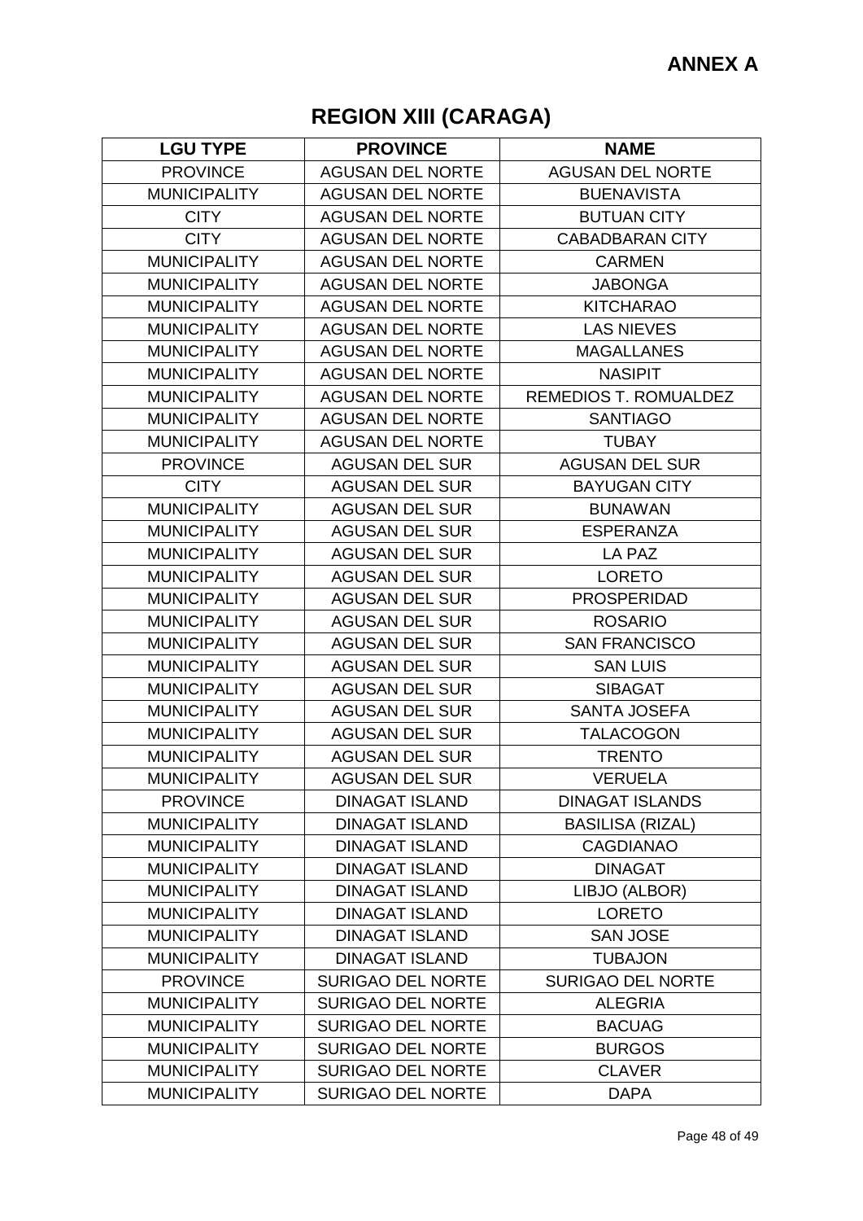**ANNEX A**

# REGION XIII (CARAGA)

| LGU TYPE | PROVINCE | NAME |
|---|---|---|
| PROVINCE | AGUSAN DEL NORTE | AGUSAN DEL NORTE |
| MUNICIPALITY | AGUSAN DEL NORTE | BUENAVISTA |
| CITY | AGUSAN DEL NORTE | BUTUAN CITY |
| CITY | AGUSAN DEL NORTE | CABADBARAN CITY |
| MUNICIPALITY | AGUSAN DEL NORTE | CARMEN |
| MUNICIPALITY | AGUSAN DEL NORTE | JABONGA |
| MUNICIPALITY | AGUSAN DEL NORTE | KITCHARAO |
| MUNICIPALITY | AGUSAN DEL NORTE | LAS NIEVES |
| MUNICIPALITY | AGUSAN DEL NORTE | MAGALLANES |
| MUNICIPALITY | AGUSAN DEL NORTE | NASIPIT |
| MUNICIPALITY | AGUSAN DEL NORTE | REMEDIOS T. ROMUALDEZ |
| MUNICIPALITY | AGUSAN DEL NORTE | SANTIAGO |
| MUNICIPALITY | AGUSAN DEL NORTE | TUBAY |
| PROVINCE | AGUSAN DEL SUR | AGUSAN DEL SUR |
| CITY | AGUSAN DEL SUR | BAYUGAN CITY |
| MUNICIPALITY | AGUSAN DEL SUR | BUNAWAN |
| MUNICIPALITY | AGUSAN DEL SUR | ESPERANZA |
| MUNICIPALITY | AGUSAN DEL SUR | LA PAZ |
| MUNICIPALITY | AGUSAN DEL SUR | LORETO |
| MUNICIPALITY | AGUSAN DEL SUR | PROSPERIDAD |
| MUNICIPALITY | AGUSAN DEL SUR | ROSARIO |
| MUNICIPALITY | AGUSAN DEL SUR | SAN FRANCISCO |
| MUNICIPALITY | AGUSAN DEL SUR | SAN LUIS |
| MUNICIPALITY | AGUSAN DEL SUR | SIBAGAT |
| MUNICIPALITY | AGUSAN DEL SUR | SANTA JOSEFA |
| MUNICIPALITY | AGUSAN DEL SUR | TALACOGON |
| MUNICIPALITY | AGUSAN DEL SUR | TRENTO |
| MUNICIPALITY | AGUSAN DEL SUR | VERUELA |
| PROVINCE | DINAGAT ISLAND | DINAGAT ISLANDS |
| MUNICIPALITY | DINAGAT ISLAND | BASILISA (RIZAL) |
| MUNICIPALITY | DINAGAT ISLAND | CAGDIANAO |
| MUNICIPALITY | DINAGAT ISLAND | DINAGAT |
| MUNICIPALITY | DINAGAT ISLAND | LIBJO (ALBOR) |
| MUNICIPALITY | DINAGAT ISLAND | LORETO |
| MUNICIPALITY | DINAGAT ISLAND | SAN JOSE |
| MUNICIPALITY | DINAGAT ISLAND | TUBAJON |
| PROVINCE | SURIGAO DEL NORTE | SURIGAO DEL NORTE |
| MUNICIPALITY | SURIGAO DEL NORTE | ALEGRIA |
| MUNICIPALITY | SURIGAO DEL NORTE | BACUAG |
| MUNICIPALITY | SURIGAO DEL NORTE | BURGOS |
| MUNICIPALITY | SURIGAO DEL NORTE | CLAVER |
| MUNICIPALITY | SURIGAO DEL NORTE | DAPA |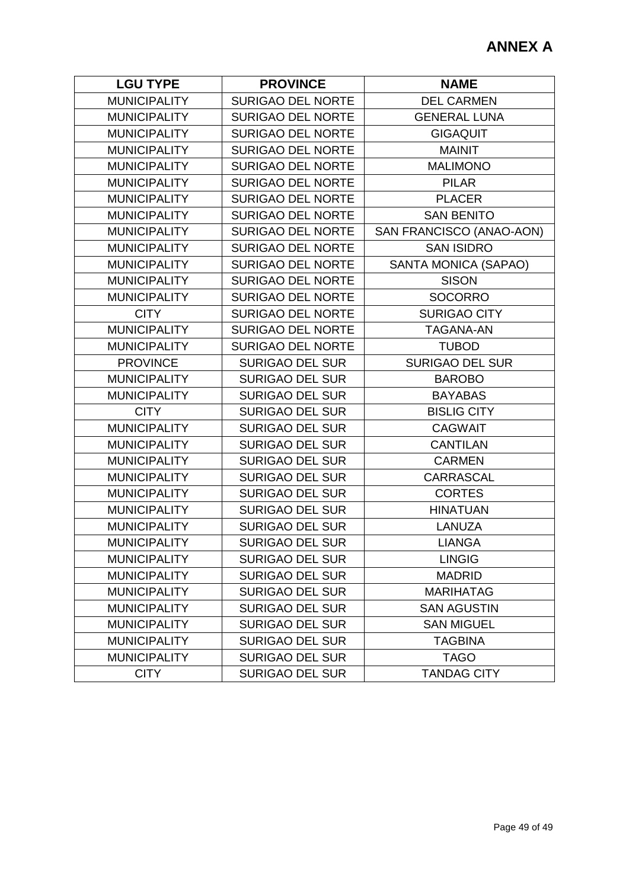# ANNEX A

| LGU TYPE | PROVINCE | NAME |
|---|---|---|
| MUNICIPALITY | SURIGAO DEL NORTE | DEL CARMEN |
| MUNICIPALITY | SURIGAO DEL NORTE | GENERAL LUNA |
| MUNICIPALITY | SURIGAO DEL NORTE | GIGAQUIT |
| MUNICIPALITY | SURIGAO DEL NORTE | MAINIT |
| MUNICIPALITY | SURIGAO DEL NORTE | MALIMONO |
| MUNICIPALITY | SURIGAO DEL NORTE | PILAR |
| MUNICIPALITY | SURIGAO DEL NORTE | PLACER |
| MUNICIPALITY | SURIGAO DEL NORTE | SAN BENITO |
| MUNICIPALITY | SURIGAO DEL NORTE | SAN FRANCISCO (ANAO-AON) |
| MUNICIPALITY | SURIGAO DEL NORTE | SAN ISIDRO |
| MUNICIPALITY | SURIGAO DEL NORTE | SANTA MONICA (SAPAO) |
| MUNICIPALITY | SURIGAO DEL NORTE | SISON |
| MUNICIPALITY | SURIGAO DEL NORTE | SOCORRO |
| CITY | SURIGAO DEL NORTE | SURIGAO CITY |
| MUNICIPALITY | SURIGAO DEL NORTE | TAGANA-AN |
| MUNICIPALITY | SURIGAO DEL NORTE | TUBOD |
| PROVINCE | SURIGAO DEL SUR | SURIGAO DEL SUR |
| MUNICIPALITY | SURIGAO DEL SUR | BAROBO |
| MUNICIPALITY | SURIGAO DEL SUR | BAYABAS |
| CITY | SURIGAO DEL SUR | BISLIG CITY |
| MUNICIPALITY | SURIGAO DEL SUR | CAGWAIT |
| MUNICIPALITY | SURIGAO DEL SUR | CANTILAN |
| MUNICIPALITY | SURIGAO DEL SUR | CARMEN |
| MUNICIPALITY | SURIGAO DEL SUR | CARRASCAL |
| MUNICIPALITY | SURIGAO DEL SUR | CORTES |
| MUNICIPALITY | SURIGAO DEL SUR | HINATUAN |
| MUNICIPALITY | SURIGAO DEL SUR | LANUZA |
| MUNICIPALITY | SURIGAO DEL SUR | LIANGA |
| MUNICIPALITY | SURIGAO DEL SUR | LINGIG |
| MUNICIPALITY | SURIGAO DEL SUR | MADRID |
| MUNICIPALITY | SURIGAO DEL SUR | MARIHATAG |
| MUNICIPALITY | SURIGAO DEL SUR | SAN AGUSTIN |
| MUNICIPALITY | SURIGAO DEL SUR | SAN MIGUEL |
| MUNICIPALITY | SURIGAO DEL SUR | TAGBINA |
| MUNICIPALITY | SURIGAO DEL SUR | TAGO |
| CITY | SURIGAO DEL SUR | TANDAG CITY |